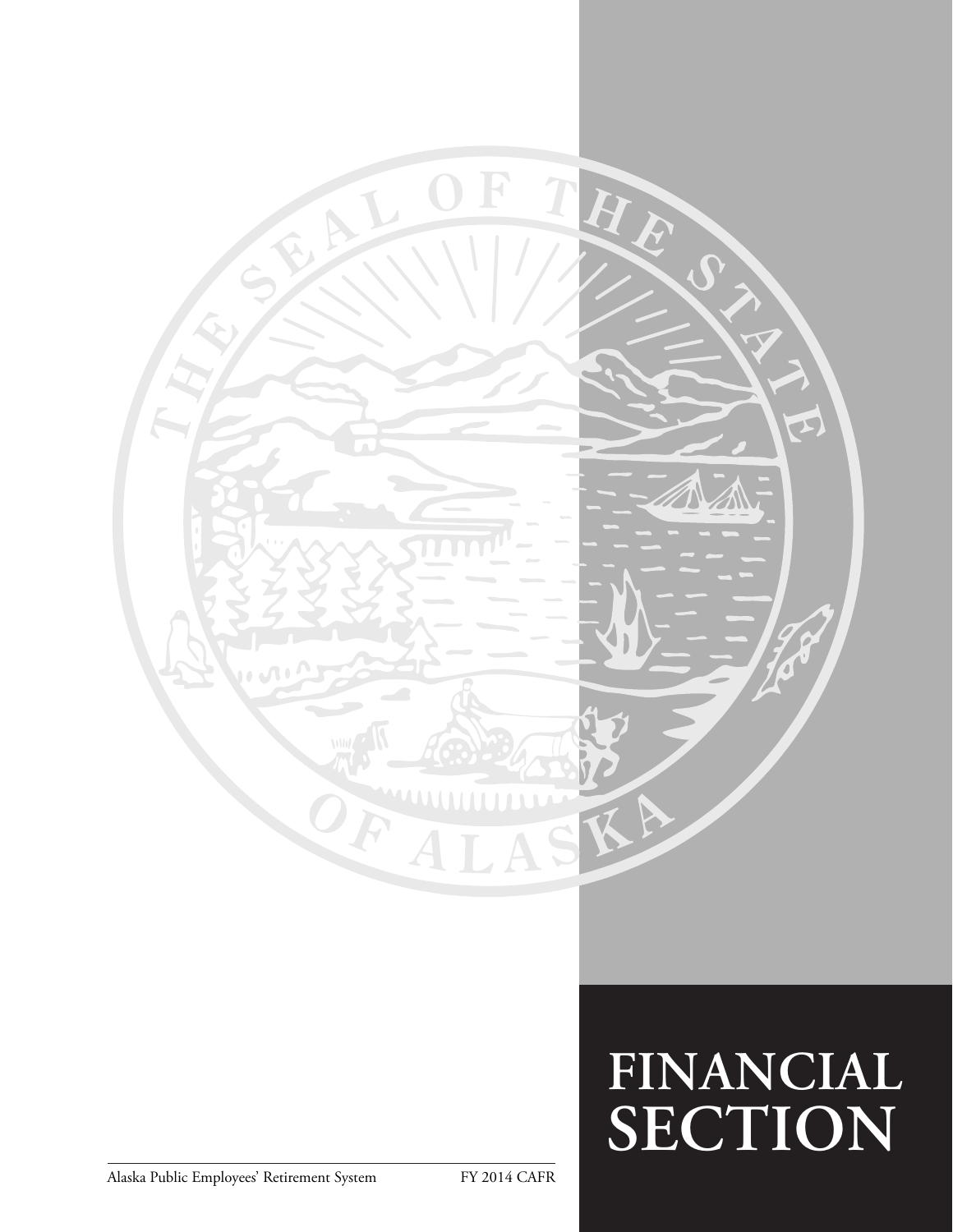# FINANCIAL SECTION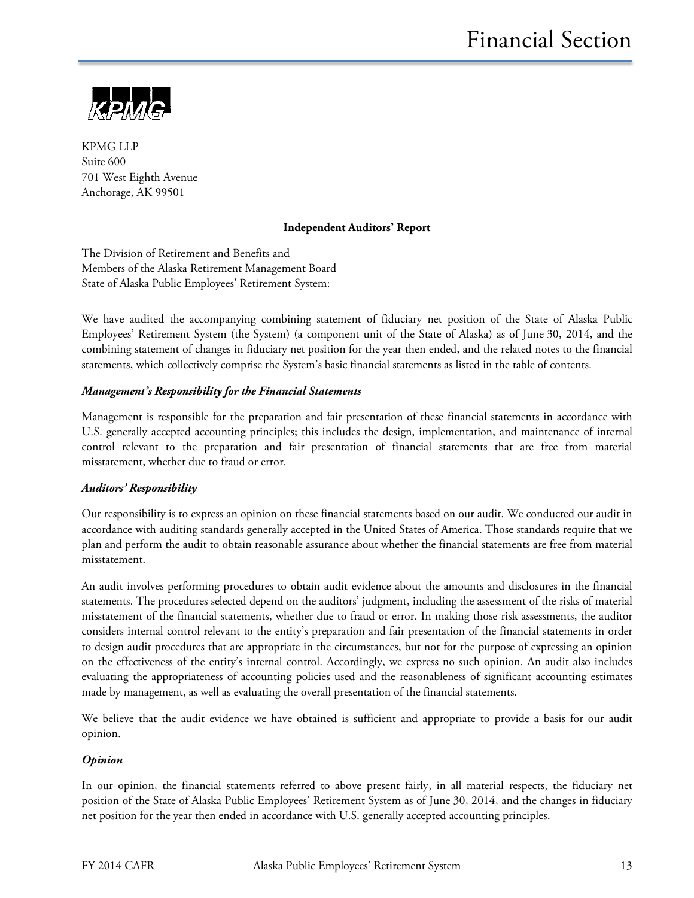# Financial Section

KPMG LLP
Suite 600
701 West Eighth Avenue
Anchorage, AK 99501

**Independent Auditors' Report**

The Division of Retirement and Benefits and
Members of the Alaska Retirement Management Board
State of Alaska Public Employees' Retirement System:

We have audited the accompanying combining statement of fiduciary net position of the State of Alaska Public Employees' Retirement System (the System) (a component unit of the State of Alaska) as of June 30, 2014, and the combining statement of changes in fiduciary net position for the year then ended, and the related notes to the financial statements, which collectively comprise the System's basic financial statements as listed in the table of contents.

***Management's Responsibility for the Financial Statements***

Management is responsible for the preparation and fair presentation of these financial statements in accordance with U.S. generally accepted accounting principles; this includes the design, implementation, and maintenance of internal control relevant to the preparation and fair presentation of financial statements that are free from material misstatement, whether due to fraud or error.

***Auditors' Responsibility***

Our responsibility is to express an opinion on these financial statements based on our audit. We conducted our audit in accordance with auditing standards generally accepted in the United States of America. Those standards require that we plan and perform the audit to obtain reasonable assurance about whether the financial statements are free from material misstatement.

An audit involves performing procedures to obtain audit evidence about the amounts and disclosures in the financial statements. The procedures selected depend on the auditors' judgment, including the assessment of the risks of material misstatement of the financial statements, whether due to fraud or error. In making those risk assessments, the auditor considers internal control relevant to the entity's preparation and fair presentation of the financial statements in order to design audit procedures that are appropriate in the circumstances, but not for the purpose of expressing an opinion on the effectiveness of the entity's internal control. Accordingly, we express no such opinion. An audit also includes evaluating the appropriateness of accounting policies used and the reasonableness of significant accounting estimates made by management, as well as evaluating the overall presentation of the financial statements.

We believe that the audit evidence we have obtained is sufficient and appropriate to provide a basis for our audit opinion.

***Opinion***

In our opinion, the financial statements referred to above present fairly, in all material respects, the fiduciary net position of the State of Alaska Public Employees' Retirement System as of June 30, 2014, and the changes in fiduciary net position for the year then ended in accordance with U.S. generally accepted accounting principles.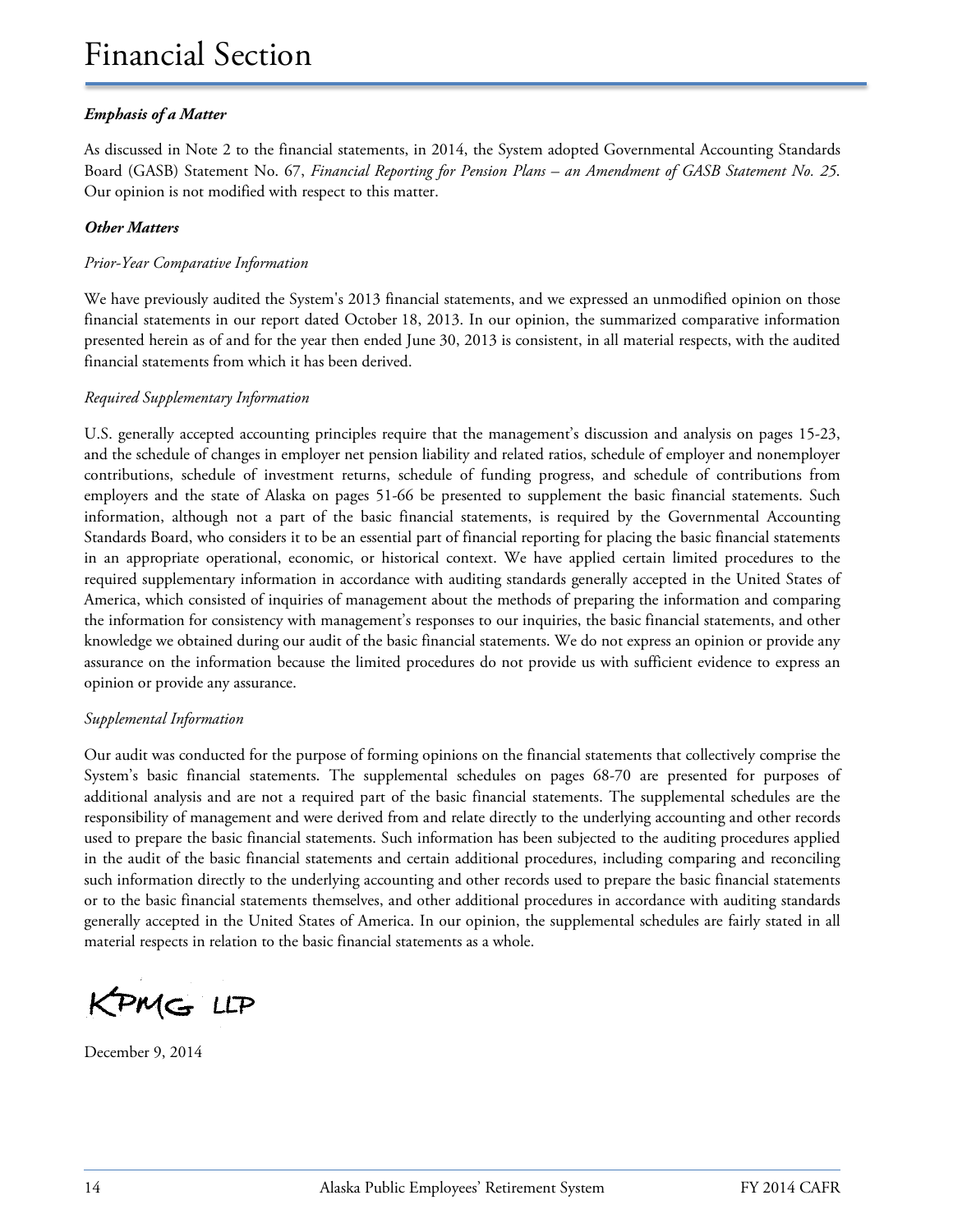# Financial Section

***Emphasis of a Matter***

As discussed in Note 2 to the financial statements, in 2014, the System adopted Governmental Accounting Standards Board (GASB) Statement No. 67, *Financial Reporting for Pension Plans – an Amendment of GASB Statement No. 25*. Our opinion is not modified with respect to this matter.

***Other Matters***

*Prior-Year Comparative Information*

We have previously audited the System's 2013 financial statements, and we expressed an unmodified opinion on those financial statements in our report dated October 18, 2013. In our opinion, the summarized comparative information presented herein as of and for the year then ended June 30, 2013 is consistent, in all material respects, with the audited financial statements from which it has been derived.

*Required Supplementary Information*

U.S. generally accepted accounting principles require that the management's discussion and analysis on pages 15-23, and the schedule of changes in employer net pension liability and related ratios, schedule of employer and nonemployer contributions, schedule of investment returns, schedule of funding progress, and schedule of contributions from employers and the state of Alaska on pages 51-66 be presented to supplement the basic financial statements. Such information, although not a part of the basic financial statements, is required by the Governmental Accounting Standards Board, who considers it to be an essential part of financial reporting for placing the basic financial statements in an appropriate operational, economic, or historical context. We have applied certain limited procedures to the required supplementary information in accordance with auditing standards generally accepted in the United States of America, which consisted of inquiries of management about the methods of preparing the information and comparing the information for consistency with management's responses to our inquiries, the basic financial statements, and other knowledge we obtained during our audit of the basic financial statements. We do not express an opinion or provide any assurance on the information because the limited procedures do not provide us with sufficient evidence to express an opinion or provide any assurance.

*Supplemental Information*

Our audit was conducted for the purpose of forming opinions on the financial statements that collectively comprise the System's basic financial statements. The supplemental schedules on pages 68-70 are presented for purposes of additional analysis and are not a required part of the basic financial statements. The supplemental schedules are the responsibility of management and were derived from and relate directly to the underlying accounting and other records used to prepare the basic financial statements. Such information has been subjected to the auditing procedures applied in the audit of the basic financial statements and certain additional procedures, including comparing and reconciling such information directly to the underlying accounting and other records used to prepare the basic financial statements or to the basic financial statements themselves, and other additional procedures in accordance with auditing standards generally accepted in the United States of America. In our opinion, the supplemental schedules are fairly stated in all material respects in relation to the basic financial statements as a whole.

KPMG LLP

December 9, 2014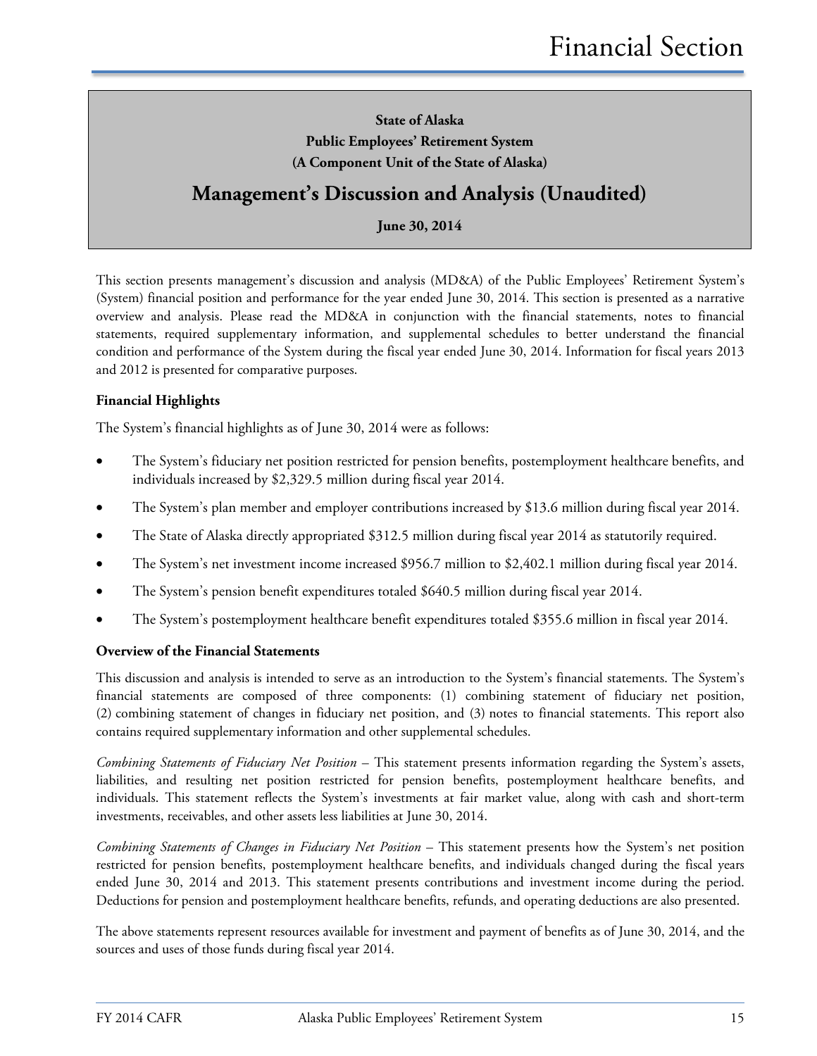**State of Alaska**

**Public Employees' Retirement System**

**(A Component Unit of the State of Alaska)**

# Management's Discussion and Analysis (Unaudited)

**June 30, 2014**

This section presents management's discussion and analysis (MD&A) of the Public Employees' Retirement System's (System) financial position and performance for the year ended June 30, 2014. This section is presented as a narrative overview and analysis. Please read the MD&A in conjunction with the financial statements, notes to financial statements, required supplementary information, and supplemental schedules to better understand the financial condition and performance of the System during the fiscal year ended June 30, 2014. Information for fiscal years 2013 and 2012 is presented for comparative purposes.

### Financial Highlights

The System's financial highlights as of June 30, 2014 were as follows:

- The System's fiduciary net position restricted for pension benefits, postemployment healthcare benefits, and individuals increased by $2,329.5 million during fiscal year 2014.
- The System's plan member and employer contributions increased by $13.6 million during fiscal year 2014.
- The State of Alaska directly appropriated $312.5 million during fiscal year 2014 as statutorily required.
- The System's net investment income increased $956.7 million to $2,402.1 million during fiscal year 2014.
- The System's pension benefit expenditures totaled $640.5 million during fiscal year 2014.
- The System's postemployment healthcare benefit expenditures totaled $355.6 million in fiscal year 2014.

### Overview of the Financial Statements

This discussion and analysis is intended to serve as an introduction to the System's financial statements. The System's financial statements are composed of three components: (1) combining statement of fiduciary net position, (2) combining statement of changes in fiduciary net position, and (3) notes to financial statements. This report also contains required supplementary information and other supplemental schedules.

*Combining Statements of Fiduciary Net Position* – This statement presents information regarding the System's assets, liabilities, and resulting net position restricted for pension benefits, postemployment healthcare benefits, and individuals. This statement reflects the System's investments at fair market value, along with cash and short-term investments, receivables, and other assets less liabilities at June 30, 2014.

*Combining Statements of Changes in Fiduciary Net Position* – This statement presents how the System's net position restricted for pension benefits, postemployment healthcare benefits, and individuals changed during the fiscal years ended June 30, 2014 and 2013. This statement presents contributions and investment income during the period. Deductions for pension and postemployment healthcare benefits, refunds, and operating deductions are also presented.

The above statements represent resources available for investment and payment of benefits as of June 30, 2014, and the sources and uses of those funds during fiscal year 2014.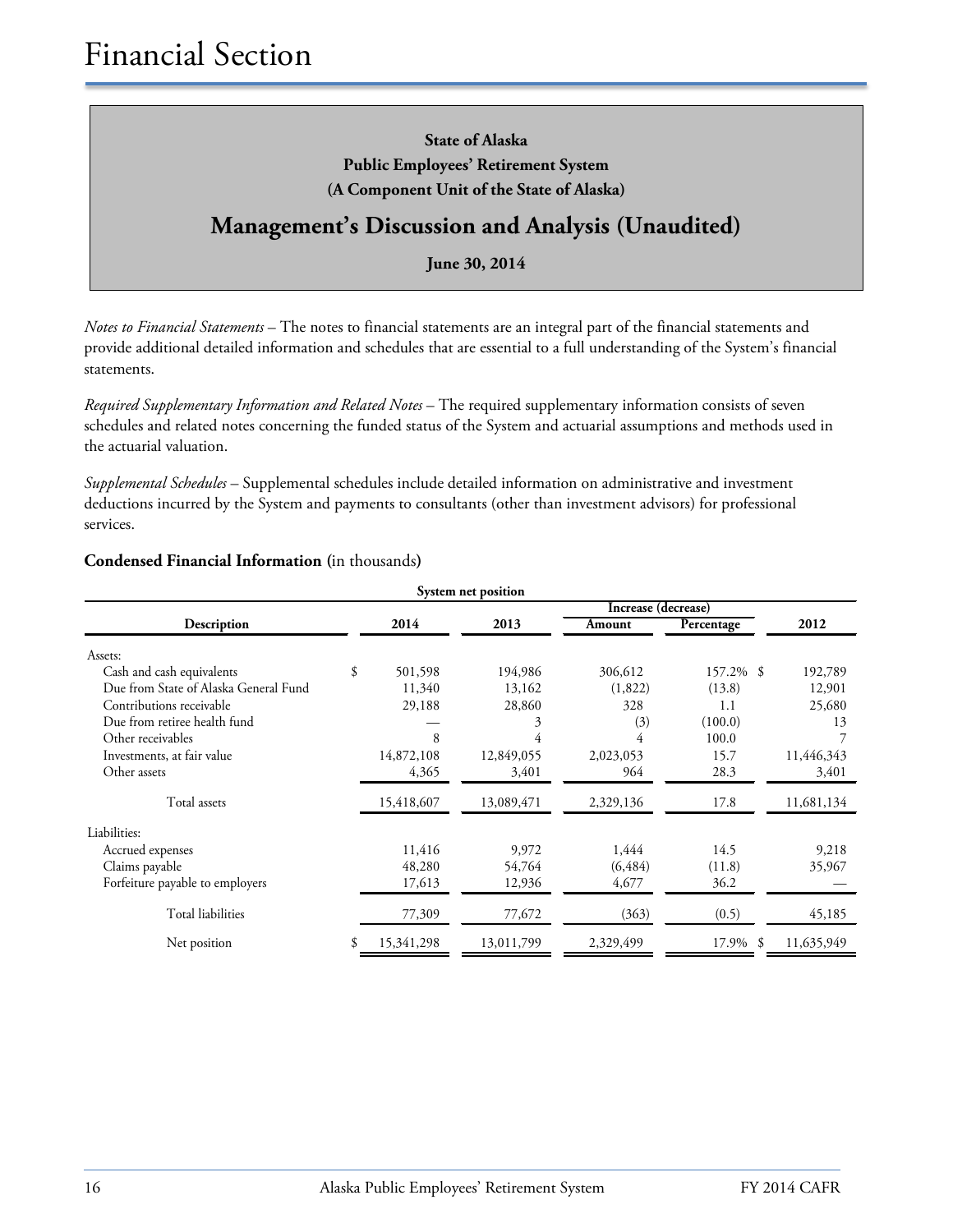**State of Alaska**
**Public Employees' Retirement System**
**(A Component Unit of the State of Alaska)**

## Management's Discussion and Analysis (Unaudited)

**June 30, 2014**

*Notes to Financial Statements* – The notes to financial statements are an integral part of the financial statements and provide additional detailed information and schedules that are essential to a full understanding of the System's financial statements.

*Required Supplementary Information and Related Notes* – The required supplementary information consists of seven schedules and related notes concerning the funded status of the System and actuarial assumptions and methods used in the actuarial valuation.

*Supplemental Schedules* – Supplemental schedules include detailed information on administrative and investment deductions incurred by the System and payments to consultants (other than investment advisors) for professional services.

### Condensed Financial Information (in thousands)

**System net position**

| Description | 2014 | 2013 | Increase (decrease) Amount | Increase (decrease) Percentage | 2012 |
|---|---|---|---|---|---|
| Assets: | | | | | |
| Cash and cash equivalents | $ 501,598 | 194,986 | 306,612 | 157.2% | $ 192,789 |
| Due from State of Alaska General Fund | 11,340 | 13,162 | (1,822) | (13.8) | 12,901 |
| Contributions receivable | 29,188 | 28,860 | 328 | 1.1 | 25,680 |
| Due from retiree health fund | — | 3 | (3) | (100.0) | 13 |
| Other receivables | 8 | 4 | 4 | 100.0 | 7 |
| Investments, at fair value | 14,872,108 | 12,849,055 | 2,023,053 | 15.7 | 11,446,343 |
| Other assets | 4,365 | 3,401 | 964 | 28.3 | 3,401 |
| Total assets | 15,418,607 | 13,089,471 | 2,329,136 | 17.8 | 11,681,134 |
| Liabilities: | | | | | |
| Accrued expenses | 11,416 | 9,972 | 1,444 | 14.5 | 9,218 |
| Claims payable | 48,280 | 54,764 | (6,484) | (11.8) | 35,967 |
| Forfeiture payable to employers | 17,613 | 12,936 | 4,677 | 36.2 | — |
| Total liabilities | 77,309 | 77,672 | (363) | (0.5) | 45,185 |
| Net position | $ 15,341,298 | 13,011,799 | 2,329,499 | 17.9% | $ 11,635,949 |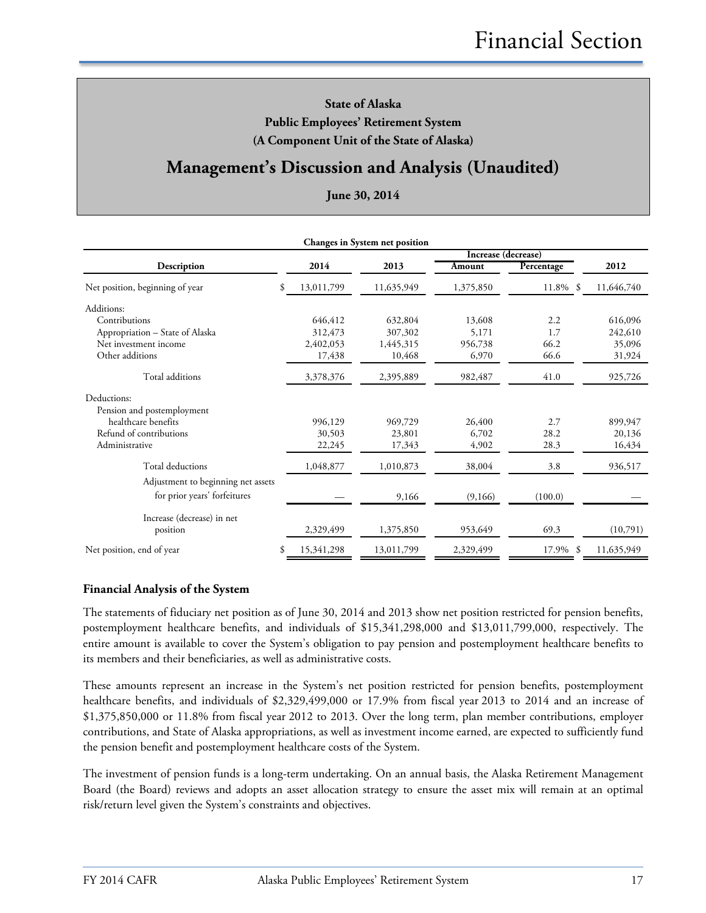# Financial Section

**State of Alaska**
**Public Employees' Retirement System**
**(A Component Unit of the State of Alaska)**

## Management's Discussion and Analysis (Unaudited)

**June 30, 2014**

**Changes in System net position**

| Description | 2014 | 2013 | Increase (decrease) Amount | Percentage | 2012 |
|---|---|---|---|---|---|
| Net position, beginning of year | $ 13,011,799 | 11,635,949 | 1,375,850 | 11.8% | $ 11,646,740 |
| Additions: | | | | | |
| Contributions | 646,412 | 632,804 | 13,608 | 2.2 | 616,096 |
| Appropriation – State of Alaska | 312,473 | 307,302 | 5,171 | 1.7 | 242,610 |
| Net investment income | 2,402,053 | 1,445,315 | 956,738 | 66.2 | 35,096 |
| Other additions | 17,438 | 10,468 | 6,970 | 66.6 | 31,924 |
| Total additions | 3,378,376 | 2,395,889 | 982,487 | 41.0 | 925,726 |
| Deductions: | | | | | |
| Pension and postemployment healthcare benefits | 996,129 | 969,729 | 26,400 | 2.7 | 899,947 |
| Refund of contributions | 30,503 | 23,801 | 6,702 | 28.2 | 20,136 |
| Administrative | 22,245 | 17,343 | 4,902 | 28.3 | 16,434 |
| Total deductions | 1,048,877 | 1,010,873 | 38,004 | 3.8 | 936,517 |
| Adjustment to beginning net assets for prior years' forfeitures | — | 9,166 | (9,166) | (100.0) | — |
| Increase (decrease) in net position | 2,329,499 | 1,375,850 | 953,649 | 69.3 | (10,791) |
| Net position, end of year | $ 15,341,298 | 13,011,799 | 2,329,499 | 17.9% | $ 11,635,949 |

### Financial Analysis of the System

The statements of fiduciary net position as of June 30, 2014 and 2013 show net position restricted for pension benefits, postemployment healthcare benefits, and individuals of $15,341,298,000 and $13,011,799,000, respectively. The entire amount is available to cover the System's obligation to pay pension and postemployment healthcare benefits to its members and their beneficiaries, as well as administrative costs.

These amounts represent an increase in the System's net position restricted for pension benefits, postemployment healthcare benefits, and individuals of $2,329,499,000 or 17.9% from fiscal year 2013 to 2014 and an increase of $1,375,850,000 or 11.8% from fiscal year 2012 to 2013. Over the long term, plan member contributions, employer contributions, and State of Alaska appropriations, as well as investment income earned, are expected to sufficiently fund the pension benefit and postemployment healthcare costs of the System.

The investment of pension funds is a long-term undertaking. On an annual basis, the Alaska Retirement Management Board (the Board) reviews and adopts an asset allocation strategy to ensure the asset mix will remain at an optimal risk/return level given the System's constraints and objectives.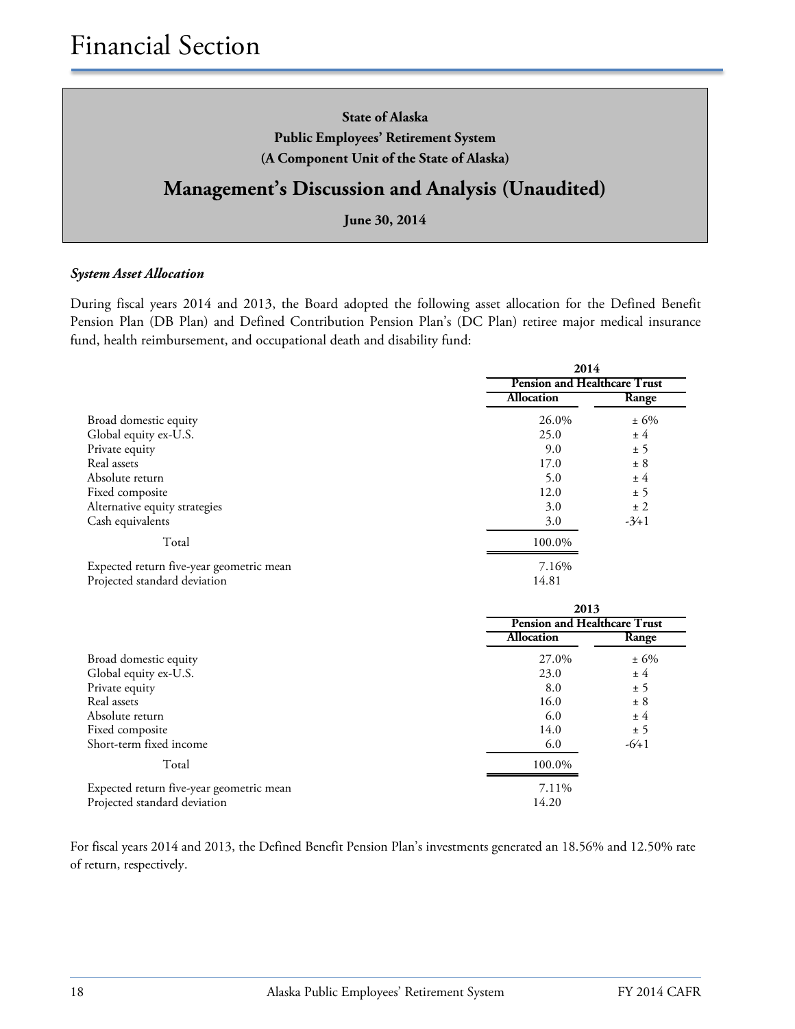**State of Alaska**
**Public Employees' Retirement System**
**(A Component Unit of the State of Alaska)**

## Management's Discussion and Analysis (Unaudited)

**June 30, 2014**

***System Asset Allocation***

During fiscal years 2014 and 2013, the Board adopted the following asset allocation for the Defined Benefit Pension Plan (DB Plan) and Defined Contribution Pension Plan's (DC Plan) retiree major medical insurance fund, health reimbursement, and occupational death and disability fund:

| | 2014 | |
|---|---|---|
| | Pension and Healthcare Trust | |
| | Allocation | Range |
| Broad domestic equity | 26.0% | ± 6% |
| Global equity ex-U.S. | 25.0 | ± 4 |
| Private equity | 9.0 | ± 5 |
| Real assets | 17.0 | ± 8 |
| Absolute return | 5.0 | ± 4 |
| Fixed composite | 12.0 | ± 5 |
| Alternative equity strategies | 3.0 | ± 2 |
| Cash equivalents | 3.0 | -3/+1 |
| Total | 100.0% | |
| Expected return five-year geometric mean | 7.16% | |
| Projected standard deviation | 14.81 | |

| | 2013 | |
|---|---|---|
| | Pension and Healthcare Trust | |
| | Allocation | Range |
| Broad domestic equity | 27.0% | ± 6% |
| Global equity ex-U.S. | 23.0 | ± 4 |
| Private equity | 8.0 | ± 5 |
| Real assets | 16.0 | ± 8 |
| Absolute return | 6.0 | ± 4 |
| Fixed composite | 14.0 | ± 5 |
| Short-term fixed income | 6.0 | -6/+1 |
| Total | 100.0% | |
| Expected return five-year geometric mean | 7.11% | |
| Projected standard deviation | 14.20 | |

For fiscal years 2014 and 2013, the Defined Benefit Pension Plan's investments generated an 18.56% and 12.50% rate of return, respectively.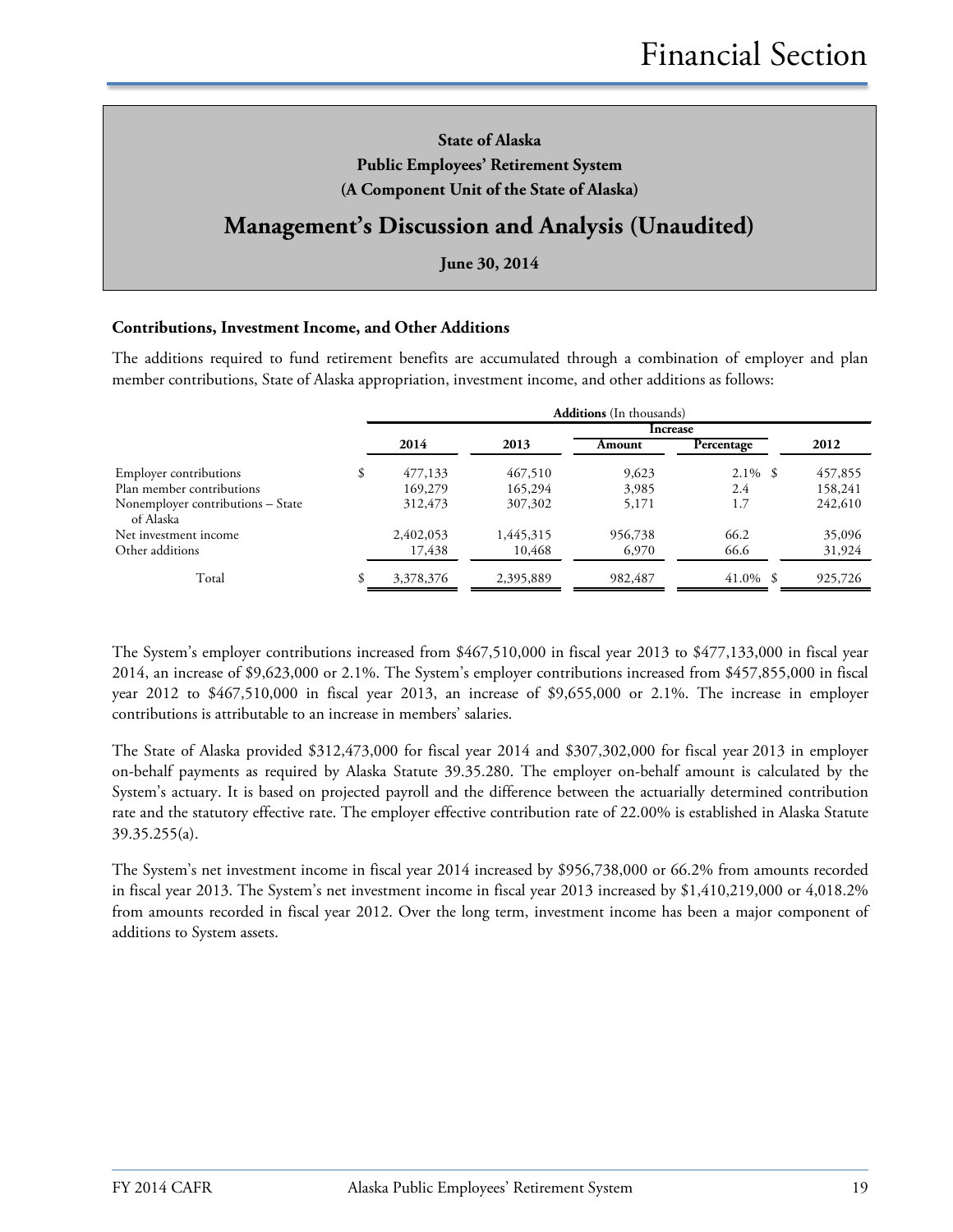**State of Alaska**
**Public Employees' Retirement System**
**(A Component Unit of the State of Alaska)**

# Management's Discussion and Analysis (Unaudited)

**June 30, 2014**

### Contributions, Investment Income, and Other Additions

The additions required to fund retirement benefits are accumulated through a combination of employer and plan member contributions, State of Alaska appropriation, investment income, and other additions as follows:

| | **Additions** (In thousands) | | | | |
|---|---|---|---|---|---|
| | | | Increase | | |
| | 2014 | 2013 | Amount | Percentage | 2012 |
| Employer contributions | $ 477,133 | 467,510 | 9,623 | 2.1% | $ 457,855 |
| Plan member contributions | 169,279 | 165,294 | 3,985 | 2.4 | 158,241 |
| Nonemployer contributions – State of Alaska | 312,473 | 307,302 | 5,171 | 1.7 | 242,610 |
| Net investment income | 2,402,053 | 1,445,315 | 956,738 | 66.2 | 35,096 |
| Other additions | 17,438 | 10,468 | 6,970 | 66.6 | 31,924 |
| Total | $ 3,378,376 | 2,395,889 | 982,487 | 41.0% | $ 925,726 |

The System's employer contributions increased from $467,510,000 in fiscal year 2013 to $477,133,000 in fiscal year 2014, an increase of $9,623,000 or 2.1%. The System's employer contributions increased from $457,855,000 in fiscal year 2012 to $467,510,000 in fiscal year 2013, an increase of $9,655,000 or 2.1%. The increase in employer contributions is attributable to an increase in members' salaries.

The State of Alaska provided $312,473,000 for fiscal year 2014 and $307,302,000 for fiscal year 2013 in employer on-behalf payments as required by Alaska Statute 39.35.280. The employer on-behalf amount is calculated by the System's actuary. It is based on projected payroll and the difference between the actuarially determined contribution rate and the statutory effective rate. The employer effective contribution rate of 22.00% is established in Alaska Statute 39.35.255(a).

The System's net investment income in fiscal year 2014 increased by $956,738,000 or 66.2% from amounts recorded in fiscal year 2013. The System's net investment income in fiscal year 2013 increased by $1,410,219,000 or 4,018.2% from amounts recorded in fiscal year 2012. Over the long term, investment income has been a major component of additions to System assets.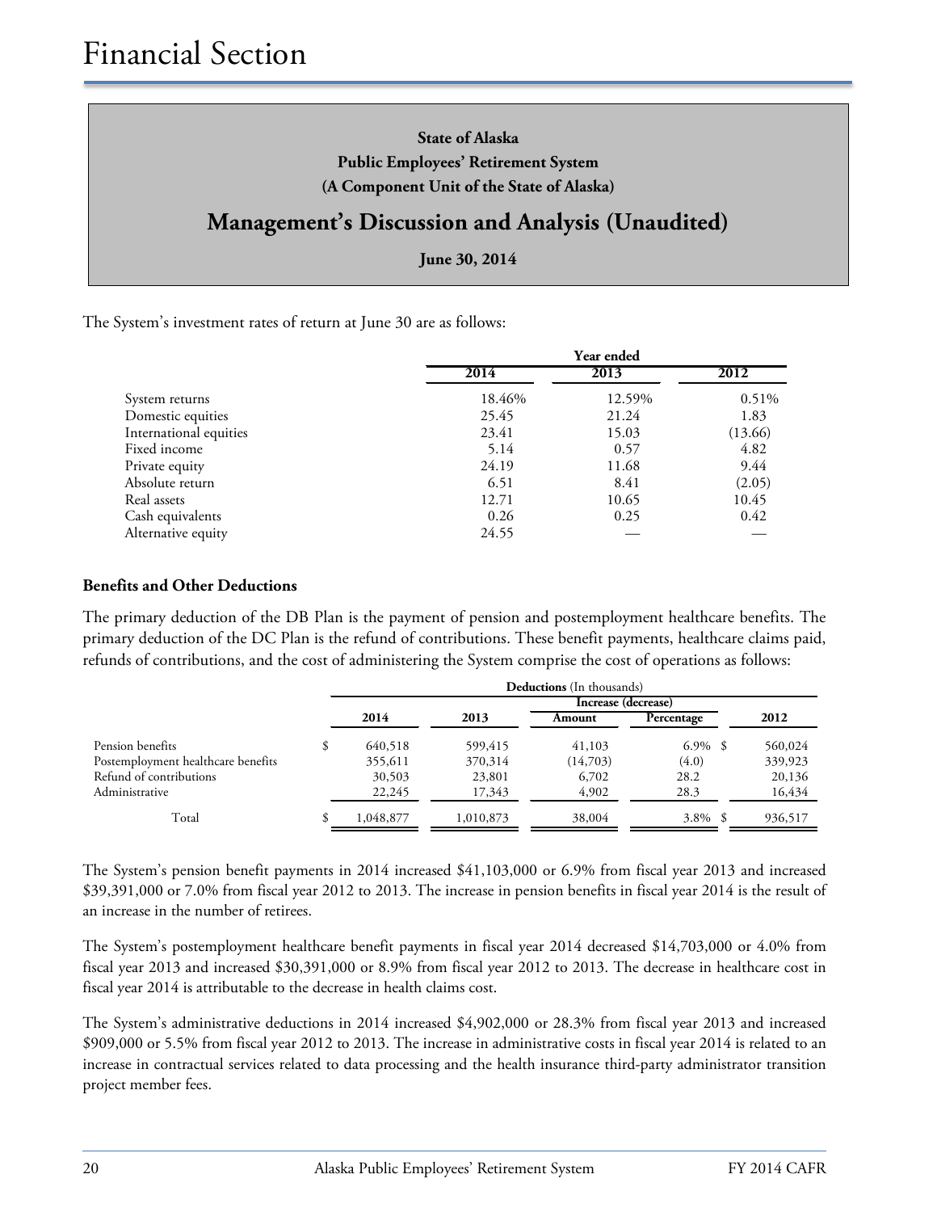**State of Alaska**
**Public Employees' Retirement System**
**(A Component Unit of the State of Alaska)**

## Management's Discussion and Analysis (Unaudited)

**June 30, 2014**

The System's investment rates of return at June 30 are as follows:

| | Year ended | | |
|---|---|---|---|
| | **2014** | **2013** | **2012** |
| System returns | 18.46% | 12.59% | 0.51% |
| Domestic equities | 25.45 | 21.24 | 1.83 |
| International equities | 23.41 | 15.03 | (13.66) |
| Fixed income | 5.14 | 0.57 | 4.82 |
| Private equity | 24.19 | 11.68 | 9.44 |
| Absolute return | 6.51 | 8.41 | (2.05) |
| Real assets | 12.71 | 10.65 | 10.45 |
| Cash equivalents | 0.26 | 0.25 | 0.42 |
| Alternative equity | 24.55 | — | — |

### Benefits and Other Deductions

The primary deduction of the DB Plan is the payment of pension and postemployment healthcare benefits. The primary deduction of the DC Plan is the refund of contributions. These benefit payments, healthcare claims paid, refunds of contributions, and the cost of administering the System comprise the cost of operations as follows:

| | **Deductions** (In thousands) | | | | |
|---|---|---|---|---|---|
| | | | Increase (decrease) | | |
| | **2014** | **2013** | **Amount** | **Percentage** | **2012** |
| Pension benefits | $ 640,518 | 599,415 | 41,103 | 6.9% | $ 560,024 |
| Postemployment healthcare benefits | 355,611 | 370,314 | (14,703) | (4.0) | 339,923 |
| Refund of contributions | 30,503 | 23,801 | 6,702 | 28.2 | 20,136 |
| Administrative | 22,245 | 17,343 | 4,902 | 28.3 | 16,434 |
| Total | $ 1,048,877 | 1,010,873 | 38,004 | 3.8% | $ 936,517 |

The System's pension benefit payments in 2014 increased $41,103,000 or 6.9% from fiscal year 2013 and increased $39,391,000 or 7.0% from fiscal year 2012 to 2013. The increase in pension benefits in fiscal year 2014 is the result of an increase in the number of retirees.

The System's postemployment healthcare benefit payments in fiscal year 2014 decreased $14,703,000 or 4.0% from fiscal year 2013 and increased $30,391,000 or 8.9% from fiscal year 2012 to 2013. The decrease in healthcare cost in fiscal year 2014 is attributable to the decrease in health claims cost.

The System's administrative deductions in 2014 increased $4,902,000 or 28.3% from fiscal year 2013 and increased $909,000 or 5.5% from fiscal year 2012 to 2013. The increase in administrative costs in fiscal year 2014 is related to an increase in contractual services related to data processing and the health insurance third-party administrator transition project member fees.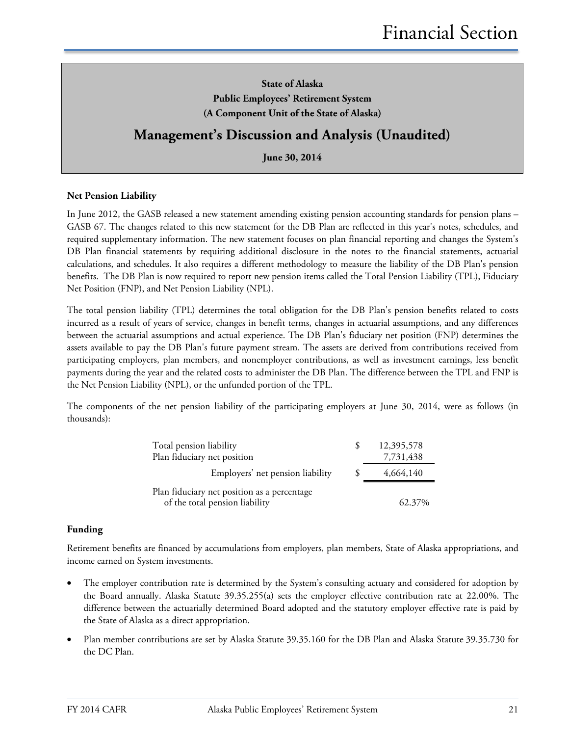**State of Alaska**
**Public Employees' Retirement System**
**(A Component Unit of the State of Alaska)**

# Management's Discussion and Analysis (Unaudited)

**June 30, 2014**

### Net Pension Liability

In June 2012, the GASB released a new statement amending existing pension accounting standards for pension plans – GASB 67. The changes related to this new statement for the DB Plan are reflected in this year's notes, schedules, and required supplementary information. The new statement focuses on plan financial reporting and changes the System's DB Plan financial statements by requiring additional disclosure in the notes to the financial statements, actuarial calculations, and schedules. It also requires a different methodology to measure the liability of the DB Plan's pension benefits. The DB Plan is now required to report new pension items called the Total Pension Liability (TPL), Fiduciary Net Position (FNP), and Net Pension Liability (NPL).

The total pension liability (TPL) determines the total obligation for the DB Plan's pension benefits related to costs incurred as a result of years of service, changes in benefit terms, changes in actuarial assumptions, and any differences between the actuarial assumptions and actual experience. The DB Plan's fiduciary net position (FNP) determines the assets available to pay the DB Plan's future payment stream. The assets are derived from contributions received from participating employers, plan members, and nonemployer contributions, as well as investment earnings, less benefit payments during the year and the related costs to administer the DB Plan. The difference between the TPL and FNP is the Net Pension Liability (NPL), or the unfunded portion of the TPL.

The components of the net pension liability of the participating employers at June 30, 2014, were as follows (in thousands):

| | | |
|---|---|---|
| Total pension liability | $ | 12,395,578 |
| Plan fiduciary net position | | 7,731,438 |
| Employers' net pension liability | $ | 4,664,140 |
| Plan fiduciary net position as a percentage of the total pension liability | | 62.37% |

### Funding

Retirement benefits are financed by accumulations from employers, plan members, State of Alaska appropriations, and income earned on System investments.

- The employer contribution rate is determined by the System's consulting actuary and considered for adoption by the Board annually. Alaska Statute 39.35.255(a) sets the employer effective contribution rate at 22.00%. The difference between the actuarially determined Board adopted and the statutory employer effective rate is paid by the State of Alaska as a direct appropriation.
- Plan member contributions are set by Alaska Statute 39.35.160 for the DB Plan and Alaska Statute 39.35.730 for the DC Plan.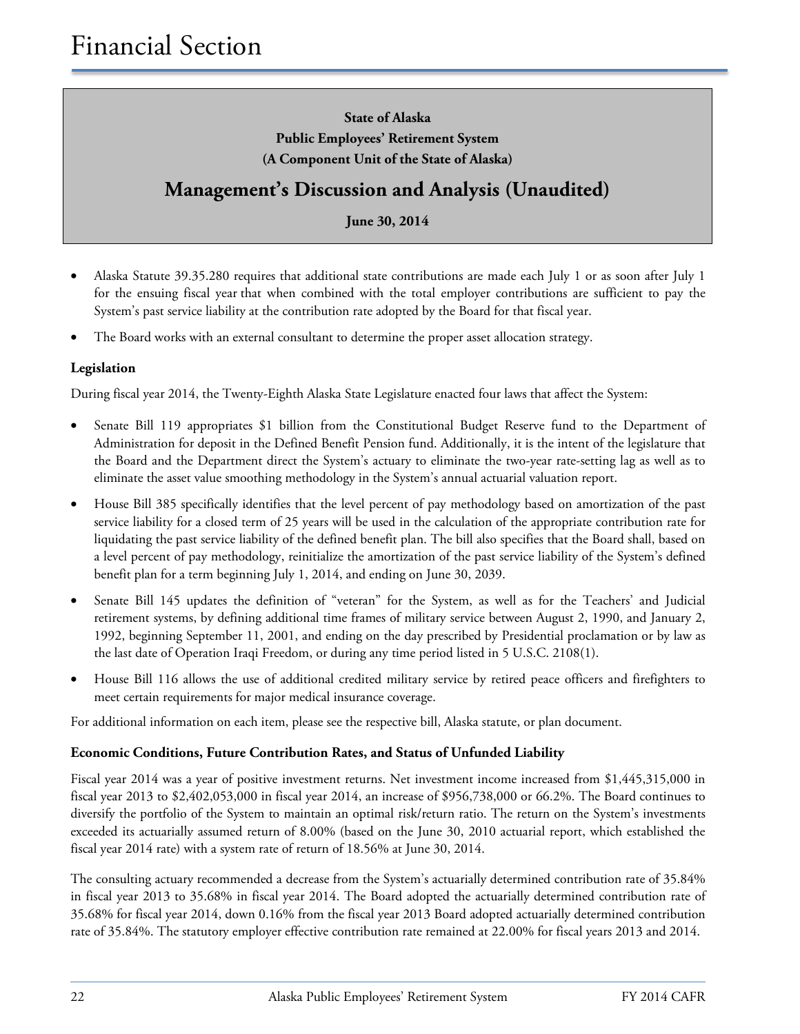**State of Alaska**
**Public Employees' Retirement System**
**(A Component Unit of the State of Alaska)**

## Management's Discussion and Analysis (Unaudited)

**June 30, 2014**

- Alaska Statute 39.35.280 requires that additional state contributions are made each July 1 or as soon after July 1 for the ensuing fiscal year that when combined with the total employer contributions are sufficient to pay the System's past service liability at the contribution rate adopted by the Board for that fiscal year.
- The Board works with an external consultant to determine the proper asset allocation strategy.

**Legislation**

During fiscal year 2014, the Twenty-Eighth Alaska State Legislature enacted four laws that affect the System:

- Senate Bill 119 appropriates $1 billion from the Constitutional Budget Reserve fund to the Department of Administration for deposit in the Defined Benefit Pension fund. Additionally, it is the intent of the legislature that the Board and the Department direct the System's actuary to eliminate the two-year rate-setting lag as well as to eliminate the asset value smoothing methodology in the System's annual actuarial valuation report.
- House Bill 385 specifically identifies that the level percent of pay methodology based on amortization of the past service liability for a closed term of 25 years will be used in the calculation of the appropriate contribution rate for liquidating the past service liability of the defined benefit plan. The bill also specifies that the Board shall, based on a level percent of pay methodology, reinitialize the amortization of the past service liability of the System's defined benefit plan for a term beginning July 1, 2014, and ending on June 30, 2039.
- Senate Bill 145 updates the definition of "veteran" for the System, as well as for the Teachers' and Judicial retirement systems, by defining additional time frames of military service between August 2, 1990, and January 2, 1992, beginning September 11, 2001, and ending on the day prescribed by Presidential proclamation or by law as the last date of Operation Iraqi Freedom, or during any time period listed in 5 U.S.C. 2108(1).
- House Bill 116 allows the use of additional credited military service by retired peace officers and firefighters to meet certain requirements for major medical insurance coverage.

For additional information on each item, please see the respective bill, Alaska statute, or plan document.

**Economic Conditions, Future Contribution Rates, and Status of Unfunded Liability**

Fiscal year 2014 was a year of positive investment returns. Net investment income increased from $1,445,315,000 in fiscal year 2013 to $2,402,053,000 in fiscal year 2014, an increase of $956,738,000 or 66.2%. The Board continues to diversify the portfolio of the System to maintain an optimal risk/return ratio. The return on the System's investments exceeded its actuarially assumed return of 8.00% (based on the June 30, 2010 actuarial report, which established the fiscal year 2014 rate) with a system rate of return of 18.56% at June 30, 2014.

The consulting actuary recommended a decrease from the System's actuarially determined contribution rate of 35.84% in fiscal year 2013 to 35.68% in fiscal year 2014. The Board adopted the actuarially determined contribution rate of 35.68% for fiscal year 2014, down 0.16% from the fiscal year 2013 Board adopted actuarially determined contribution rate of 35.84%. The statutory employer effective contribution rate remained at 22.00% for fiscal years 2013 and 2014.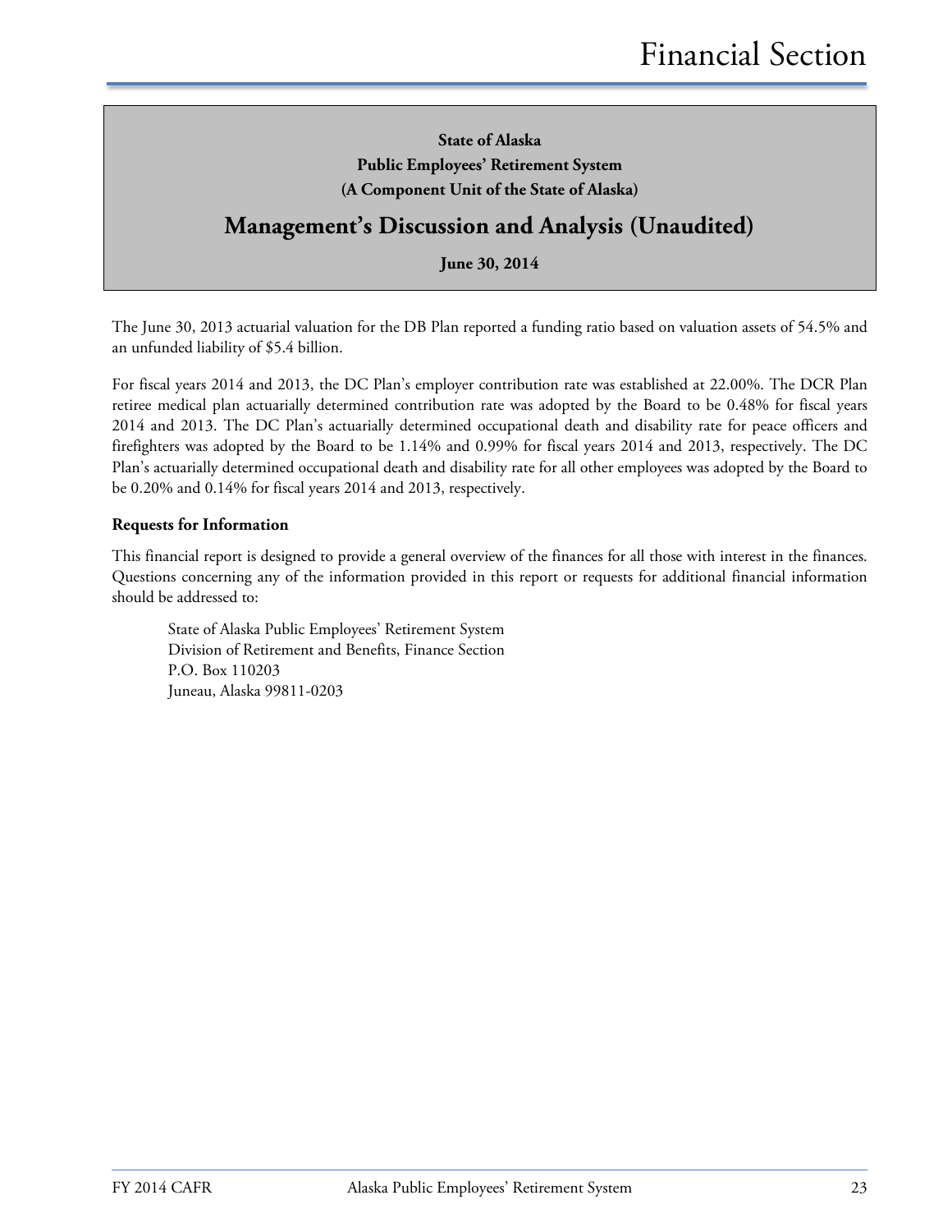**State of Alaska**
**Public Employees' Retirement System**
**(A Component Unit of the State of Alaska)**

## Management's Discussion and Analysis (Unaudited)

**June 30, 2014**

The June 30, 2013 actuarial valuation for the DB Plan reported a funding ratio based on valuation assets of 54.5% and an unfunded liability of $5.4 billion.

For fiscal years 2014 and 2013, the DC Plan's employer contribution rate was established at 22.00%. The DCR Plan retiree medical plan actuarially determined contribution rate was adopted by the Board to be 0.48% for fiscal years 2014 and 2013. The DC Plan's actuarially determined occupational death and disability rate for peace officers and firefighters was adopted by the Board to be 1.14% and 0.99% for fiscal years 2014 and 2013, respectively. The DC Plan's actuarially determined occupational death and disability rate for all other employees was adopted by the Board to be 0.20% and 0.14% for fiscal years 2014 and 2013, respectively.

### Requests for Information

This financial report is designed to provide a general overview of the finances for all those with interest in the finances. Questions concerning any of the information provided in this report or requests for additional financial information should be addressed to:

State of Alaska Public Employees' Retirement System
Division of Retirement and Benefits, Finance Section
P.O. Box 110203
Juneau, Alaska 99811-0203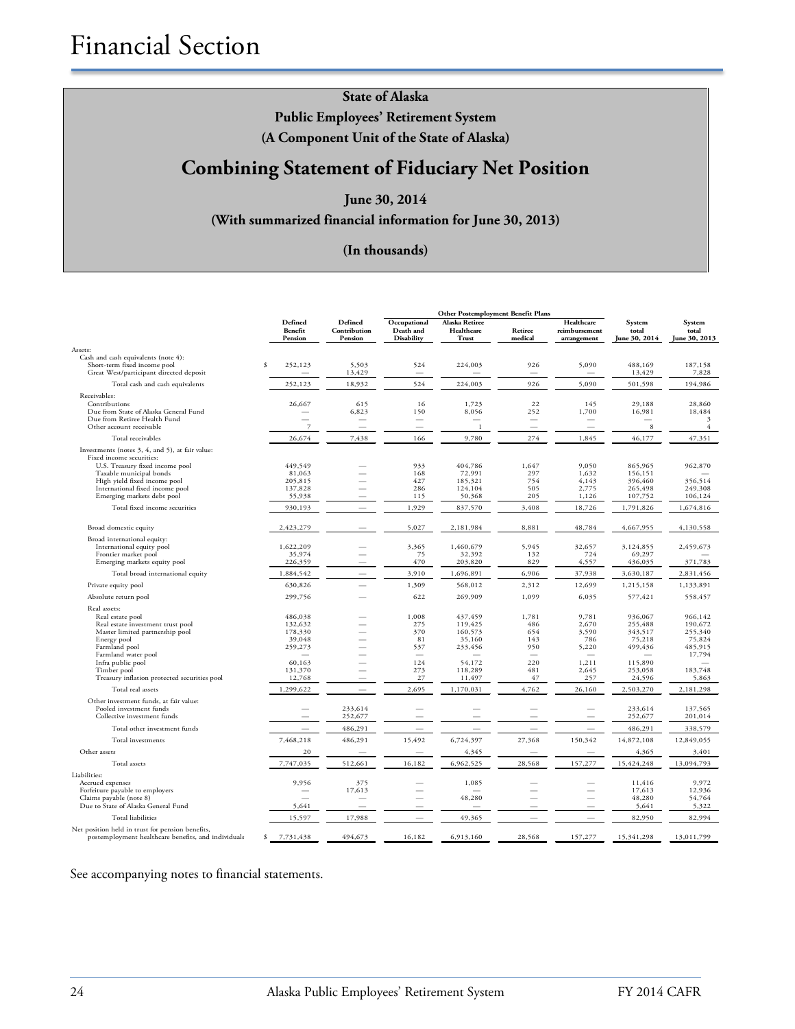# Financial Section

**State of Alaska**

**Public Employees' Retirement System**

**(A Component Unit of the State of Alaska)**

## Combining Statement of Fiduciary Net Position

**June 30, 2014**

**(With summarized financial information for June 30, 2013)**

**(In thousands)**

| | Defined Benefit Pension | Defined Contribution Pension | Other Postemployment Benefit Plans: Occupational Death and Disability | Alaska Retiree Healthcare Trust | Retiree medical | Healthcare reimbursement arrangement | System total June 30, 2014 | System total June 30, 2013 |
|---|---|---|---|---|---|---|---|---|
| Assets: | | | | | | | | |
| Cash and cash equivalents (note 4): | | | | | | | | |
| Short-term fixed income pool | $ 252,123 | 5,503 | 524 | 224,003 | 926 | 5,090 | 488,169 | 187,158 |
| Great West/participant directed deposit | — | 13,429 | — | — | — | — | 13,429 | 7,828 |
| Total cash and cash equivalents | 252,123 | 18,932 | 524 | 224,003 | 926 | 5,090 | 501,598 | 194,986 |
| Receivables: | | | | | | | | |
| Contributions | 26,667 | 615 | 16 | 1,723 | 22 | 145 | 29,188 | 28,860 |
| Due from State of Alaska General Fund | — | 6,823 | 150 | 8,056 | 252 | 1,700 | 16,981 | 18,484 |
| Due from Retiree Health Fund | — | — | — | — | — | — | — | 3 |
| Other account receivable | 7 | — | — | 1 | — | — | 8 | 4 |
| Total receivables | 26,674 | 7,438 | 166 | 9,780 | 274 | 1,845 | 46,177 | 47,351 |
| Investments (notes 3, 4, and 5), at fair value: | | | | | | | | |
| Fixed income securities: | | | | | | | | |
| U.S. Treasury fixed income pool | 449,549 | — | 933 | 404,786 | 1,647 | 9,050 | 865,965 | 962,870 |
| Taxable municipal bonds | 81,063 | — | 168 | 72,991 | 297 | 1,632 | 156,151 | — |
| High yield fixed income pool | 205,815 | — | 427 | 185,321 | 754 | 4,143 | 396,460 | 356,514 |
| International fixed income pool | 137,828 | — | 286 | 124,104 | 505 | 2,775 | 265,498 | 249,308 |
| Emerging markets debt pool | 55,938 | — | 115 | 50,368 | 205 | 1,126 | 107,752 | 106,124 |
| Total fixed income securities | 930,193 | — | 1,929 | 837,570 | 3,408 | 18,726 | 1,791,826 | 1,674,816 |
| Broad domestic equity | 2,423,279 | — | 5,027 | 2,181,984 | 8,881 | 48,784 | 4,667,955 | 4,130,558 |
| Broad international equity: | | | | | | | | |
| International equity pool | 1,622,209 | — | 3,365 | 1,460,679 | 5,945 | 32,657 | 3,124,855 | 2,459,673 |
| Frontier market pool | 35,974 | — | 75 | 32,392 | 132 | 724 | 69,297 | — |
| Emerging markets equity pool | 226,359 | — | 470 | 203,820 | 829 | 4,557 | 436,035 | 371,783 |
| Total broad international equity | 1,884,542 | — | 3,910 | 1,696,891 | 6,906 | 37,938 | 3,630,187 | 2,831,456 |
| Private equity pool | 630,826 | — | 1,309 | 568,012 | 2,312 | 12,699 | 1,215,158 | 1,133,891 |
| Absolute return pool | 299,756 | — | 622 | 269,909 | 1,099 | 6,035 | 577,421 | 558,457 |
| Real assets: | | | | | | | | |
| Real estate pool | 486,038 | — | 1,008 | 437,459 | 1,781 | 9,781 | 936,067 | 966,142 |
| Real estate investment trust pool | 132,632 | — | 275 | 119,425 | 486 | 2,670 | 255,488 | 190,672 |
| Master limited partnership pool | 178,330 | — | 370 | 160,573 | 654 | 3,590 | 343,517 | 255,340 |
| Energy pool | 39,048 | — | 81 | 35,160 | 143 | 786 | 75,218 | 75,824 |
| Farmland pool | 259,273 | — | 537 | 233,456 | 950 | 5,220 | 499,436 | 485,915 |
| Farmland water pool | — | — | — | — | — | — | — | 17,794 |
| Infra public pool | 60,163 | — | 124 | 54,172 | 220 | 1,211 | 115,890 | — |
| Timber pool | 131,370 | — | 273 | 118,289 | 481 | 2,645 | 253,058 | 183,748 |
| Treasury inflation protected securities pool | 12,768 | — | 27 | 11,497 | 47 | 257 | 24,596 | 5,863 |
| Total real assets | 1,299,622 | — | 2,695 | 1,170,031 | 4,762 | 26,160 | 2,503,270 | 2,181,298 |
| Other investment funds, at fair value: | | | | | | | | |
| Pooled investment funds | — | 233,614 | — | — | — | — | 233,614 | 137,565 |
| Collective investment funds | — | 252,677 | — | — | — | — | 252,677 | 201,014 |
| Total other investment funds | — | 486,291 | — | — | — | — | 486,291 | 338,579 |
| Total investments | 7,468,218 | 486,291 | 15,492 | 6,724,397 | 27,368 | 150,342 | 14,872,108 | 12,849,055 |
| Other assets | 20 | — | — | 4,345 | — | — | 4,365 | 3,401 |
| Total assets | 7,747,035 | 512,661 | 16,182 | 6,962,525 | 28,568 | 157,277 | 15,424,248 | 13,094,793 |
| Liabilities: | | | | | | | | |
| Accrued expenses | 9,956 | 375 | — | 1,085 | — | — | 11,416 | 9,972 |
| Forfeiture payable to employers | — | 17,613 | — | — | — | — | 17,613 | 12,936 |
| Claims payable (note 8) | — | — | — | 48,280 | — | — | 48,280 | 54,764 |
| Due to State of Alaska General Fund | 5,641 | — | — | — | — | — | 5,641 | 5,322 |
| Total liabilities | 15,597 | 17,988 | — | 49,365 | — | — | 82,950 | 82,994 |
| Net position held in trust for pension benefits, postemployment healthcare benefits, and individuals | $ 7,731,438 | 494,673 | 16,182 | 6,913,160 | 28,568 | 157,277 | 15,341,298 | 13,011,799 |

See accompanying notes to financial statements.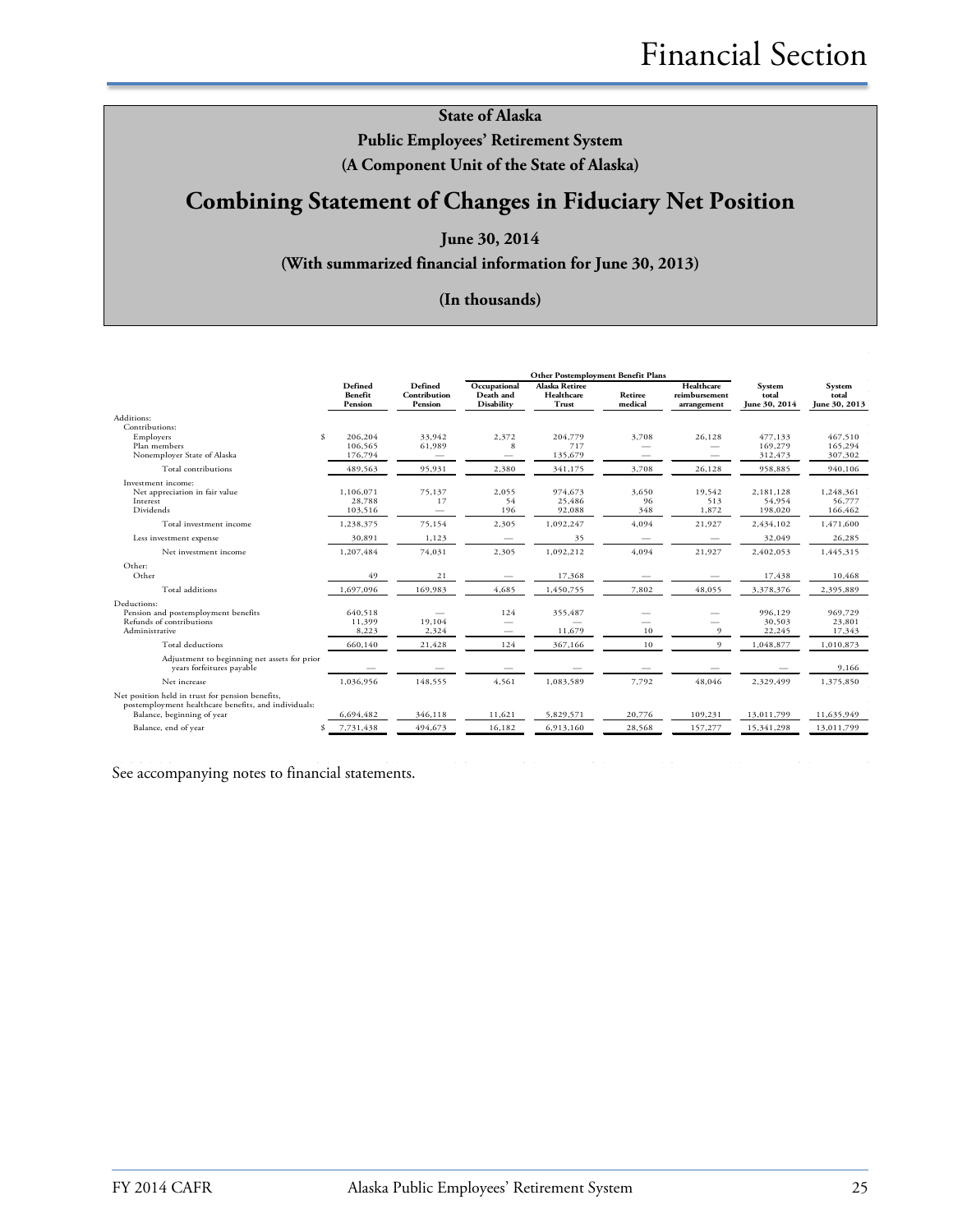# State of Alaska

## Public Employees' Retirement System

### (A Component Unit of the State of Alaska)

# Combining Statement of Changes in Fiduciary Net Position

**June 30, 2014**

**(With summarized financial information for June 30, 2013)**

**(In thousands)**

| | Defined Benefit Pension | Defined Contribution Pension | Other Postemployment Benefit Plans | | | | System total June 30, 2014 | System total June 30, 2013 |
|---|---|---|---|---|---|---|---|---|
| | | | Occupational Death and Disability | Alaska Retiree Healthcare Trust | Retiree medical | Healthcare reimbursement arrangement | | |
| Additions: | | | | | | | | |
| Contributions: | | | | | | | | |
| Employers | $ 206,204 | 33,942 | 2,372 | 204,779 | 3,708 | 26,128 | 477,133 | 467,510 |
| Plan members | 106,565 | 61,989 | 8 | 717 | — | — | 169,279 | 165,294 |
| Nonemployer State of Alaska | 176,794 | — | — | 135,679 | — | — | 312,473 | 307,302 |
| Total contributions | 489,563 | 95,931 | 2,380 | 341,175 | 3,708 | 26,128 | 958,885 | 940,106 |
| Investment income: | | | | | | | | |
| Net appreciation in fair value | 1,106,071 | 75,137 | 2,055 | 974,673 | 3,650 | 19,542 | 2,181,128 | 1,248,361 |
| Interest | 28,788 | 17 | 54 | 25,486 | 96 | 513 | 54,954 | 56,777 |
| Dividends | 103,516 | — | 196 | 92,088 | 348 | 1,872 | 198,020 | 166,462 |
| Total investment income | 1,238,375 | 75,154 | 2,305 | 1,092,247 | 4,094 | 21,927 | 2,434,102 | 1,471,600 |
| Less investment expense | 30,891 | 1,123 | — | 35 | — | — | 32,049 | 26,285 |
| Net investment income | 1,207,484 | 74,031 | 2,305 | 1,092,212 | 4,094 | 21,927 | 2,402,053 | 1,445,315 |
| Other: | | | | | | | | |
| Other | 49 | 21 | — | 17,368 | — | — | 17,438 | 10,468 |
| Total additions | 1,697,096 | 169,983 | 4,685 | 1,450,755 | 7,802 | 48,055 | 3,378,376 | 2,395,889 |
| Deductions: | | | | | | | | |
| Pension and postemployment benefits | 640,518 | — | 124 | 355,487 | — | — | 996,129 | 969,729 |
| Refunds of contributions | 11,399 | 19,104 | — | — | — | — | 30,503 | 23,801 |
| Administrative | 8,223 | 2,324 | — | 11,679 | 10 | 9 | 22,245 | 17,343 |
| Total deductions | 660,140 | 21,428 | 124 | 367,166 | 10 | 9 | 1,048,877 | 1,010,873 |
| Adjustment to beginning net assets for prior years forfeitures payable | — | — | — | — | — | — | — | 9,166 |
| Net increase | 1,036,956 | 148,555 | 4,561 | 1,083,589 | 7,792 | 48,046 | 2,329,499 | 1,375,850 |
| Net position held in trust for pension benefits, postemployment healthcare benefits, and individuals: | | | | | | | | |
| Balance, beginning of year | 6,694,482 | 346,118 | 11,621 | 5,829,571 | 20,776 | 109,231 | 13,011,799 | 11,635,949 |
| Balance, end of year | $ 7,731,438 | 494,673 | 16,182 | 6,913,160 | 28,568 | 157,277 | 15,341,298 | 13,011,799 |

See accompanying notes to financial statements.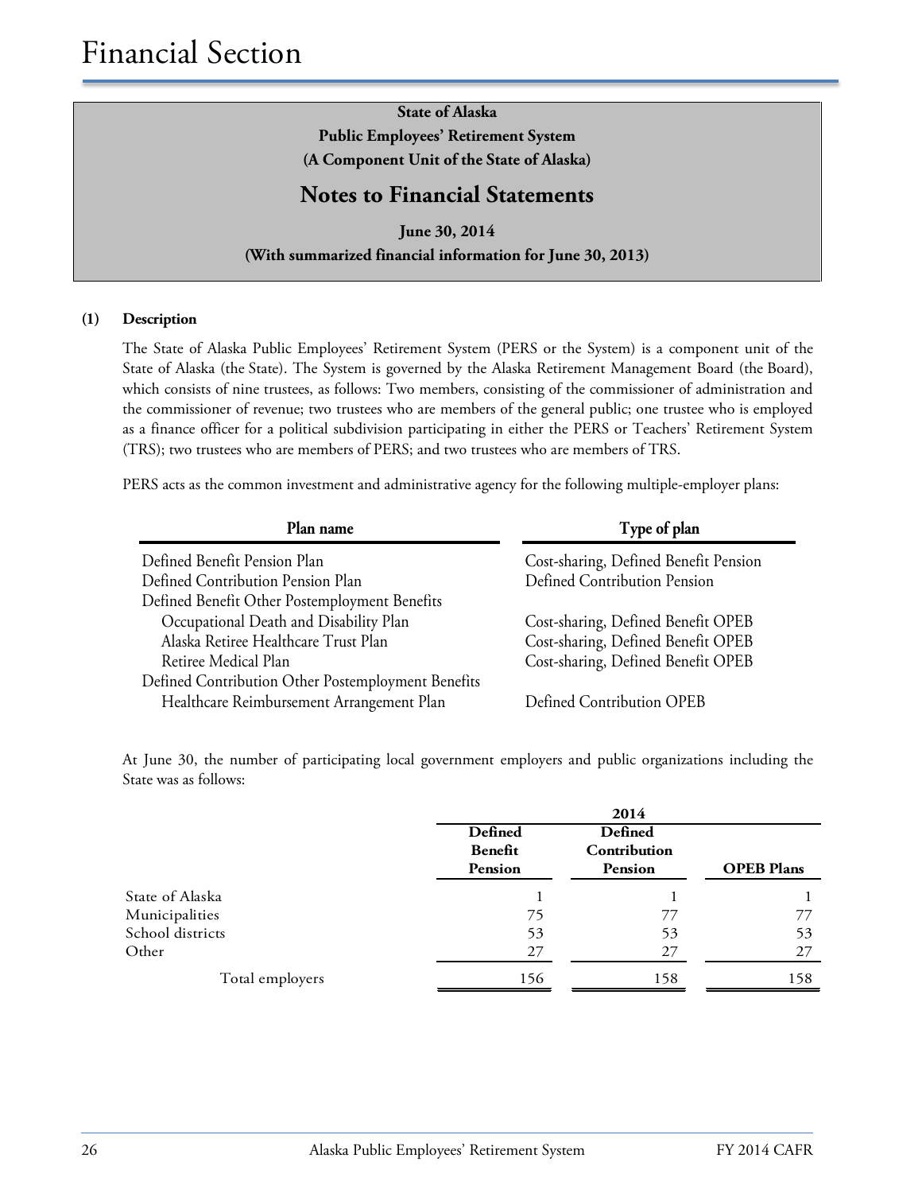# Financial Section

**State of Alaska**
**Public Employees' Retirement System**
**(A Component Unit of the State of Alaska)**

## Notes to Financial Statements

**June 30, 2014**
**(With summarized financial information for June 30, 2013)**

### (1) Description

The State of Alaska Public Employees' Retirement System (PERS or the System) is a component unit of the State of Alaska (the State). The System is governed by the Alaska Retirement Management Board (the Board), which consists of nine trustees, as follows: Two members, consisting of the commissioner of administration and the commissioner of revenue; two trustees who are members of the general public; one trustee who is employed as a finance officer for a political subdivision participating in either the PERS or Teachers' Retirement System (TRS); two trustees who are members of PERS; and two trustees who are members of TRS.

PERS acts as the common investment and administrative agency for the following multiple-employer plans:

| Plan name | Type of plan |
|---|---|
| Defined Benefit Pension Plan | Cost-sharing, Defined Benefit Pension |
| Defined Contribution Pension Plan | Defined Contribution Pension |
| Defined Benefit Other Postemployment Benefits | |
| Occupational Death and Disability Plan | Cost-sharing, Defined Benefit OPEB |
| Alaska Retiree Healthcare Trust Plan | Cost-sharing, Defined Benefit OPEB |
| Retiree Medical Plan | Cost-sharing, Defined Benefit OPEB |
| Defined Contribution Other Postemployment Benefits | |
| Healthcare Reimbursement Arrangement Plan | Defined Contribution OPEB |

At June 30, the number of participating local government employers and public organizations including the State was as follows:

| | 2014 | | |
|---|---|---|---|
| | Defined Benefit Pension | Defined Contribution Pension | OPEB Plans |
| State of Alaska | 1 | 1 | 1 |
| Municipalities | 75 | 77 | 77 |
| School districts | 53 | 53 | 53 |
| Other | 27 | 27 | 27 |
| Total employers | 156 | 158 | 158 |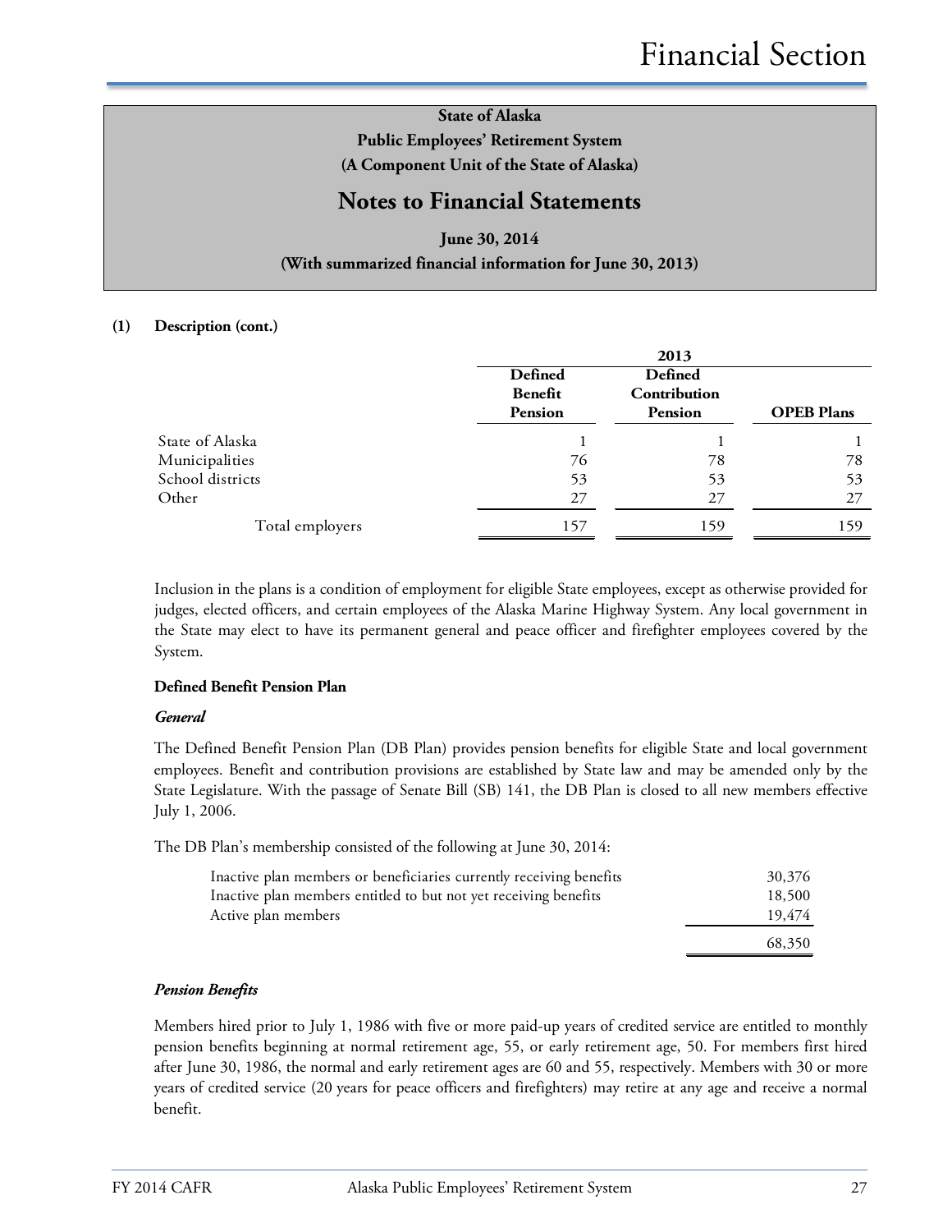**(1) Description (cont.)**

| | 2013 | | |
|---|---|---|---|
| | Defined Benefit Pension | Defined Contribution Pension | OPEB Plans |
| State of Alaska | 1 | 1 | 1 |
| Municipalities | 76 | 78 | 78 |
| School districts | 53 | 53 | 53 |
| Other | 27 | 27 | 27 |
| Total employers | 157 | 159 | 159 |

Inclusion in the plans is a condition of employment for eligible State employees, except as otherwise provided for judges, elected officers, and certain employees of the Alaska Marine Highway System. Any local government in the State may elect to have its permanent general and peace officer and firefighter employees covered by the System.

**Defined Benefit Pension Plan**

***General***

The Defined Benefit Pension Plan (DB Plan) provides pension benefits for eligible State and local government employees. Benefit and contribution provisions are established by State law and may be amended only by the State Legislature. With the passage of Senate Bill (SB) 141, the DB Plan is closed to all new members effective July 1, 2006.

The DB Plan's membership consisted of the following at June 30, 2014:

| | |
|---|---|
| Inactive plan members or beneficiaries currently receiving benefits | 30,376 |
| Inactive plan members entitled to but not yet receiving benefits | 18,500 |
| Active plan members | 19,474 |
| | 68,350 |

***Pension Benefits***

Members hired prior to July 1, 1986 with five or more paid-up years of credited service are entitled to monthly pension benefits beginning at normal retirement age, 55, or early retirement age, 50. For members first hired after June 30, 1986, the normal and early retirement ages are 60 and 55, respectively. Members with 30 or more years of credited service (20 years for peace officers and firefighters) may retire at any age and receive a normal benefit.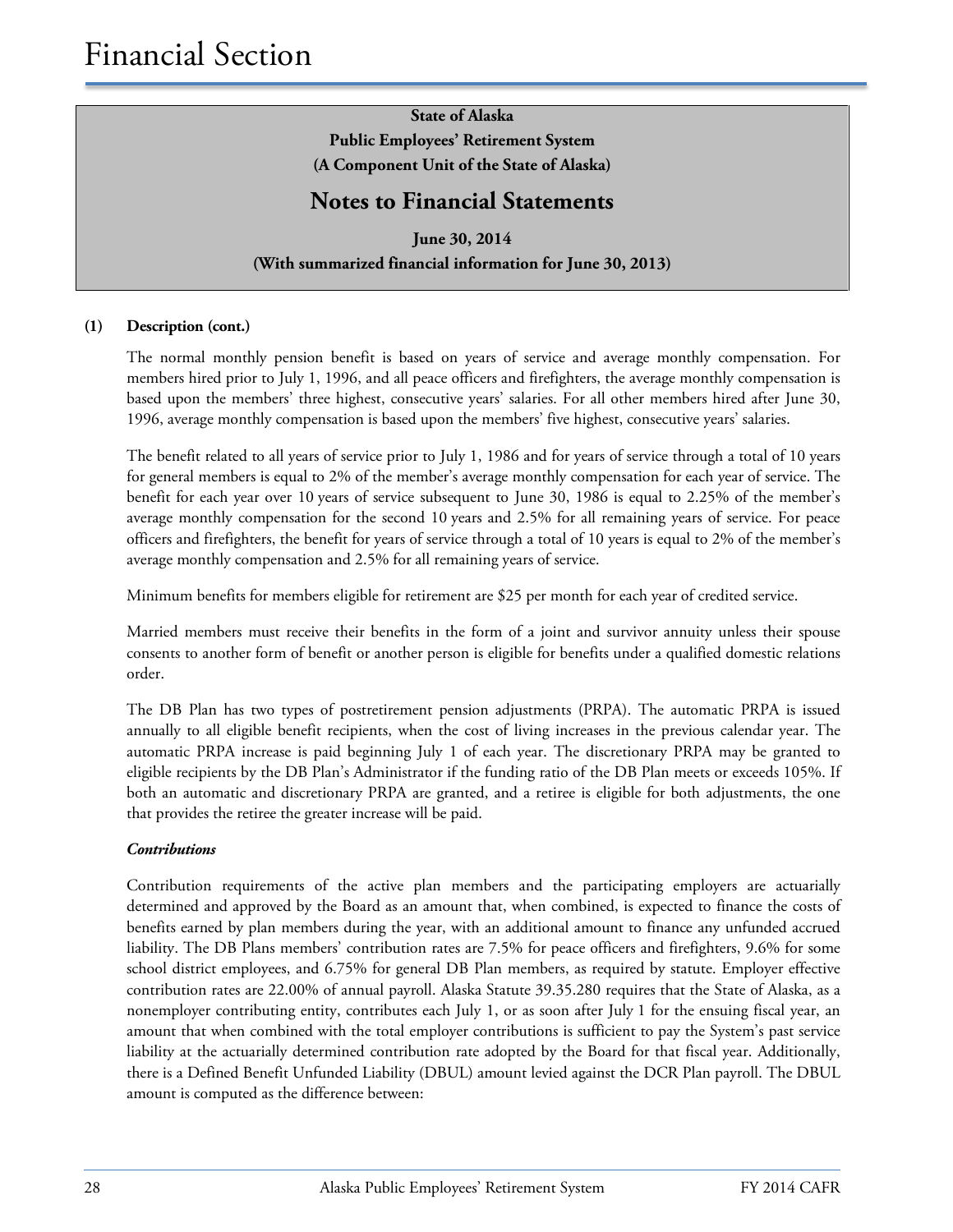# Financial Section

**State of Alaska**
**Public Employees' Retirement System**
**(A Component Unit of the State of Alaska)**

## Notes to Financial Statements

**June 30, 2014**
**(With summarized financial information for June 30, 2013)**

**(1) Description (cont.)**

The normal monthly pension benefit is based on years of service and average monthly compensation. For members hired prior to July 1, 1996, and all peace officers and firefighters, the average monthly compensation is based upon the members' three highest, consecutive years' salaries. For all other members hired after June 30, 1996, average monthly compensation is based upon the members' five highest, consecutive years' salaries.

The benefit related to all years of service prior to July 1, 1986 and for years of service through a total of 10 years for general members is equal to 2% of the member's average monthly compensation for each year of service. The benefit for each year over 10 years of service subsequent to June 30, 1986 is equal to 2.25% of the member's average monthly compensation for the second 10 years and 2.5% for all remaining years of service. For peace officers and firefighters, the benefit for years of service through a total of 10 years is equal to 2% of the member's average monthly compensation and 2.5% for all remaining years of service.

Minimum benefits for members eligible for retirement are $25 per month for each year of credited service.

Married members must receive their benefits in the form of a joint and survivor annuity unless their spouse consents to another form of benefit or another person is eligible for benefits under a qualified domestic relations order.

The DB Plan has two types of postretirement pension adjustments (PRPA). The automatic PRPA is issued annually to all eligible benefit recipients, when the cost of living increases in the previous calendar year. The automatic PRPA increase is paid beginning July 1 of each year. The discretionary PRPA may be granted to eligible recipients by the DB Plan's Administrator if the funding ratio of the DB Plan meets or exceeds 105%. If both an automatic and discretionary PRPA are granted, and a retiree is eligible for both adjustments, the one that provides the retiree the greater increase will be paid.

***Contributions***

Contribution requirements of the active plan members and the participating employers are actuarially determined and approved by the Board as an amount that, when combined, is expected to finance the costs of benefits earned by plan members during the year, with an additional amount to finance any unfunded accrued liability. The DB Plans members' contribution rates are 7.5% for peace officers and firefighters, 9.6% for some school district employees, and 6.75% for general DB Plan members, as required by statute. Employer effective contribution rates are 22.00% of annual payroll. Alaska Statute 39.35.280 requires that the State of Alaska, as a nonemployer contributing entity, contributes each July 1, or as soon after July 1 for the ensuing fiscal year, an amount that when combined with the total employer contributions is sufficient to pay the System's past service liability at the actuarially determined contribution rate adopted by the Board for that fiscal year. Additionally, there is a Defined Benefit Unfunded Liability (DBUL) amount levied against the DCR Plan payroll. The DBUL amount is computed as the difference between: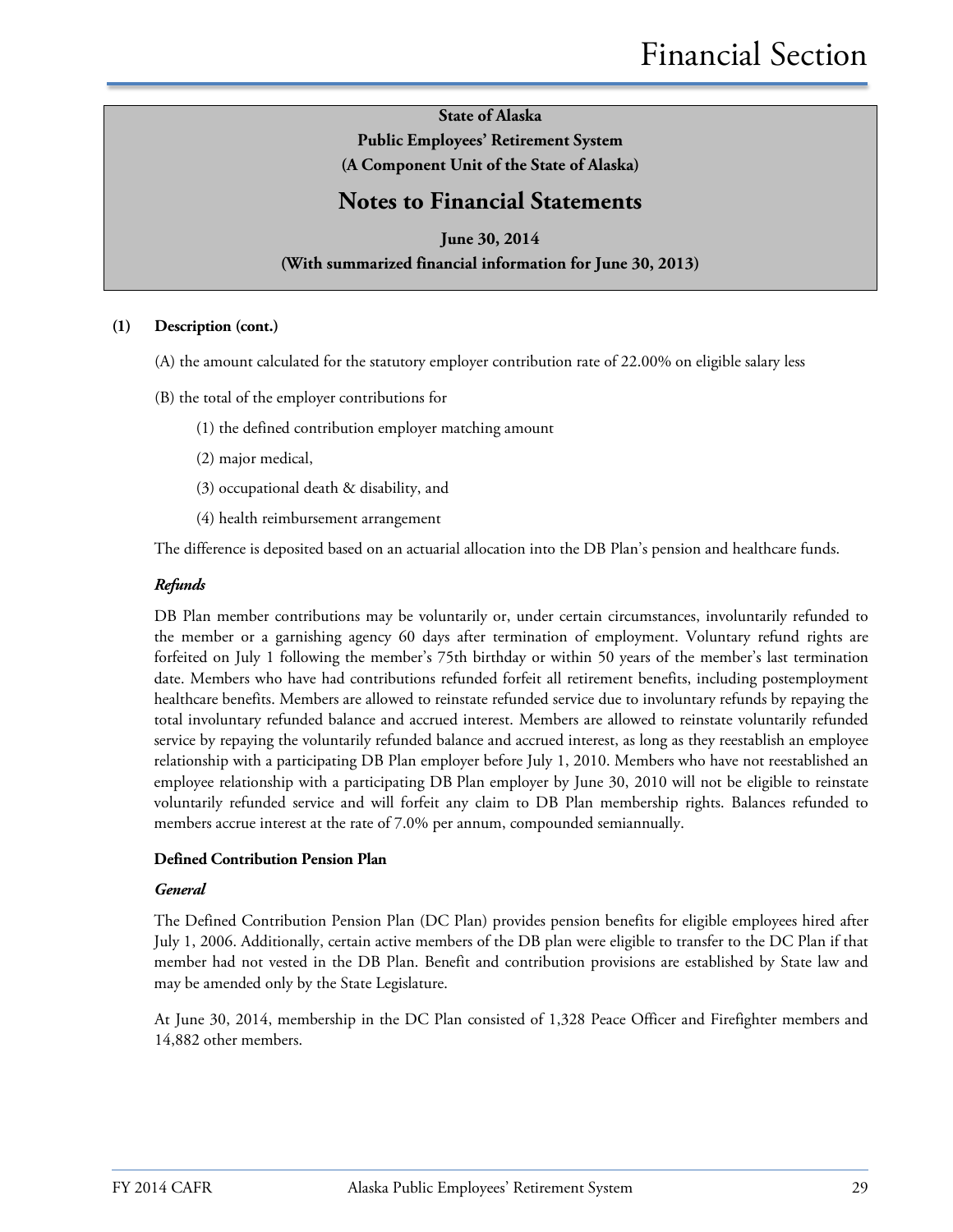**State of Alaska**
**Public Employees' Retirement System**
**(A Component Unit of the State of Alaska)**

## Notes to Financial Statements

**June 30, 2014**
**(With summarized financial information for June 30, 2013)**

**(1) Description (cont.)**

(A) the amount calculated for the statutory employer contribution rate of 22.00% on eligible salary less

(B) the total of the employer contributions for

(1) the defined contribution employer matching amount

(2) major medical,

(3) occupational death & disability, and

(4) health reimbursement arrangement

The difference is deposited based on an actuarial allocation into the DB Plan's pension and healthcare funds.

***Refunds***

DB Plan member contributions may be voluntarily or, under certain circumstances, involuntarily refunded to the member or a garnishing agency 60 days after termination of employment. Voluntary refund rights are forfeited on July 1 following the member's 75th birthday or within 50 years of the member's last termination date. Members who have had contributions refunded forfeit all retirement benefits, including postemployment healthcare benefits. Members are allowed to reinstate refunded service due to involuntary refunds by repaying the total involuntary refunded balance and accrued interest. Members are allowed to reinstate voluntarily refunded service by repaying the voluntarily refunded balance and accrued interest, as long as they reestablish an employee relationship with a participating DB Plan employer before July 1, 2010. Members who have not reestablished an employee relationship with a participating DB Plan employer by June 30, 2010 will not be eligible to reinstate voluntarily refunded service and will forfeit any claim to DB Plan membership rights. Balances refunded to members accrue interest at the rate of 7.0% per annum, compounded semiannually.

**Defined Contribution Pension Plan**

***General***

The Defined Contribution Pension Plan (DC Plan) provides pension benefits for eligible employees hired after July 1, 2006. Additionally, certain active members of the DB plan were eligible to transfer to the DC Plan if that member had not vested in the DB Plan. Benefit and contribution provisions are established by State law and may be amended only by the State Legislature.

At June 30, 2014, membership in the DC Plan consisted of 1,328 Peace Officer and Firefighter members and 14,882 other members.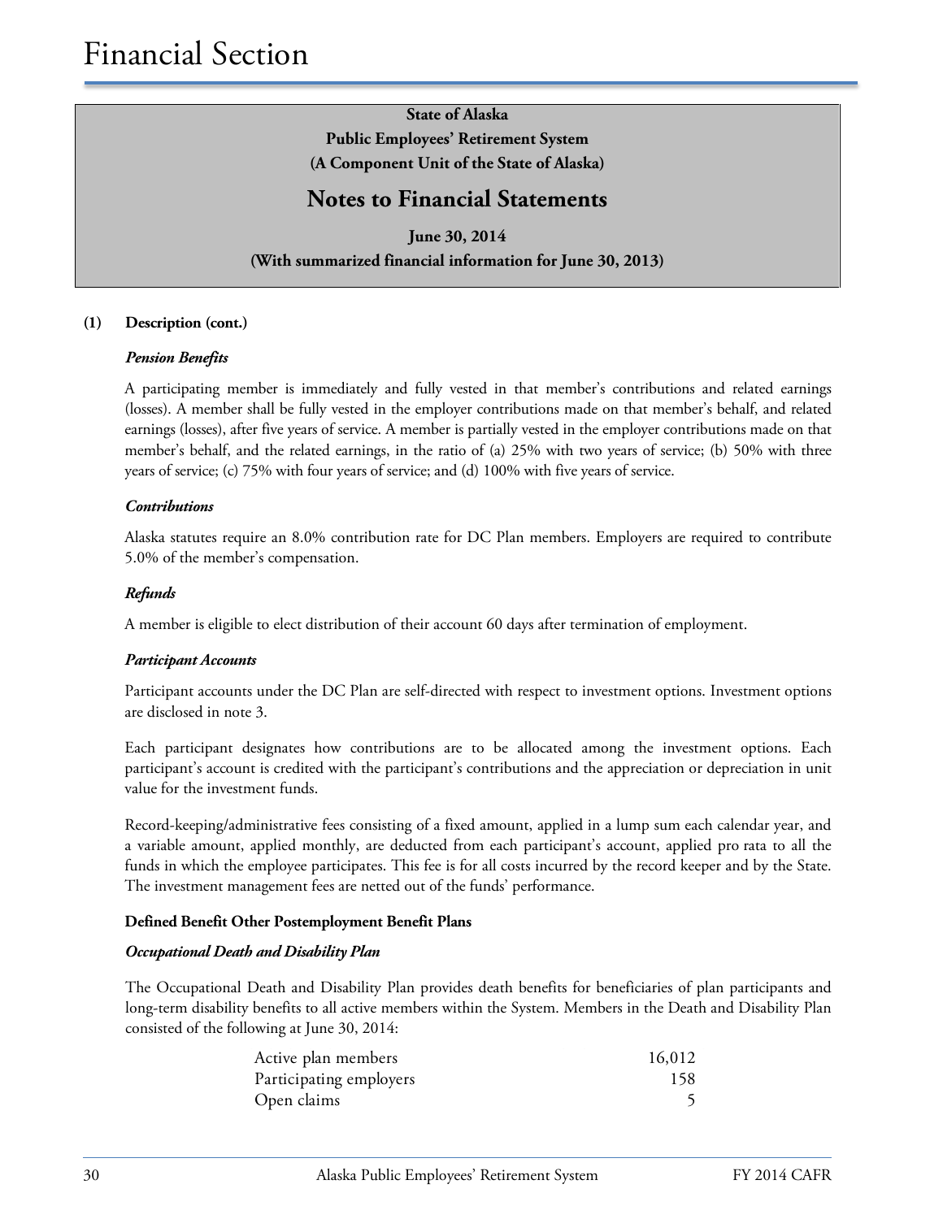**State of Alaska**
**Public Employees' Retirement System**
**(A Component Unit of the State of Alaska)**

## Notes to Financial Statements

**June 30, 2014**
**(With summarized financial information for June 30, 2013)**

**(1) Description (cont.)**

***Pension Benefits***

A participating member is immediately and fully vested in that member's contributions and related earnings (losses). A member shall be fully vested in the employer contributions made on that member's behalf, and related earnings (losses), after five years of service. A member is partially vested in the employer contributions made on that member's behalf, and the related earnings, in the ratio of (a) 25% with two years of service; (b) 50% with three years of service; (c) 75% with four years of service; and (d) 100% with five years of service.

***Contributions***

Alaska statutes require an 8.0% contribution rate for DC Plan members. Employers are required to contribute 5.0% of the member's compensation.

***Refunds***

A member is eligible to elect distribution of their account 60 days after termination of employment.

***Participant Accounts***

Participant accounts under the DC Plan are self-directed with respect to investment options. Investment options are disclosed in note 3.

Each participant designates how contributions are to be allocated among the investment options. Each participant's account is credited with the participant's contributions and the appreciation or depreciation in unit value for the investment funds.

Record-keeping/administrative fees consisting of a fixed amount, applied in a lump sum each calendar year, and a variable amount, applied monthly, are deducted from each participant's account, applied pro rata to all the funds in which the employee participates. This fee is for all costs incurred by the record keeper and by the State. The investment management fees are netted out of the funds' performance.

**Defined Benefit Other Postemployment Benefit Plans**

***Occupational Death and Disability Plan***

The Occupational Death and Disability Plan provides death benefits for beneficiaries of plan participants and long-term disability benefits to all active members within the System. Members in the Death and Disability Plan consisted of the following at June 30, 2014:

| | |
|---|---|
| Active plan members | 16,012 |
| Participating employers | 158 |
| Open claims | 5 |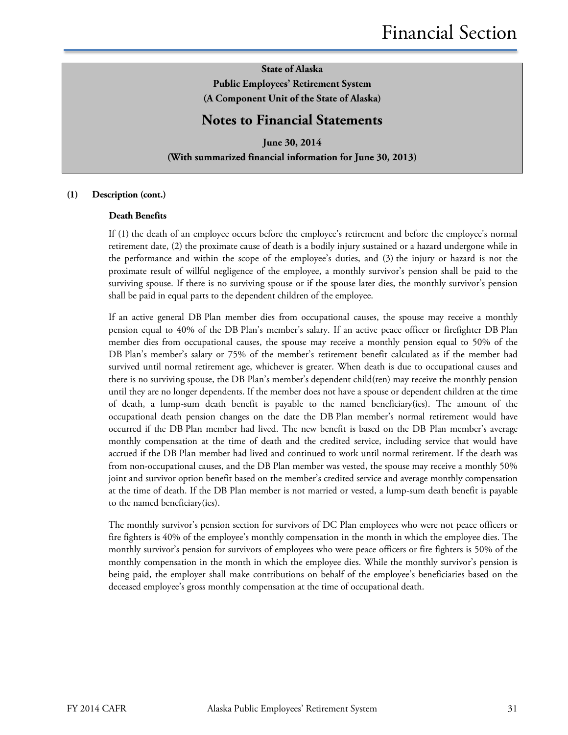**State of Alaska**
**Public Employees' Retirement System**
**(A Component Unit of the State of Alaska)**

# Notes to Financial Statements

**June 30, 2014**
**(With summarized financial information for June 30, 2013)**

**(1) Description (cont.)**

### Death Benefits

If (1) the death of an employee occurs before the employee's retirement and before the employee's normal retirement date, (2) the proximate cause of death is a bodily injury sustained or a hazard undergone while in the performance and within the scope of the employee's duties, and (3) the injury or hazard is not the proximate result of willful negligence of the employee, a monthly survivor's pension shall be paid to the surviving spouse. If there is no surviving spouse or if the spouse later dies, the monthly survivor's pension shall be paid in equal parts to the dependent children of the employee.

If an active general DB Plan member dies from occupational causes, the spouse may receive a monthly pension equal to 40% of the DB Plan's member's salary. If an active peace officer or firefighter DB Plan member dies from occupational causes, the spouse may receive a monthly pension equal to 50% of the DB Plan's member's salary or 75% of the member's retirement benefit calculated as if the member had survived until normal retirement age, whichever is greater. When death is due to occupational causes and there is no surviving spouse, the DB Plan's member's dependent child(ren) may receive the monthly pension until they are no longer dependents. If the member does not have a spouse or dependent children at the time of death, a lump-sum death benefit is payable to the named beneficiary(ies). The amount of the occupational death pension changes on the date the DB Plan member's normal retirement would have occurred if the DB Plan member had lived. The new benefit is based on the DB Plan member's average monthly compensation at the time of death and the credited service, including service that would have accrued if the DB Plan member had lived and continued to work until normal retirement. If the death was from non-occupational causes, and the DB Plan member was vested, the spouse may receive a monthly 50% joint and survivor option benefit based on the member's credited service and average monthly compensation at the time of death. If the DB Plan member is not married or vested, a lump-sum death benefit is payable to the named beneficiary(ies).

The monthly survivor's pension section for survivors of DC Plan employees who were not peace officers or fire fighters is 40% of the employee's monthly compensation in the month in which the employee dies. The monthly survivor's pension for survivors of employees who were peace officers or fire fighters is 50% of the monthly compensation in the month in which the employee dies. While the monthly survivor's pension is being paid, the employer shall make contributions on behalf of the employee's beneficiaries based on the deceased employee's gross monthly compensation at the time of occupational death.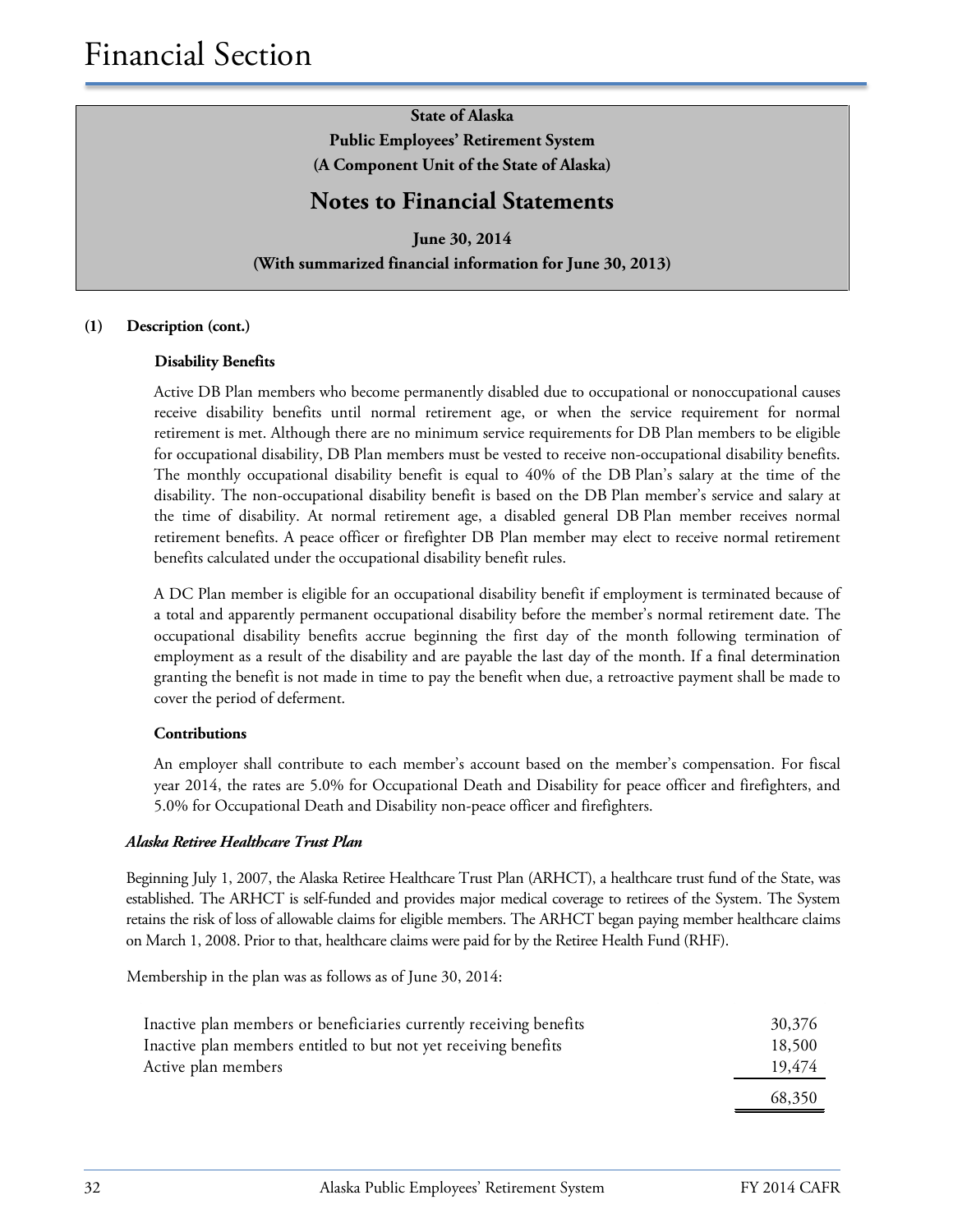**State of Alaska**
**Public Employees' Retirement System**
**(A Component Unit of the State of Alaska)**

## Notes to Financial Statements

**June 30, 2014**
**(With summarized financial information for June 30, 2013)**

**(1) Description (cont.)**

**Disability Benefits**

Active DB Plan members who become permanently disabled due to occupational or nonoccupational causes receive disability benefits until normal retirement age, or when the service requirement for normal retirement is met. Although there are no minimum service requirements for DB Plan members to be eligible for occupational disability, DB Plan members must be vested to receive non-occupational disability benefits. The monthly occupational disability benefit is equal to 40% of the DB Plan's salary at the time of the disability. The non-occupational disability benefit is based on the DB Plan member's service and salary at the time of disability. At normal retirement age, a disabled general DB Plan member receives normal retirement benefits. A peace officer or firefighter DB Plan member may elect to receive normal retirement benefits calculated under the occupational disability benefit rules.

A DC Plan member is eligible for an occupational disability benefit if employment is terminated because of a total and apparently permanent occupational disability before the member's normal retirement date. The occupational disability benefits accrue beginning the first day of the month following termination of employment as a result of the disability and are payable the last day of the month. If a final determination granting the benefit is not made in time to pay the benefit when due, a retroactive payment shall be made to cover the period of deferment.

**Contributions**

An employer shall contribute to each member's account based on the member's compensation. For fiscal year 2014, the rates are 5.0% for Occupational Death and Disability for peace officer and firefighters, and 5.0% for Occupational Death and Disability non-peace officer and firefighters.

***Alaska Retiree Healthcare Trust Plan***

Beginning July 1, 2007, the Alaska Retiree Healthcare Trust Plan (ARHCT), a healthcare trust fund of the State, was established. The ARHCT is self-funded and provides major medical coverage to retirees of the System. The System retains the risk of loss of allowable claims for eligible members. The ARHCT began paying member healthcare claims on March 1, 2008. Prior to that, healthcare claims were paid for by the Retiree Health Fund (RHF).

Membership in the plan was as follows as of June 30, 2014:

| | |
|---|---|
| Inactive plan members or beneficiaries currently receiving benefits | 30,376 |
| Inactive plan members entitled to but not yet receiving benefits | 18,500 |
| Active plan members | 19,474 |
| | 68,350 |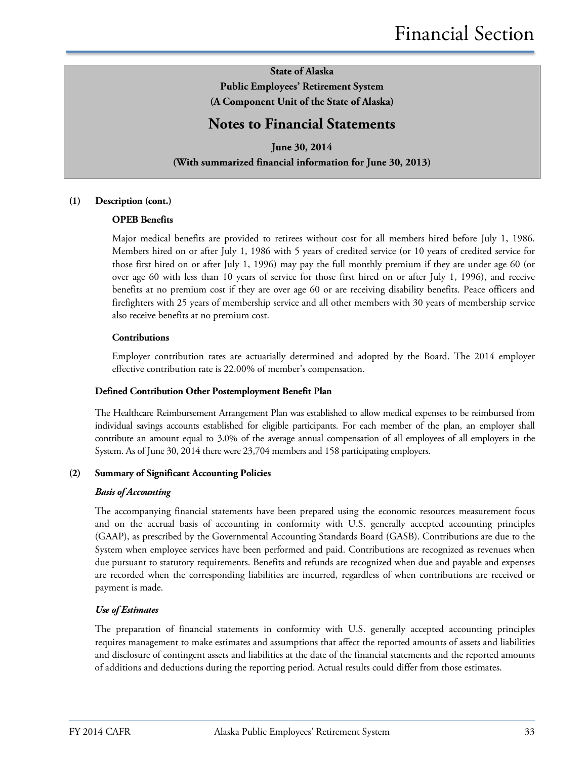**State of Alaska**
**Public Employees' Retirement System**
**(A Component Unit of the State of Alaska)**

# Notes to Financial Statements

**June 30, 2014**
**(With summarized financial information for June 30, 2013)**

**(1) Description (cont.)**

**OPEB Benefits**

Major medical benefits are provided to retirees without cost for all members hired before July 1, 1986. Members hired on or after July 1, 1986 with 5 years of credited service (or 10 years of credited service for those first hired on or after July 1, 1996) may pay the full monthly premium if they are under age 60 (or over age 60 with less than 10 years of service for those first hired on or after July 1, 1996), and receive benefits at no premium cost if they are over age 60 or are receiving disability benefits. Peace officers and firefighters with 25 years of membership service and all other members with 30 years of membership service also receive benefits at no premium cost.

**Contributions**

Employer contribution rates are actuarially determined and adopted by the Board. The 2014 employer effective contribution rate is 22.00% of member's compensation.

**Defined Contribution Other Postemployment Benefit Plan**

The Healthcare Reimbursement Arrangement Plan was established to allow medical expenses to be reimbursed from individual savings accounts established for eligible participants. For each member of the plan, an employer shall contribute an amount equal to 3.0% of the average annual compensation of all employees of all employers in the System. As of June 30, 2014 there were 23,704 members and 158 participating employers.

**(2) Summary of Significant Accounting Policies**

***Basis of Accounting***

The accompanying financial statements have been prepared using the economic resources measurement focus and on the accrual basis of accounting in conformity with U.S. generally accepted accounting principles (GAAP), as prescribed by the Governmental Accounting Standards Board (GASB). Contributions are due to the System when employee services have been performed and paid. Contributions are recognized as revenues when due pursuant to statutory requirements. Benefits and refunds are recognized when due and payable and expenses are recorded when the corresponding liabilities are incurred, regardless of when contributions are received or payment is made.

***Use of Estimates***

The preparation of financial statements in conformity with U.S. generally accepted accounting principles requires management to make estimates and assumptions that affect the reported amounts of assets and liabilities and disclosure of contingent assets and liabilities at the date of the financial statements and the reported amounts of additions and deductions during the reporting period. Actual results could differ from those estimates.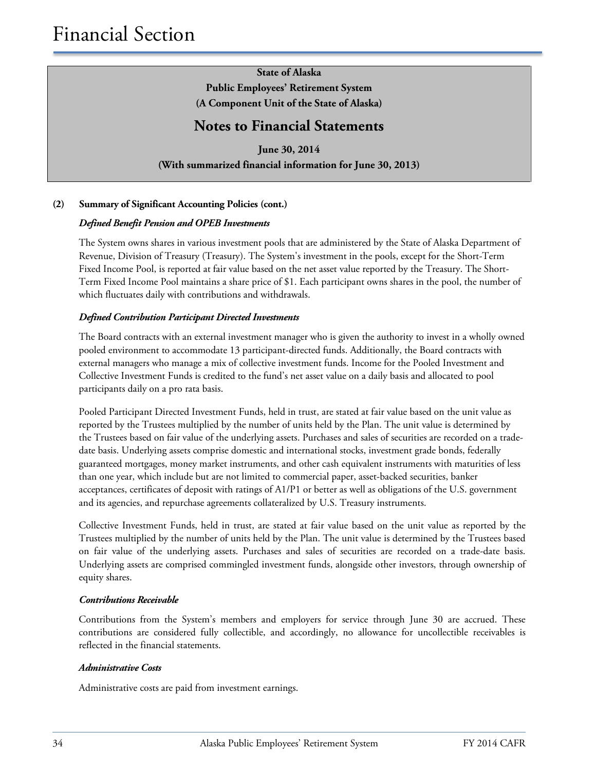# Financial Section

**State of Alaska**
**Public Employees' Retirement System**
**(A Component Unit of the State of Alaska)**

## Notes to Financial Statements

**June 30, 2014**
**(With summarized financial information for June 30, 2013)**

**(2) Summary of Significant Accounting Policies (cont.)**

***Defined Benefit Pension and OPEB Investments***

The System owns shares in various investment pools that are administered by the State of Alaska Department of Revenue, Division of Treasury (Treasury). The System's investment in the pools, except for the Short-Term Fixed Income Pool, is reported at fair value based on the net asset value reported by the Treasury. The Short-Term Fixed Income Pool maintains a share price of $1. Each participant owns shares in the pool, the number of which fluctuates daily with contributions and withdrawals.

***Defined Contribution Participant Directed Investments***

The Board contracts with an external investment manager who is given the authority to invest in a wholly owned pooled environment to accommodate 13 participant-directed funds. Additionally, the Board contracts with external managers who manage a mix of collective investment funds. Income for the Pooled Investment and Collective Investment Funds is credited to the fund's net asset value on a daily basis and allocated to pool participants daily on a pro rata basis.

Pooled Participant Directed Investment Funds, held in trust, are stated at fair value based on the unit value as reported by the Trustees multiplied by the number of units held by the Plan. The unit value is determined by the Trustees based on fair value of the underlying assets. Purchases and sales of securities are recorded on a trade-date basis. Underlying assets comprise domestic and international stocks, investment grade bonds, federally guaranteed mortgages, money market instruments, and other cash equivalent instruments with maturities of less than one year, which include but are not limited to commercial paper, asset-backed securities, banker acceptances, certificates of deposit with ratings of A1/P1 or better as well as obligations of the U.S. government and its agencies, and repurchase agreements collateralized by U.S. Treasury instruments.

Collective Investment Funds, held in trust, are stated at fair value based on the unit value as reported by the Trustees multiplied by the number of units held by the Plan. The unit value is determined by the Trustees based on fair value of the underlying assets. Purchases and sales of securities are recorded on a trade-date basis. Underlying assets are comprised commingled investment funds, alongside other investors, through ownership of equity shares.

***Contributions Receivable***

Contributions from the System's members and employers for service through June 30 are accrued. These contributions are considered fully collectible, and accordingly, no allowance for uncollectible receivables is reflected in the financial statements.

***Administrative Costs***

Administrative costs are paid from investment earnings.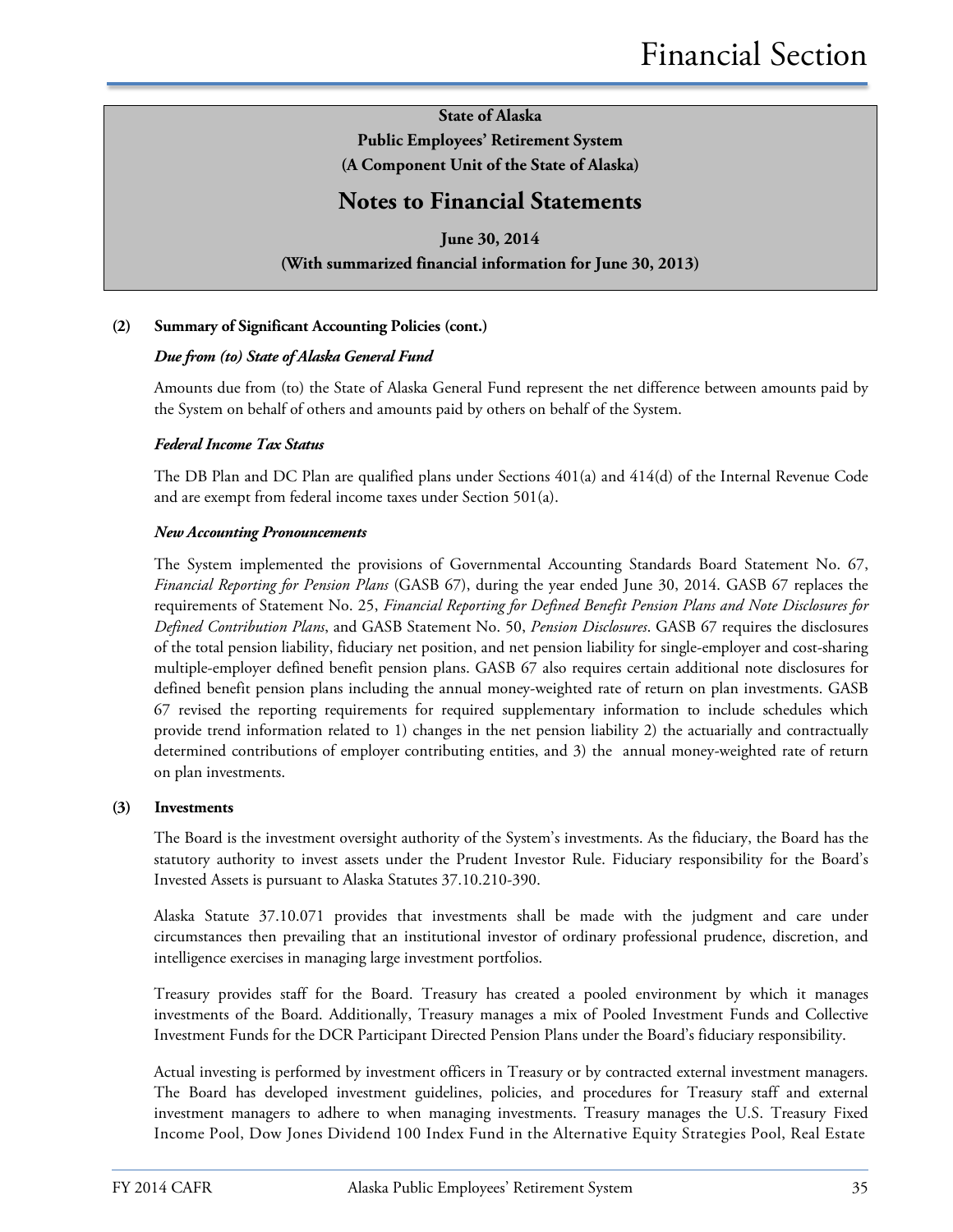**State of Alaska**
**Public Employees' Retirement System**
**(A Component Unit of the State of Alaska)**

## Notes to Financial Statements

**June 30, 2014**
**(With summarized financial information for June 30, 2013)**

**(2) Summary of Significant Accounting Policies (cont.)**

***Due from (to) State of Alaska General Fund***

Amounts due from (to) the State of Alaska General Fund represent the net difference between amounts paid by the System on behalf of others and amounts paid by others on behalf of the System.

***Federal Income Tax Status***

The DB Plan and DC Plan are qualified plans under Sections 401(a) and 414(d) of the Internal Revenue Code and are exempt from federal income taxes under Section 501(a).

***New Accounting Pronouncements***

The System implemented the provisions of Governmental Accounting Standards Board Statement No. 67, *Financial Reporting for Pension Plans* (GASB 67), during the year ended June 30, 2014. GASB 67 replaces the requirements of Statement No. 25, *Financial Reporting for Defined Benefit Pension Plans and Note Disclosures for Defined Contribution Plans*, and GASB Statement No. 50, *Pension Disclosures*. GASB 67 requires the disclosures of the total pension liability, fiduciary net position, and net pension liability for single-employer and cost-sharing multiple-employer defined benefit pension plans. GASB 67 also requires certain additional note disclosures for defined benefit pension plans including the annual money-weighted rate of return on plan investments. GASB 67 revised the reporting requirements for required supplementary information to include schedules which provide trend information related to 1) changes in the net pension liability 2) the actuarially and contractually determined contributions of employer contributing entities, and 3) the annual money-weighted rate of return on plan investments.

**(3) Investments**

The Board is the investment oversight authority of the System's investments. As the fiduciary, the Board has the statutory authority to invest assets under the Prudent Investor Rule. Fiduciary responsibility for the Board's Invested Assets is pursuant to Alaska Statutes 37.10.210-390.

Alaska Statute 37.10.071 provides that investments shall be made with the judgment and care under circumstances then prevailing that an institutional investor of ordinary professional prudence, discretion, and intelligence exercises in managing large investment portfolios.

Treasury provides staff for the Board. Treasury has created a pooled environment by which it manages investments of the Board. Additionally, Treasury manages a mix of Pooled Investment Funds and Collective Investment Funds for the DCR Participant Directed Pension Plans under the Board's fiduciary responsibility.

Actual investing is performed by investment officers in Treasury or by contracted external investment managers. The Board has developed investment guidelines, policies, and procedures for Treasury staff and external investment managers to adhere to when managing investments. Treasury manages the U.S. Treasury Fixed Income Pool, Dow Jones Dividend 100 Index Fund in the Alternative Equity Strategies Pool, Real Estate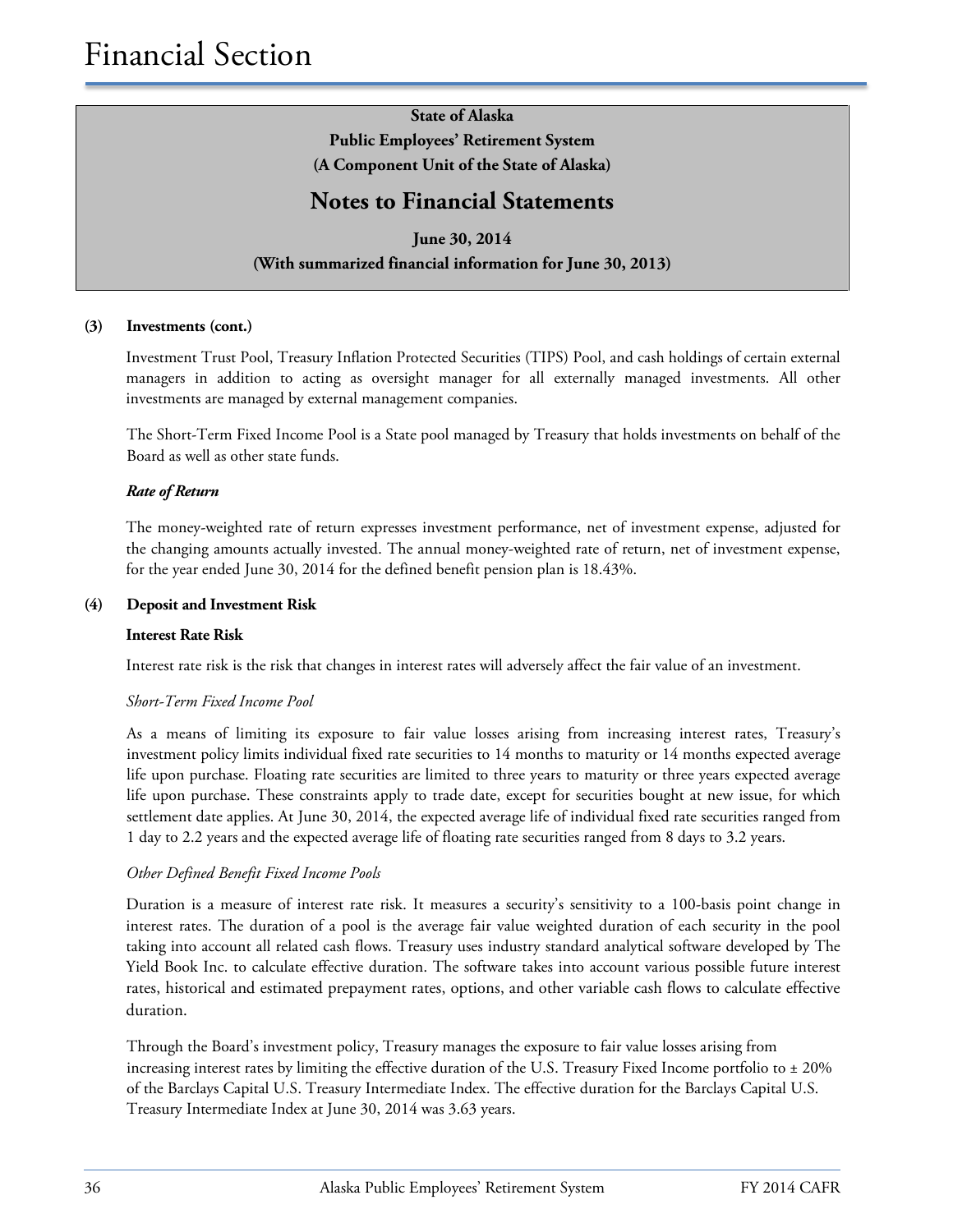**State of Alaska**
**Public Employees' Retirement System**
**(A Component Unit of the State of Alaska)**

## Notes to Financial Statements

**June 30, 2014**
**(With summarized financial information for June 30, 2013)**

**(3) Investments (cont.)**

Investment Trust Pool, Treasury Inflation Protected Securities (TIPS) Pool, and cash holdings of certain external managers in addition to acting as oversight manager for all externally managed investments. All other investments are managed by external management companies.

The Short-Term Fixed Income Pool is a State pool managed by Treasury that holds investments on behalf of the Board as well as other state funds.

***Rate of Return***

The money-weighted rate of return expresses investment performance, net of investment expense, adjusted for the changing amounts actually invested. The annual money-weighted rate of return, net of investment expense, for the year ended June 30, 2014 for the defined benefit pension plan is 18.43%.

**(4) Deposit and Investment Risk**

**Interest Rate Risk**

Interest rate risk is the risk that changes in interest rates will adversely affect the fair value of an investment.

*Short-Term Fixed Income Pool*

As a means of limiting its exposure to fair value losses arising from increasing interest rates, Treasury's investment policy limits individual fixed rate securities to 14 months to maturity or 14 months expected average life upon purchase. Floating rate securities are limited to three years to maturity or three years expected average life upon purchase. These constraints apply to trade date, except for securities bought at new issue, for which settlement date applies. At June 30, 2014, the expected average life of individual fixed rate securities ranged from 1 day to 2.2 years and the expected average life of floating rate securities ranged from 8 days to 3.2 years.

*Other Defined Benefit Fixed Income Pools*

Duration is a measure of interest rate risk. It measures a security's sensitivity to a 100-basis point change in interest rates. The duration of a pool is the average fair value weighted duration of each security in the pool taking into account all related cash flows. Treasury uses industry standard analytical software developed by The Yield Book Inc. to calculate effective duration. The software takes into account various possible future interest rates, historical and estimated prepayment rates, options, and other variable cash flows to calculate effective duration.

Through the Board's investment policy, Treasury manages the exposure to fair value losses arising from increasing interest rates by limiting the effective duration of the U.S. Treasury Fixed Income portfolio to ± 20% of the Barclays Capital U.S. Treasury Intermediate Index. The effective duration for the Barclays Capital U.S. Treasury Intermediate Index at June 30, 2014 was 3.63 years.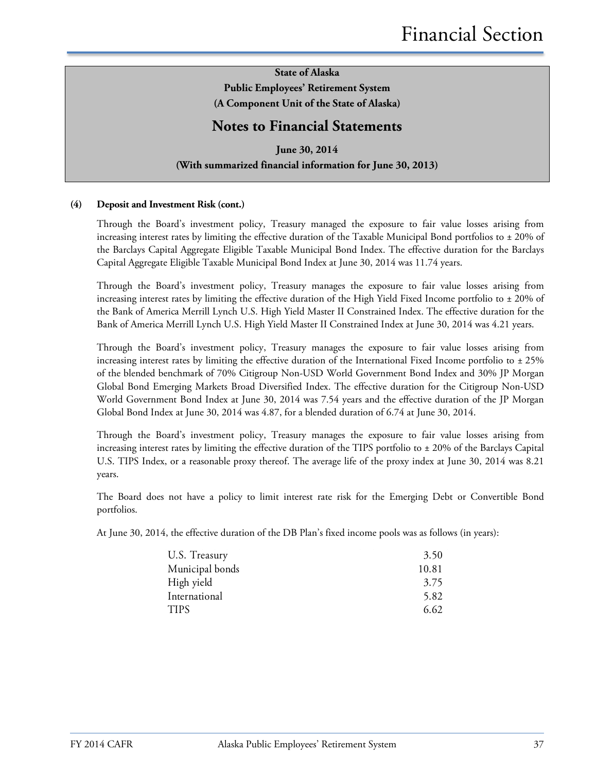State of Alaska
Public Employees' Retirement System
(A Component Unit of the State of Alaska)

## Notes to Financial Statements

June 30, 2014
(With summarized financial information for June 30, 2013)

**(4) Deposit and Investment Risk (cont.)**

Through the Board's investment policy, Treasury managed the exposure to fair value losses arising from increasing interest rates by limiting the effective duration of the Taxable Municipal Bond portfolios to ± 20% of the Barclays Capital Aggregate Eligible Taxable Municipal Bond Index. The effective duration for the Barclays Capital Aggregate Eligible Taxable Municipal Bond Index at June 30, 2014 was 11.74 years.

Through the Board's investment policy, Treasury manages the exposure to fair value losses arising from increasing interest rates by limiting the effective duration of the High Yield Fixed Income portfolio to ± 20% of the Bank of America Merrill Lynch U.S. High Yield Master II Constrained Index. The effective duration for the Bank of America Merrill Lynch U.S. High Yield Master II Constrained Index at June 30, 2014 was 4.21 years.

Through the Board's investment policy, Treasury manages the exposure to fair value losses arising from increasing interest rates by limiting the effective duration of the International Fixed Income portfolio to ± 25% of the blended benchmark of 70% Citigroup Non-USD World Government Bond Index and 30% JP Morgan Global Bond Emerging Markets Broad Diversified Index. The effective duration for the Citigroup Non-USD World Government Bond Index at June 30, 2014 was 7.54 years and the effective duration of the JP Morgan Global Bond Index at June 30, 2014 was 4.87, for a blended duration of 6.74 at June 30, 2014.

Through the Board's investment policy, Treasury manages the exposure to fair value losses arising from increasing interest rates by limiting the effective duration of the TIPS portfolio to ± 20% of the Barclays Capital U.S. TIPS Index, or a reasonable proxy thereof. The average life of the proxy index at June 30, 2014 was 8.21 years.

The Board does not have a policy to limit interest rate risk for the Emerging Debt or Convertible Bond portfolios.

At June 30, 2014, the effective duration of the DB Plan's fixed income pools was as follows (in years):

| | |
|---|---|
| U.S. Treasury | 3.50 |
| Municipal bonds | 10.81 |
| High yield | 3.75 |
| International | 5.82 |
| TIPS | 6.62 |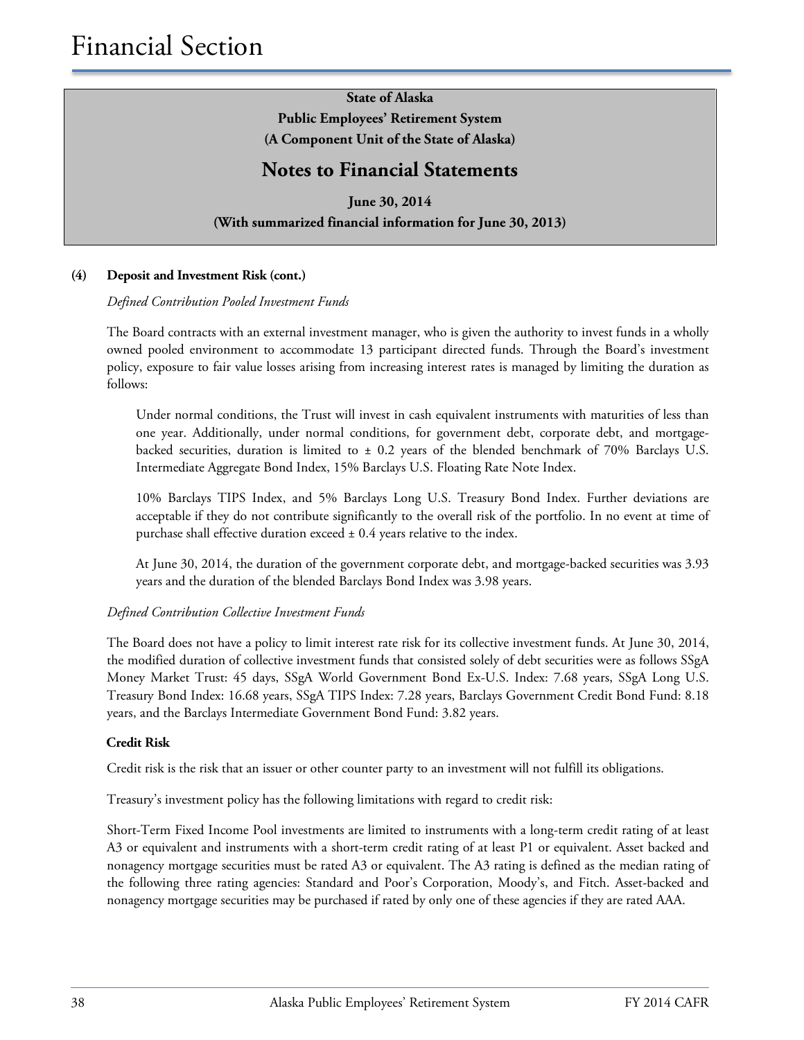**State of Alaska**
**Public Employees' Retirement System**
**(A Component Unit of the State of Alaska)**

## Notes to Financial Statements

**June 30, 2014**
**(With summarized financial information for June 30, 2013)**

**(4) Deposit and Investment Risk (cont.)**

*Defined Contribution Pooled Investment Funds*

The Board contracts with an external investment manager, who is given the authority to invest funds in a wholly owned pooled environment to accommodate 13 participant directed funds. Through the Board's investment policy, exposure to fair value losses arising from increasing interest rates is managed by limiting the duration as follows:

Under normal conditions, the Trust will invest in cash equivalent instruments with maturities of less than one year. Additionally, under normal conditions, for government debt, corporate debt, and mortgage-backed securities, duration is limited to ± 0.2 years of the blended benchmark of 70% Barclays U.S. Intermediate Aggregate Bond Index, 15% Barclays U.S. Floating Rate Note Index.

10% Barclays TIPS Index, and 5% Barclays Long U.S. Treasury Bond Index. Further deviations are acceptable if they do not contribute significantly to the overall risk of the portfolio. In no event at time of purchase shall effective duration exceed ± 0.4 years relative to the index.

At June 30, 2014, the duration of the government corporate debt, and mortgage-backed securities was 3.93 years and the duration of the blended Barclays Bond Index was 3.98 years.

*Defined Contribution Collective Investment Funds*

The Board does not have a policy to limit interest rate risk for its collective investment funds. At June 30, 2014, the modified duration of collective investment funds that consisted solely of debt securities were as follows SSgA Money Market Trust: 45 days, SSgA World Government Bond Ex-U.S. Index: 7.68 years, SSgA Long U.S. Treasury Bond Index: 16.68 years, SSgA TIPS Index: 7.28 years, Barclays Government Credit Bond Fund: 8.18 years, and the Barclays Intermediate Government Bond Fund: 3.82 years.

**Credit Risk**

Credit risk is the risk that an issuer or other counter party to an investment will not fulfill its obligations.

Treasury's investment policy has the following limitations with regard to credit risk:

Short-Term Fixed Income Pool investments are limited to instruments with a long-term credit rating of at least A3 or equivalent and instruments with a short-term credit rating of at least P1 or equivalent. Asset backed and nonagency mortgage securities must be rated A3 or equivalent. The A3 rating is defined as the median rating of the following three rating agencies: Standard and Poor's Corporation, Moody's, and Fitch. Asset-backed and nonagency mortgage securities may be purchased if rated by only one of these agencies if they are rated AAA.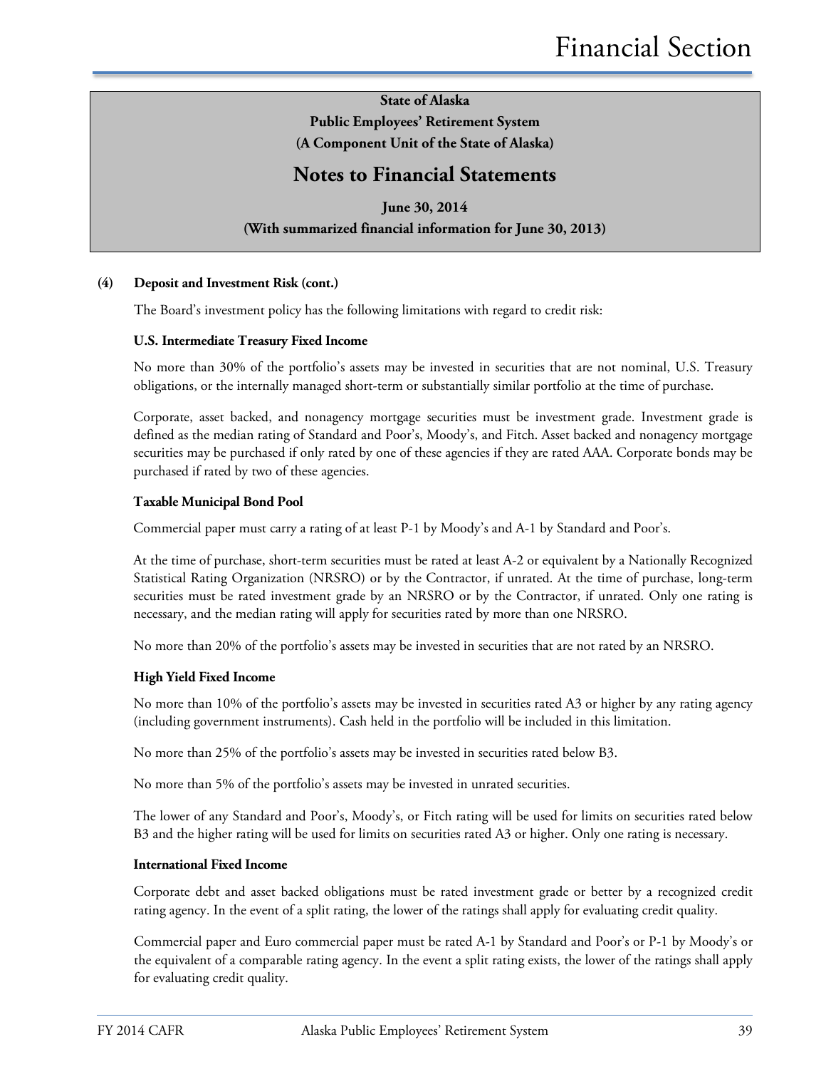**State of Alaska**
**Public Employees' Retirement System**
**(A Component Unit of the State of Alaska)**

# Notes to Financial Statements

**June 30, 2014**
**(With summarized financial information for June 30, 2013)**

**(4) Deposit and Investment Risk (cont.)**

The Board's investment policy has the following limitations with regard to credit risk:

**U.S. Intermediate Treasury Fixed Income**

No more than 30% of the portfolio's assets may be invested in securities that are not nominal, U.S. Treasury obligations, or the internally managed short-term or substantially similar portfolio at the time of purchase.

Corporate, asset backed, and nonagency mortgage securities must be investment grade. Investment grade is defined as the median rating of Standard and Poor's, Moody's, and Fitch. Asset backed and nonagency mortgage securities may be purchased if only rated by one of these agencies if they are rated AAA. Corporate bonds may be purchased if rated by two of these agencies.

**Taxable Municipal Bond Pool**

Commercial paper must carry a rating of at least P-1 by Moody's and A-1 by Standard and Poor's.

At the time of purchase, short-term securities must be rated at least A-2 or equivalent by a Nationally Recognized Statistical Rating Organization (NRSRO) or by the Contractor, if unrated. At the time of purchase, long-term securities must be rated investment grade by an NRSRO or by the Contractor, if unrated. Only one rating is necessary, and the median rating will apply for securities rated by more than one NRSRO.

No more than 20% of the portfolio's assets may be invested in securities that are not rated by an NRSRO.

**High Yield Fixed Income**

No more than 10% of the portfolio's assets may be invested in securities rated A3 or higher by any rating agency (including government instruments). Cash held in the portfolio will be included in this limitation.

No more than 25% of the portfolio's assets may be invested in securities rated below B3.

No more than 5% of the portfolio's assets may be invested in unrated securities.

The lower of any Standard and Poor's, Moody's, or Fitch rating will be used for limits on securities rated below B3 and the higher rating will be used for limits on securities rated A3 or higher. Only one rating is necessary.

**International Fixed Income**

Corporate debt and asset backed obligations must be rated investment grade or better by a recognized credit rating agency. In the event of a split rating, the lower of the ratings shall apply for evaluating credit quality.

Commercial paper and Euro commercial paper must be rated A-1 by Standard and Poor's or P-1 by Moody's or the equivalent of a comparable rating agency. In the event a split rating exists, the lower of the ratings shall apply for evaluating credit quality.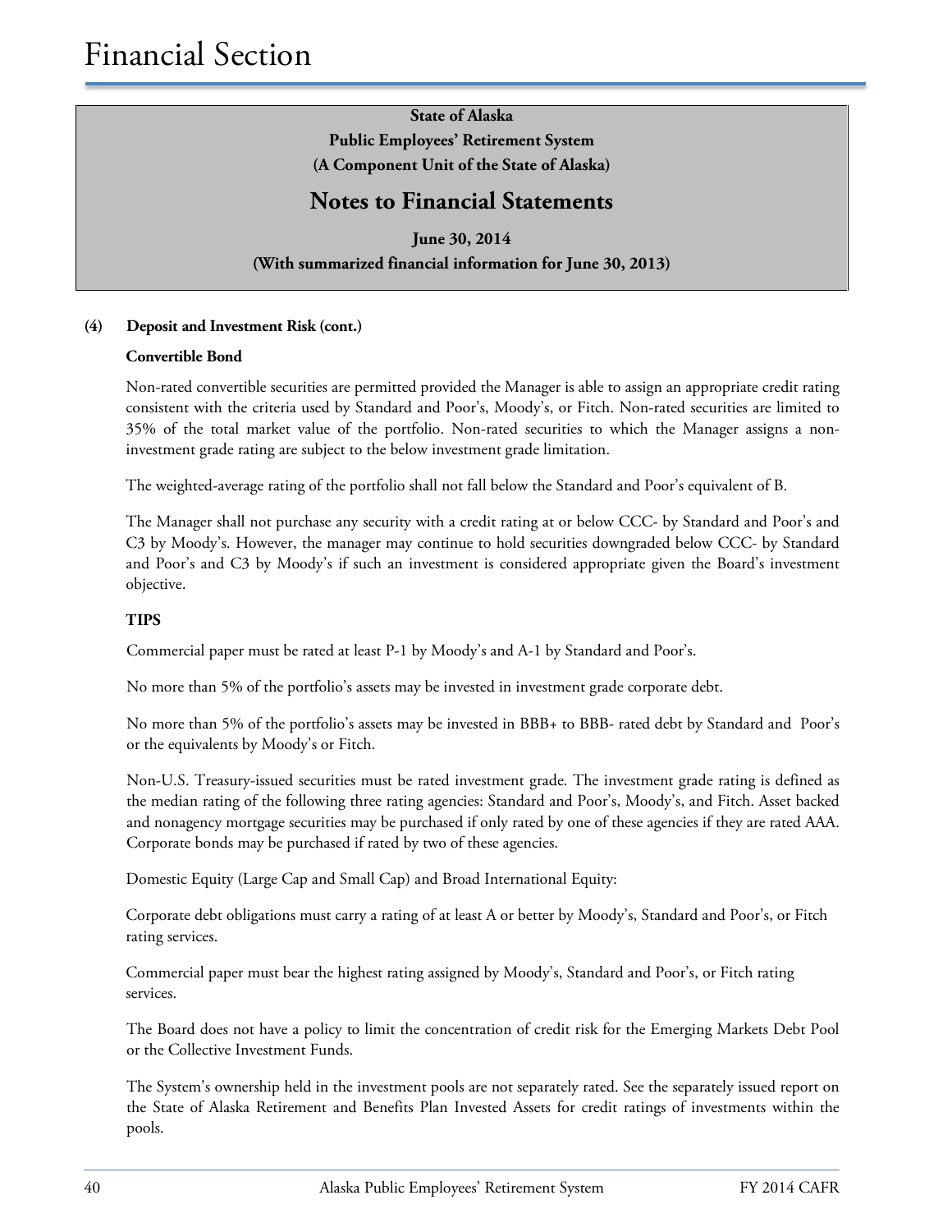**State of Alaska**
**Public Employees' Retirement System**
**(A Component Unit of the State of Alaska)**

## Notes to Financial Statements

**June 30, 2014**
**(With summarized financial information for June 30, 2013)**

**(4) Deposit and Investment Risk (cont.)**

**Convertible Bond**

Non-rated convertible securities are permitted provided the Manager is able to assign an appropriate credit rating consistent with the criteria used by Standard and Poor's, Moody's, or Fitch. Non-rated securities are limited to 35% of the total market value of the portfolio. Non-rated securities to which the Manager assigns a non-investment grade rating are subject to the below investment grade limitation.

The weighted-average rating of the portfolio shall not fall below the Standard and Poor's equivalent of B.

The Manager shall not purchase any security with a credit rating at or below CCC- by Standard and Poor's and C3 by Moody's. However, the manager may continue to hold securities downgraded below CCC- by Standard and Poor's and C3 by Moody's if such an investment is considered appropriate given the Board's investment objective.

**TIPS**

Commercial paper must be rated at least P-1 by Moody's and A-1 by Standard and Poor's.

No more than 5% of the portfolio's assets may be invested in investment grade corporate debt.

No more than 5% of the portfolio's assets may be invested in BBB+ to BBB- rated debt by Standard and Poor's or the equivalents by Moody's or Fitch.

Non-U.S. Treasury-issued securities must be rated investment grade. The investment grade rating is defined as the median rating of the following three rating agencies: Standard and Poor's, Moody's, and Fitch. Asset backed and nonagency mortgage securities may be purchased if only rated by one of these agencies if they are rated AAA. Corporate bonds may be purchased if rated by two of these agencies.

Domestic Equity (Large Cap and Small Cap) and Broad International Equity:

Corporate debt obligations must carry a rating of at least A or better by Moody's, Standard and Poor's, or Fitch rating services.

Commercial paper must bear the highest rating assigned by Moody's, Standard and Poor's, or Fitch rating services.

The Board does not have a policy to limit the concentration of credit risk for the Emerging Markets Debt Pool or the Collective Investment Funds.

The System's ownership held in the investment pools are not separately rated. See the separately issued report on the State of Alaska Retirement and Benefits Plan Invested Assets for credit ratings of investments within the pools.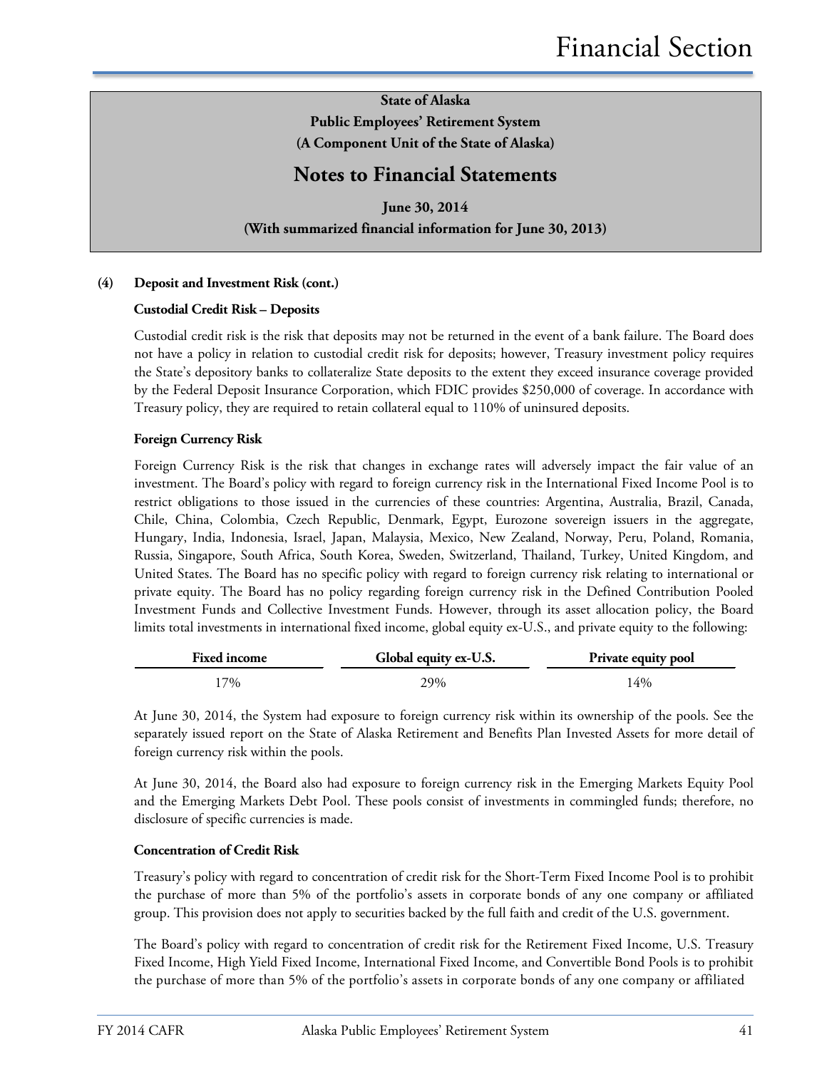# State of Alaska
## Public Employees' Retirement System
## (A Component Unit of the State of Alaska)

# Notes to Financial Statements

**June 30, 2014**

**(With summarized financial information for June 30, 2013)**

**(4) Deposit and Investment Risk (cont.)**

**Custodial Credit Risk – Deposits**

Custodial credit risk is the risk that deposits may not be returned in the event of a bank failure. The Board does not have a policy in relation to custodial credit risk for deposits; however, Treasury investment policy requires the State's depository banks to collateralize State deposits to the extent they exceed insurance coverage provided by the Federal Deposit Insurance Corporation, which FDIC provides $250,000 of coverage. In accordance with Treasury policy, they are required to retain collateral equal to 110% of uninsured deposits.

**Foreign Currency Risk**

Foreign Currency Risk is the risk that changes in exchange rates will adversely impact the fair value of an investment. The Board's policy with regard to foreign currency risk in the International Fixed Income Pool is to restrict obligations to those issued in the currencies of these countries: Argentina, Australia, Brazil, Canada, Chile, China, Colombia, Czech Republic, Denmark, Egypt, Eurozone sovereign issuers in the aggregate, Hungary, India, Indonesia, Israel, Japan, Malaysia, Mexico, New Zealand, Norway, Peru, Poland, Romania, Russia, Singapore, South Africa, South Korea, Sweden, Switzerland, Thailand, Turkey, United Kingdom, and United States. The Board has no specific policy with regard to foreign currency risk relating to international or private equity. The Board has no policy regarding foreign currency risk in the Defined Contribution Pooled Investment Funds and Collective Investment Funds. However, through its asset allocation policy, the Board limits total investments in international fixed income, global equity ex-U.S., and private equity to the following:

| Fixed income | Global equity ex-U.S. | Private equity pool |
|---|---|---|
| 17% | 29% | 14% |

At June 30, 2014, the System had exposure to foreign currency risk within its ownership of the pools. See the separately issued report on the State of Alaska Retirement and Benefits Plan Invested Assets for more detail of foreign currency risk within the pools.

At June 30, 2014, the Board also had exposure to foreign currency risk in the Emerging Markets Equity Pool and the Emerging Markets Debt Pool. These pools consist of investments in commingled funds; therefore, no disclosure of specific currencies is made.

**Concentration of Credit Risk**

Treasury's policy with regard to concentration of credit risk for the Short-Term Fixed Income Pool is to prohibit the purchase of more than 5% of the portfolio's assets in corporate bonds of any one company or affiliated group. This provision does not apply to securities backed by the full faith and credit of the U.S. government.

The Board's policy with regard to concentration of credit risk for the Retirement Fixed Income, U.S. Treasury Fixed Income, High Yield Fixed Income, International Fixed Income, and Convertible Bond Pools is to prohibit the purchase of more than 5% of the portfolio's assets in corporate bonds of any one company or affiliated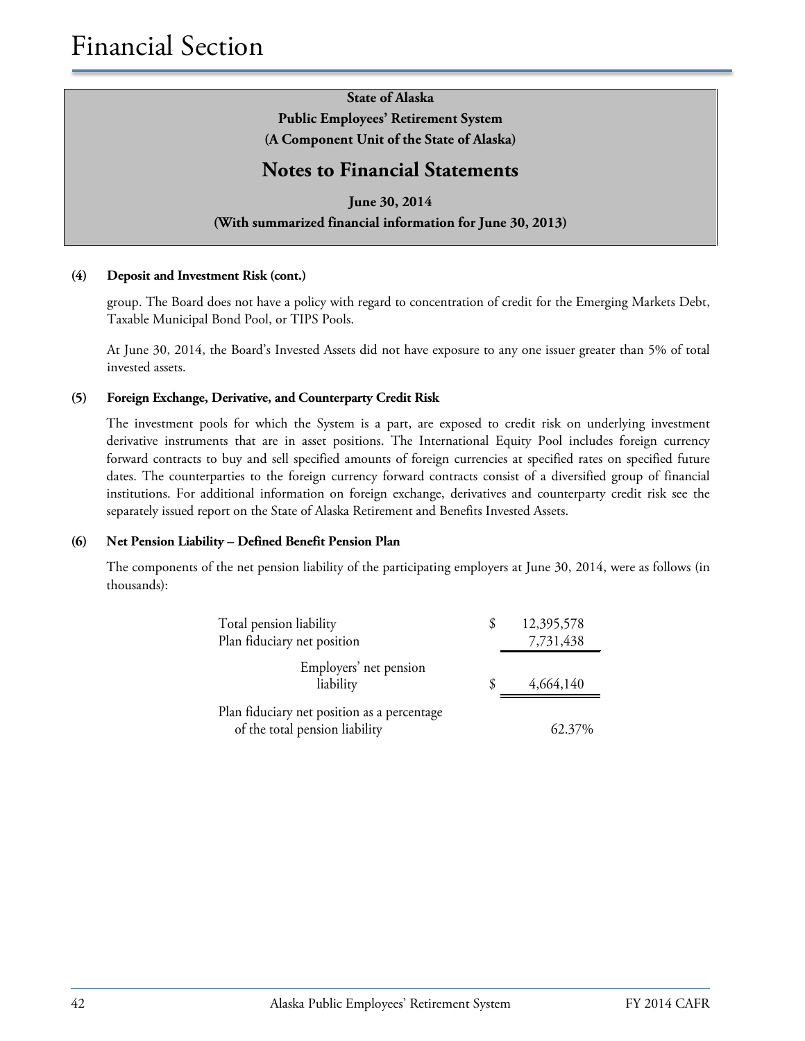**State of Alaska**
**Public Employees' Retirement System**
**(A Component Unit of the State of Alaska)**

## Notes to Financial Statements

**June 30, 2014**
**(With summarized financial information for June 30, 2013)**

**(4) Deposit and Investment Risk (cont.)**

group. The Board does not have a policy with regard to concentration of credit for the Emerging Markets Debt, Taxable Municipal Bond Pool, or TIPS Pools.

At June 30, 2014, the Board's Invested Assets did not have exposure to any one issuer greater than 5% of total invested assets.

**(5) Foreign Exchange, Derivative, and Counterparty Credit Risk**

The investment pools for which the System is a part, are exposed to credit risk on underlying investment derivative instruments that are in asset positions. The International Equity Pool includes foreign currency forward contracts to buy and sell specified amounts of foreign currencies at specified rates on specified future dates. The counterparties to the foreign currency forward contracts consist of a diversified group of financial institutions. For additional information on foreign exchange, derivatives and counterparty credit risk see the separately issued report on the State of Alaska Retirement and Benefits Invested Assets.

**(6) Net Pension Liability – Defined Benefit Pension Plan**

The components of the net pension liability of the participating employers at June 30, 2014, were as follows (in thousands):

| | | |
|---|---|---|
| Total pension liability | $ | 12,395,578 |
| Plan fiduciary net position | | 7,731,438 |
| Employers' net pension liability | $ | 4,664,140 |
| Plan fiduciary net position as a percentage of the total pension liability | | 62.37% |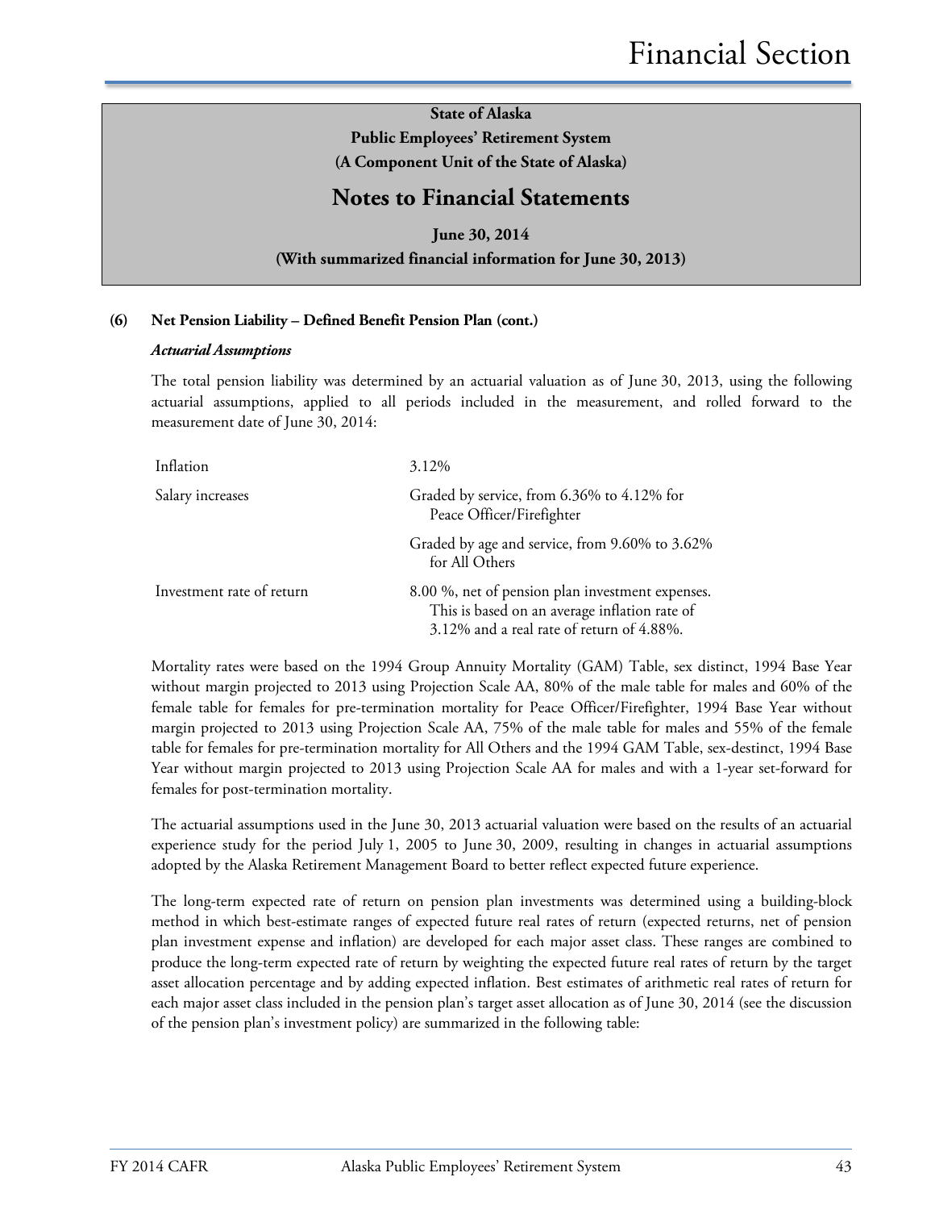**State of Alaska**
**Public Employees' Retirement System**
**(A Component Unit of the State of Alaska)**

## Notes to Financial Statements

**June 30, 2014**
**(With summarized financial information for June 30, 2013)**

**(6) Net Pension Liability – Defined Benefit Pension Plan (cont.)**

***Actuarial Assumptions***

The total pension liability was determined by an actuarial valuation as of June 30, 2013, using the following actuarial assumptions, applied to all periods included in the measurement, and rolled forward to the measurement date of June 30, 2014:

| | |
|---|---|
| Inflation | 3.12% |
| Salary increases | Graded by service, from 6.36% to 4.12% for Peace Officer/Firefighter |
| | Graded by age and service, from 9.60% to 3.62% for All Others |
| Investment rate of return | 8.00 %, net of pension plan investment expenses. This is based on an average inflation rate of 3.12% and a real rate of return of 4.88%. |

Mortality rates were based on the 1994 Group Annuity Mortality (GAM) Table, sex distinct, 1994 Base Year without margin projected to 2013 using Projection Scale AA, 80% of the male table for males and 60% of the female table for females for pre-termination mortality for Peace Officer/Firefighter, 1994 Base Year without margin projected to 2013 using Projection Scale AA, 75% of the male table for males and 55% of the female table for females for pre-termination mortality for All Others and the 1994 GAM Table, sex-destinct, 1994 Base Year without margin projected to 2013 using Projection Scale AA for males and with a 1-year set-forward for females for post-termination mortality.

The actuarial assumptions used in the June 30, 2013 actuarial valuation were based on the results of an actuarial experience study for the period July 1, 2005 to June 30, 2009, resulting in changes in actuarial assumptions adopted by the Alaska Retirement Management Board to better reflect expected future experience.

The long-term expected rate of return on pension plan investments was determined using a building-block method in which best-estimate ranges of expected future real rates of return (expected returns, net of pension plan investment expense and inflation) are developed for each major asset class. These ranges are combined to produce the long-term expected rate of return by weighting the expected future real rates of return by the target asset allocation percentage and by adding expected inflation. Best estimates of arithmetic real rates of return for each major asset class included in the pension plan's target asset allocation as of June 30, 2014 (see the discussion of the pension plan's investment policy) are summarized in the following table: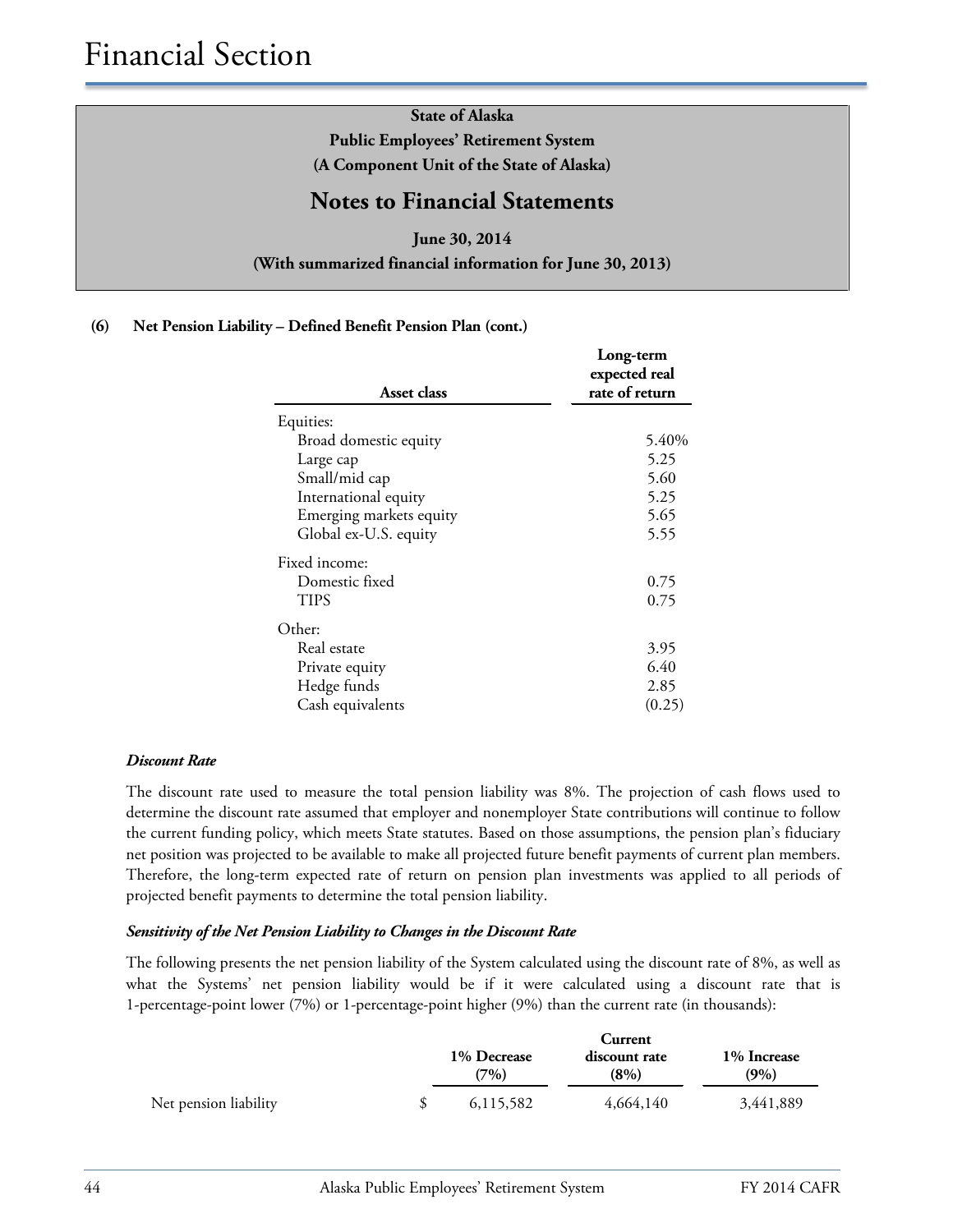### (6) Net Pension Liability – Defined Benefit Pension Plan (cont.)

| Asset class | Long-term expected real rate of return |
|---|---|
| Equities: | |
| Broad domestic equity | 5.40% |
| Large cap | 5.25 |
| Small/mid cap | 5.60 |
| International equity | 5.25 |
| Emerging markets equity | 5.65 |
| Global ex-U.S. equity | 5.55 |
| Fixed income: | |
| Domestic fixed | 0.75 |
| TIPS | 0.75 |
| Other: | |
| Real estate | 3.95 |
| Private equity | 6.40 |
| Hedge funds | 2.85 |
| Cash equivalents | (0.25) |

***Discount Rate***

The discount rate used to measure the total pension liability was 8%. The projection of cash flows used to determine the discount rate assumed that employer and nonemployer State contributions will continue to follow the current funding policy, which meets State statutes. Based on those assumptions, the pension plan's fiduciary net position was projected to be available to make all projected future benefit payments of current plan members. Therefore, the long-term expected rate of return on pension plan investments was applied to all periods of projected benefit payments to determine the total pension liability.

***Sensitivity of the Net Pension Liability to Changes in the Discount Rate***

The following presents the net pension liability of the System calculated using the discount rate of 8%, as well as what the Systems' net pension liability would be if it were calculated using a discount rate that is 1-percentage-point lower (7%) or 1-percentage-point higher (9%) than the current rate (in thousands):

| | 1% Decrease (7%) | Current discount rate (8%) | 1% Increase (9%) |
|---|---|---|---|
| Net pension liability | $ 6,115,582 | 4,664,140 | 3,441,889 |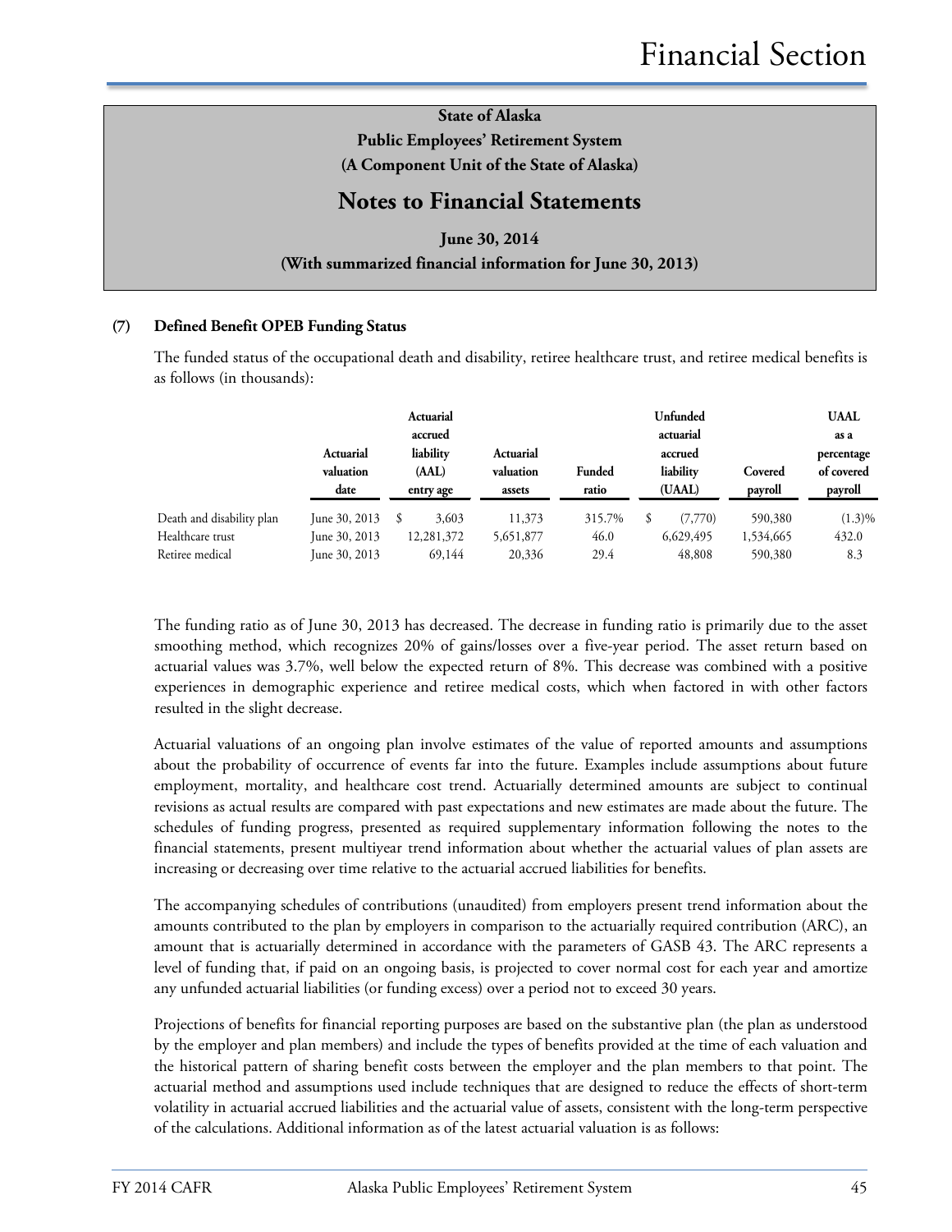State of Alaska
Public Employees' Retirement System
(A Component Unit of the State of Alaska)

# Notes to Financial Statements

June 30, 2014
(With summarized financial information for June 30, 2013)

### (7) Defined Benefit OPEB Funding Status

The funded status of the occupational death and disability, retiree healthcare trust, and retiree medical benefits is as follows (in thousands):

| | Actuarial valuation date | Actuarial accrued liability (AAL) entry age | Actuarial valuation assets | Funded ratio | Unfunded actuarial accrued liability (UAAL) | Covered payroll | UAAL as a percentage of covered payroll |
|---|---|---|---|---|---|---|---|
| Death and disability plan | June 30, 2013 | $ 3,603 | 11,373 | 315.7% | $ (7,770) | 590,380 | (1.3)% |
| Healthcare trust | June 30, 2013 | 12,281,372 | 5,651,877 | 46.0 | 6,629,495 | 1,534,665 | 432.0 |
| Retiree medical | June 30, 2013 | 69,144 | 20,336 | 29.4 | 48,808 | 590,380 | 8.3 |

The funding ratio as of June 30, 2013 has decreased. The decrease in funding ratio is primarily due to the asset smoothing method, which recognizes 20% of gains/losses over a five-year period. The asset return based on actuarial values was 3.7%, well below the expected return of 8%. This decrease was combined with a positive experiences in demographic experience and retiree medical costs, which when factored in with other factors resulted in the slight decrease.

Actuarial valuations of an ongoing plan involve estimates of the value of reported amounts and assumptions about the probability of occurrence of events far into the future. Examples include assumptions about future employment, mortality, and healthcare cost trend. Actuarially determined amounts are subject to continual revisions as actual results are compared with past expectations and new estimates are made about the future. The schedules of funding progress, presented as required supplementary information following the notes to the financial statements, present multiyear trend information about whether the actuarial values of plan assets are increasing or decreasing over time relative to the actuarial accrued liabilities for benefits.

The accompanying schedules of contributions (unaudited) from employers present trend information about the amounts contributed to the plan by employers in comparison to the actuarially required contribution (ARC), an amount that is actuarially determined in accordance with the parameters of GASB 43. The ARC represents a level of funding that, if paid on an ongoing basis, is projected to cover normal cost for each year and amortize any unfunded actuarial liabilities (or funding excess) over a period not to exceed 30 years.

Projections of benefits for financial reporting purposes are based on the substantive plan (the plan as understood by the employer and plan members) and include the types of benefits provided at the time of each valuation and the historical pattern of sharing benefit costs between the employer and the plan members to that point. The actuarial method and assumptions used include techniques that are designed to reduce the effects of short-term volatility in actuarial accrued liabilities and the actuarial value of assets, consistent with the long-term perspective of the calculations. Additional information as of the latest actuarial valuation is as follows: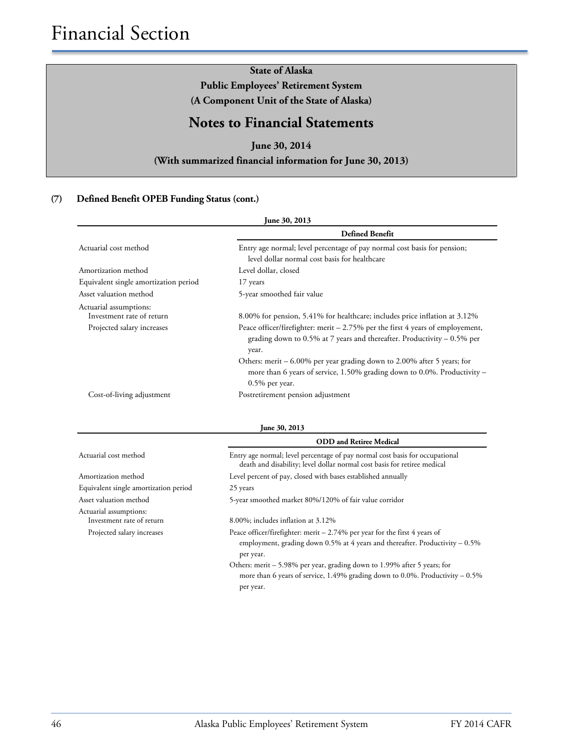# Financial Section

**State of Alaska**
**Public Employees' Retirement System**
**(A Component Unit of the State of Alaska)**

## Notes to Financial Statements

**June 30, 2014**
**(With summarized financial information for June 30, 2013)**

### (7) Defined Benefit OPEB Funding Status (cont.)

| June 30, 2013 | Defined Benefit |
|---|---|
| Actuarial cost method | Entry age normal; level percentage of pay normal cost basis for pension; level dollar normal cost basis for healthcare |
| Amortization method | Level dollar, closed |
| Equivalent single amortization period | 17 years |
| Asset valuation method | 5-year smoothed fair value |
| Actuarial assumptions: | |
| Investment rate of return | 8.00% for pension, 5.41% for healthcare; includes price inflation at 3.12% |
| Projected salary increases | Peace officer/firefighter: merit – 2.75% per the first 4 years of employement, grading down to 0.5% at 7 years and thereafter. Productivity – 0.5% per year.<br>Others: merit – 6.00% per year grading down to 2.00% after 5 years; for more than 6 years of service, 1.50% grading down to 0.0%. Productivity – 0.5% per year. |
| Cost-of-living adjustment | Postretirement pension adjustment |

| June 30, 2013 | ODD and Retiree Medical |
|---|---|
| Actuarial cost method | Entry age normal; level percentage of pay normal cost basis for occupational death and disability; level dollar normal cost basis for retiree medical |
| Amortization method | Level percent of pay, closed with bases established annually |
| Equivalent single amortization period | 25 years |
| Asset valuation method | 5-year smoothed market 80%/120% of fair value corridor |
| Actuarial assumptions: | |
| Investment rate of return | 8.00%; includes inflation at 3.12% |
| Projected salary increases | Peace officer/firefighter: merit – 2.74% per year for the first 4 years of employment, grading down 0.5% at 4 years and thereafter. Productivity – 0.5% per year.<br>Others: merit – 5.98% per year, grading down to 1.99% after 5 years; for more than 6 years of service, 1.49% grading down to 0.0%. Productivity – 0.5% per year. |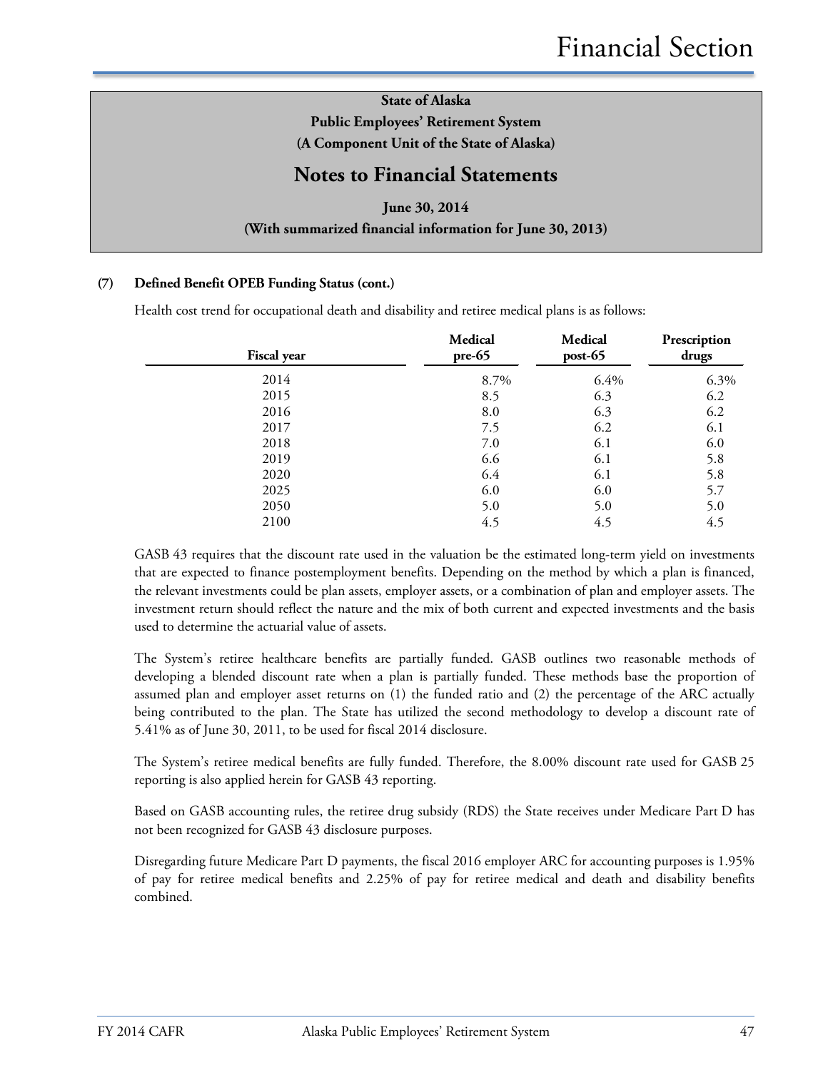**State of Alaska**
**Public Employees' Retirement System**
**(A Component Unit of the State of Alaska)**

## Notes to Financial Statements

**June 30, 2014**
**(With summarized financial information for June 30, 2013)**

**(7) Defined Benefit OPEB Funding Status (cont.)**

Health cost trend for occupational death and disability and retiree medical plans is as follows:

| Fiscal year | Medical pre-65 | Medical post-65 | Prescription drugs |
|---|---|---|---|
| 2014 | 8.7% | 6.4% | 6.3% |
| 2015 | 8.5 | 6.3 | 6.2 |
| 2016 | 8.0 | 6.3 | 6.2 |
| 2017 | 7.5 | 6.2 | 6.1 |
| 2018 | 7.0 | 6.1 | 6.0 |
| 2019 | 6.6 | 6.1 | 5.8 |
| 2020 | 6.4 | 6.1 | 5.8 |
| 2025 | 6.0 | 6.0 | 5.7 |
| 2050 | 5.0 | 5.0 | 5.0 |
| 2100 | 4.5 | 4.5 | 4.5 |

GASB 43 requires that the discount rate used in the valuation be the estimated long-term yield on investments that are expected to finance postemployment benefits. Depending on the method by which a plan is financed, the relevant investments could be plan assets, employer assets, or a combination of plan and employer assets. The investment return should reflect the nature and the mix of both current and expected investments and the basis used to determine the actuarial value of assets.

The System's retiree healthcare benefits are partially funded. GASB outlines two reasonable methods of developing a blended discount rate when a plan is partially funded. These methods base the proportion of assumed plan and employer asset returns on (1) the funded ratio and (2) the percentage of the ARC actually being contributed to the plan. The State has utilized the second methodology to develop a discount rate of 5.41% as of June 30, 2011, to be used for fiscal 2014 disclosure.

The System's retiree medical benefits are fully funded. Therefore, the 8.00% discount rate used for GASB 25 reporting is also applied herein for GASB 43 reporting.

Based on GASB accounting rules, the retiree drug subsidy (RDS) the State receives under Medicare Part D has not been recognized for GASB 43 disclosure purposes.

Disregarding future Medicare Part D payments, the fiscal 2016 employer ARC for accounting purposes is 1.95% of pay for retiree medical benefits and 2.25% of pay for retiree medical and death and disability benefits combined.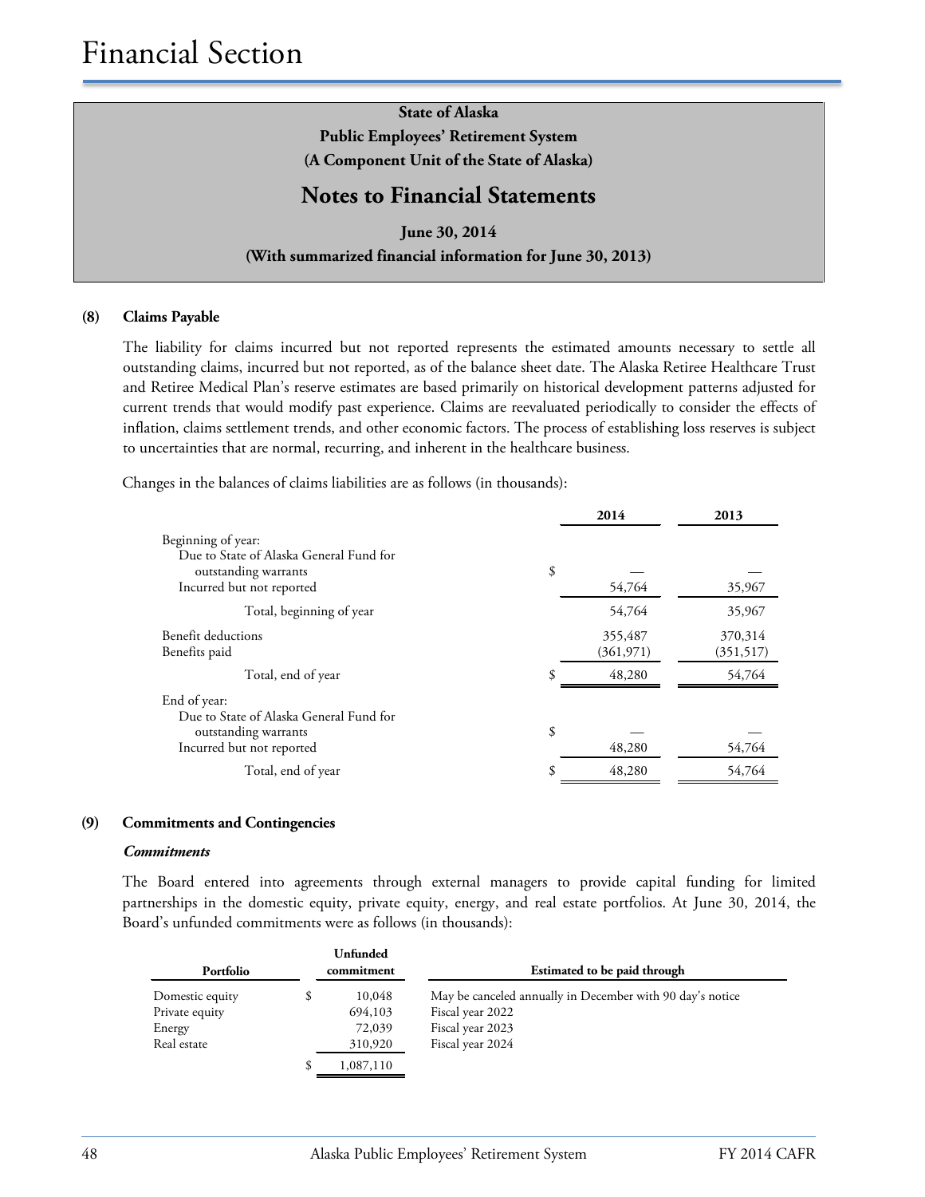**State of Alaska**
**Public Employees' Retirement System**
**(A Component Unit of the State of Alaska)**

## Notes to Financial Statements

**June 30, 2014**
**(With summarized financial information for June 30, 2013)**

### (8) Claims Payable

The liability for claims incurred but not reported represents the estimated amounts necessary to settle all outstanding claims, incurred but not reported, as of the balance sheet date. The Alaska Retiree Healthcare Trust and Retiree Medical Plan's reserve estimates are based primarily on historical development patterns adjusted for current trends that would modify past experience. Claims are reevaluated periodically to consider the effects of inflation, claims settlement trends, and other economic factors. The process of establishing loss reserves is subject to uncertainties that are normal, recurring, and inherent in the healthcare business.

Changes in the balances of claims liabilities are as follows (in thousands):

| | | 2014 | 2013 |
|---|---|---|---|
| Beginning of year: | | | |
| Due to State of Alaska General Fund for outstanding warrants | $ | — | — |
| Incurred but not reported | | 54,764 | 35,967 |
| Total, beginning of year | | 54,764 | 35,967 |
| Benefit deductions | | 355,487 | 370,314 |
| Benefits paid | | (361,971) | (351,517) |
| Total, end of year | $ | 48,280 | 54,764 |
| End of year: | | | |
| Due to State of Alaska General Fund for outstanding warrants | $ | — | — |
| Incurred but not reported | | 48,280 | 54,764 |
| Total, end of year | $ | 48,280 | 54,764 |

### (9) Commitments and Contingencies

***Commitments***

The Board entered into agreements through external managers to provide capital funding for limited partnerships in the domestic equity, private equity, energy, and real estate portfolios. At June 30, 2014, the Board's unfunded commitments were as follows (in thousands):

| Portfolio | | Unfunded commitment | Estimated to be paid through |
|---|---|---|---|
| Domestic equity | $ | 10,048 | May be canceled annually in December with 90 day's notice |
| Private equity | | 694,103 | Fiscal year 2022 |
| Energy | | 72,039 | Fiscal year 2023 |
| Real estate | | 310,920 | Fiscal year 2024 |
| | $ | 1,087,110 | |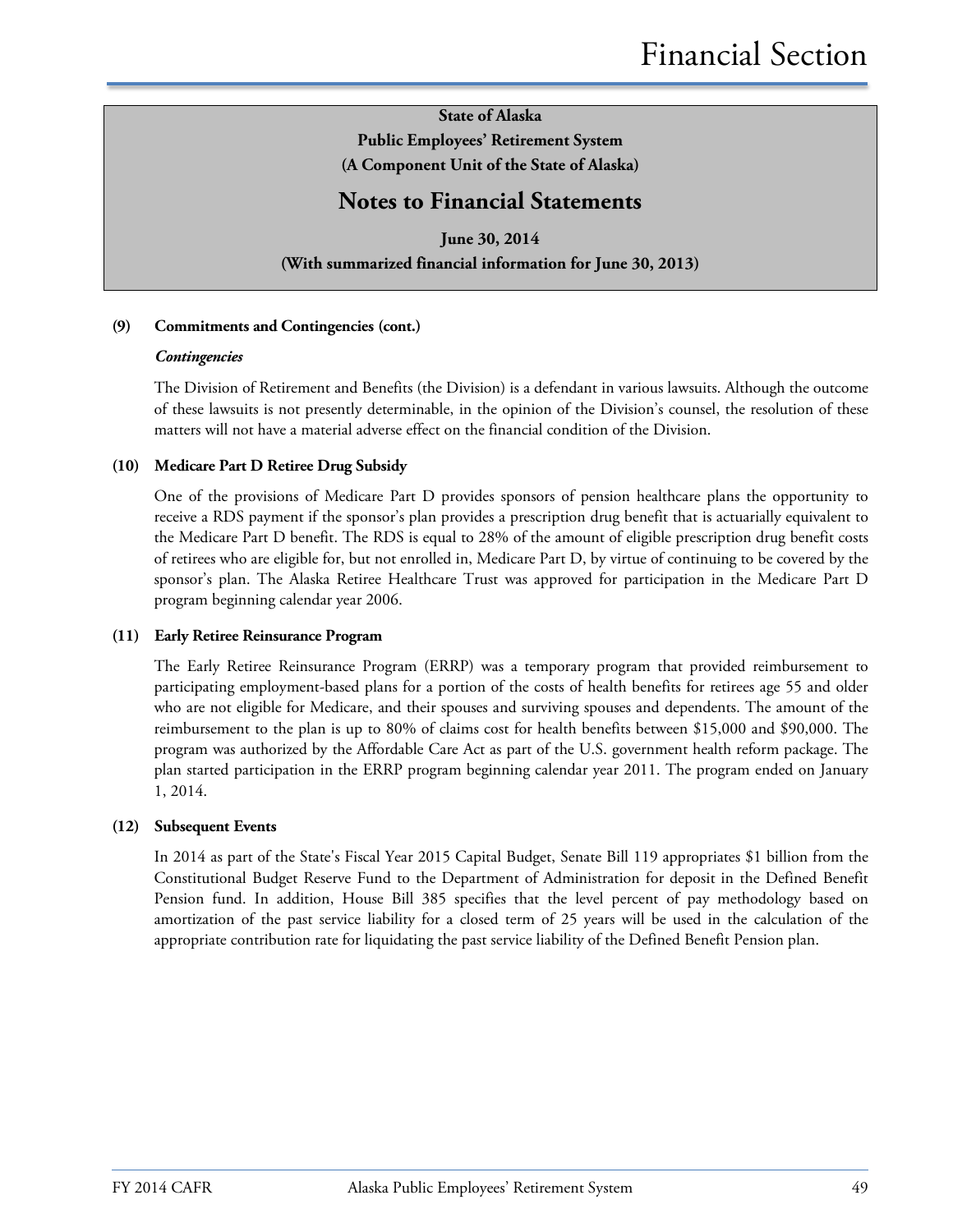State of Alaska

Public Employees' Retirement System

(A Component Unit of the State of Alaska)

# Notes to Financial Statements

June 30, 2014

(With summarized financial information for June 30, 2013)

### (9) Commitments and Contingencies (cont.)

***Contingencies***

The Division of Retirement and Benefits (the Division) is a defendant in various lawsuits. Although the outcome of these lawsuits is not presently determinable, in the opinion of the Division's counsel, the resolution of these matters will not have a material adverse effect on the financial condition of the Division.

### (10) Medicare Part D Retiree Drug Subsidy

One of the provisions of Medicare Part D provides sponsors of pension healthcare plans the opportunity to receive a RDS payment if the sponsor's plan provides a prescription drug benefit that is actuarially equivalent to the Medicare Part D benefit. The RDS is equal to 28% of the amount of eligible prescription drug benefit costs of retirees who are eligible for, but not enrolled in, Medicare Part D, by virtue of continuing to be covered by the sponsor's plan. The Alaska Retiree Healthcare Trust was approved for participation in the Medicare Part D program beginning calendar year 2006.

### (11) Early Retiree Reinsurance Program

The Early Retiree Reinsurance Program (ERRP) was a temporary program that provided reimbursement to participating employment-based plans for a portion of the costs of health benefits for retirees age 55 and older who are not eligible for Medicare, and their spouses and surviving spouses and dependents. The amount of the reimbursement to the plan is up to 80% of claims cost for health benefits between $15,000 and $90,000. The program was authorized by the Affordable Care Act as part of the U.S. government health reform package. The plan started participation in the ERRP program beginning calendar year 2011. The program ended on January 1, 2014.

### (12) Subsequent Events

In 2014 as part of the State's Fiscal Year 2015 Capital Budget, Senate Bill 119 appropriates $1 billion from the Constitutional Budget Reserve Fund to the Department of Administration for deposit in the Defined Benefit Pension fund. In addition, House Bill 385 specifies that the level percent of pay methodology based on amortization of the past service liability for a closed term of 25 years will be used in the calculation of the appropriate contribution rate for liquidating the past service liability of the Defined Benefit Pension plan.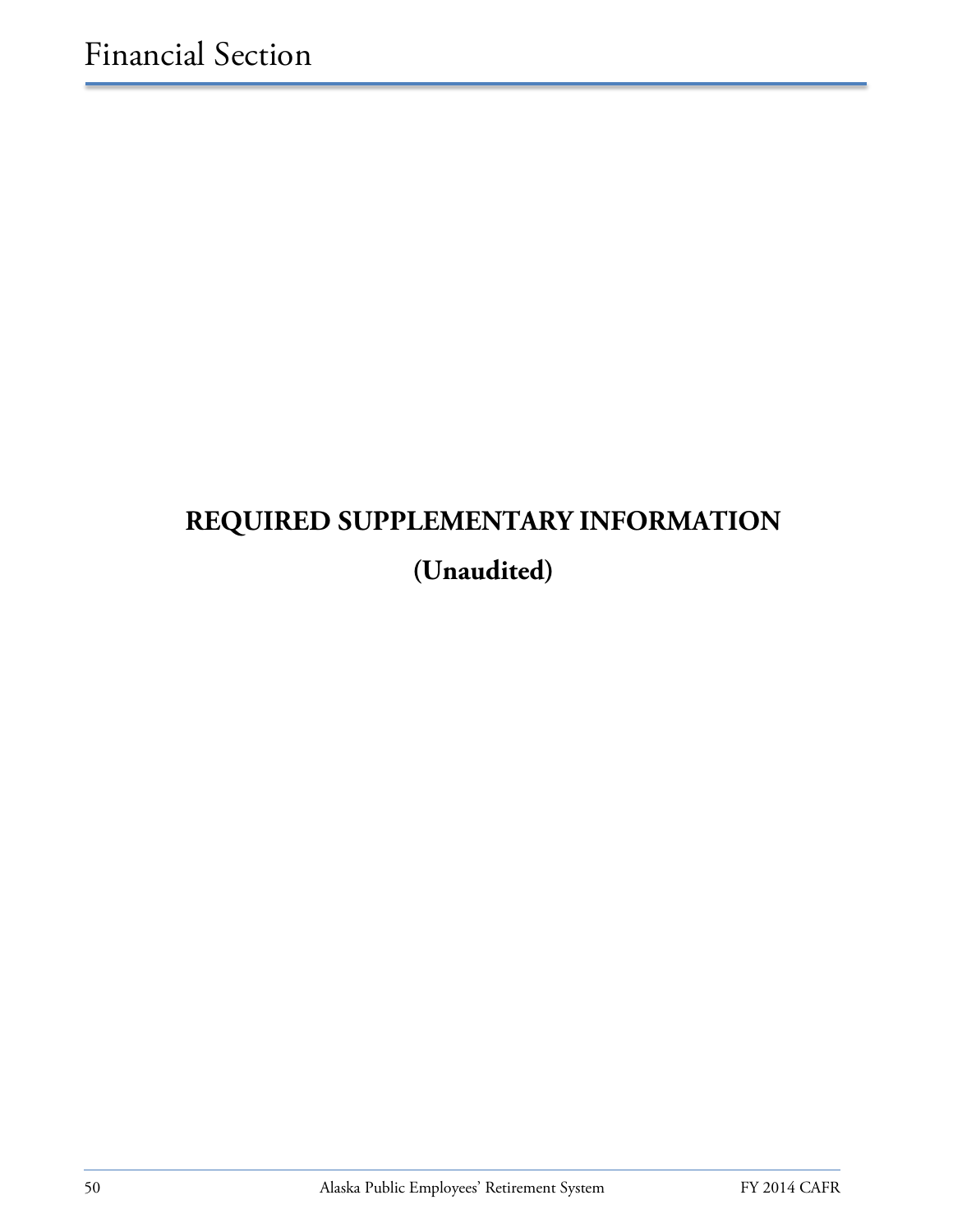# REQUIRED SUPPLEMENTARY INFORMATION

## (Unaudited)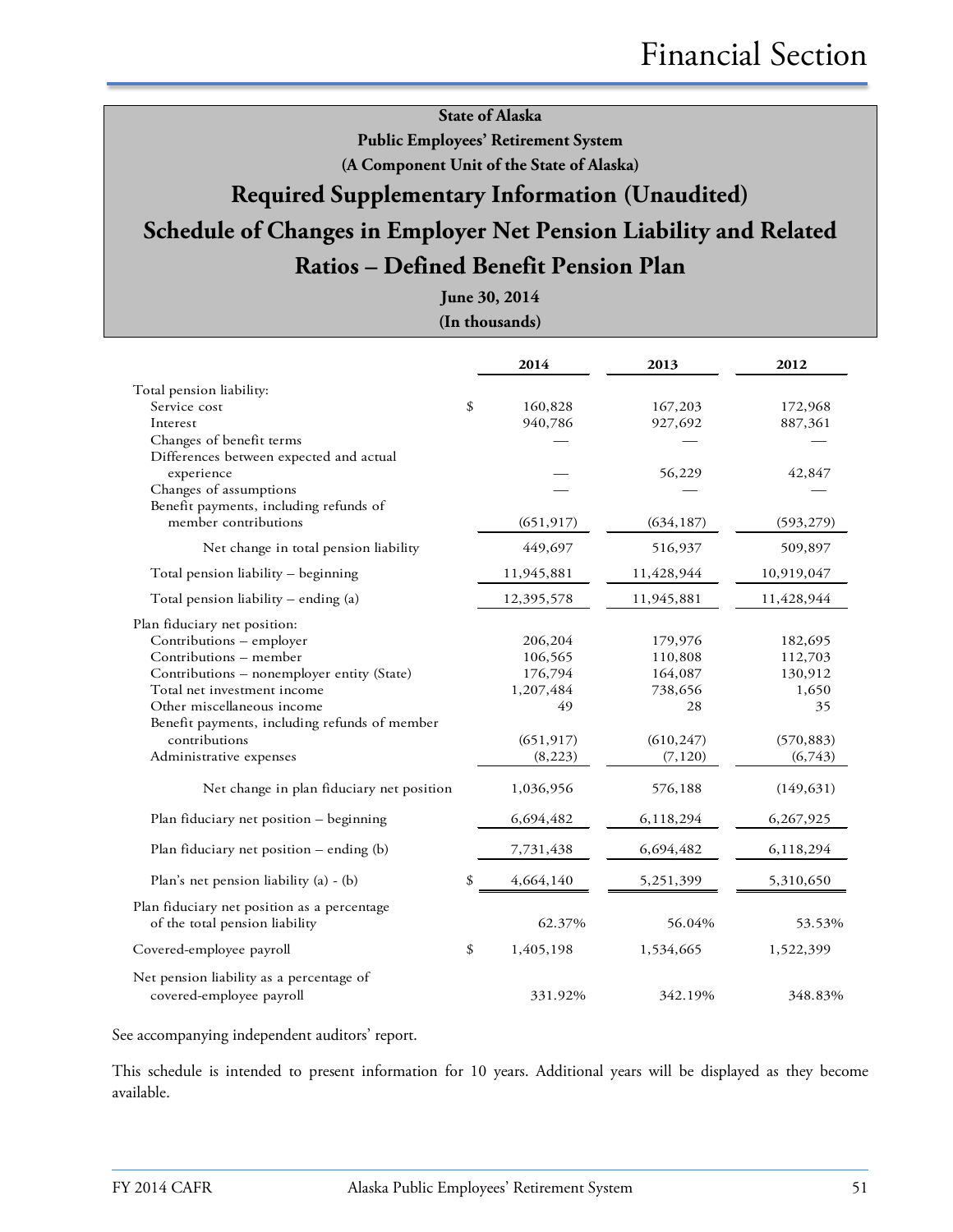**State of Alaska**
**Public Employees' Retirement System**
**(A Component Unit of the State of Alaska)**

## Required Supplementary Information (Unaudited)

## Schedule of Changes in Employer Net Pension Liability and Related Ratios – Defined Benefit Pension Plan

**June 30, 2014**
**(In thousands)**

| | 2014 | 2013 | 2012 |
|---|---|---|---|
| Total pension liability: | | | |
| Service cost | $ 160,828 | 167,203 | 172,968 |
| Interest | 940,786 | 927,692 | 887,361 |
| Changes of benefit terms | — | — | — |
| Differences between expected and actual experience | — | 56,229 | 42,847 |
| Changes of assumptions | — | — | — |
| Benefit payments, including refunds of member contributions | (651,917) | (634,187) | (593,279) |
| Net change in total pension liability | 449,697 | 516,937 | 509,897 |
| Total pension liability – beginning | 11,945,881 | 11,428,944 | 10,919,047 |
| Total pension liability – ending (a) | 12,395,578 | 11,945,881 | 11,428,944 |
| Plan fiduciary net position: | | | |
| Contributions – employer | 206,204 | 179,976 | 182,695 |
| Contributions – member | 106,565 | 110,808 | 112,703 |
| Contributions – nonemployer entity (State) | 176,794 | 164,087 | 130,912 |
| Total net investment income | 1,207,484 | 738,656 | 1,650 |
| Other miscellaneous income | 49 | 28 | 35 |
| Benefit payments, including refunds of member contributions | (651,917) | (610,247) | (570,883) |
| Administrative expenses | (8,223) | (7,120) | (6,743) |
| Net change in plan fiduciary net position | 1,036,956 | 576,188 | (149,631) |
| Plan fiduciary net position – beginning | 6,694,482 | 6,118,294 | 6,267,925 |
| Plan fiduciary net position – ending (b) | 7,731,438 | 6,694,482 | 6,118,294 |
| Plan's net pension liability (a) - (b) | $ 4,664,140 | 5,251,399 | 5,310,650 |
| Plan fiduciary net position as a percentage of the total pension liability | 62.37% | 56.04% | 53.53% |
| Covered-employee payroll | $ 1,405,198 | 1,534,665 | 1,522,399 |
| Net pension liability as a percentage of covered-employee payroll | 331.92% | 342.19% | 348.83% |

See accompanying independent auditors' report.

This schedule is intended to present information for 10 years. Additional years will be displayed as they become available.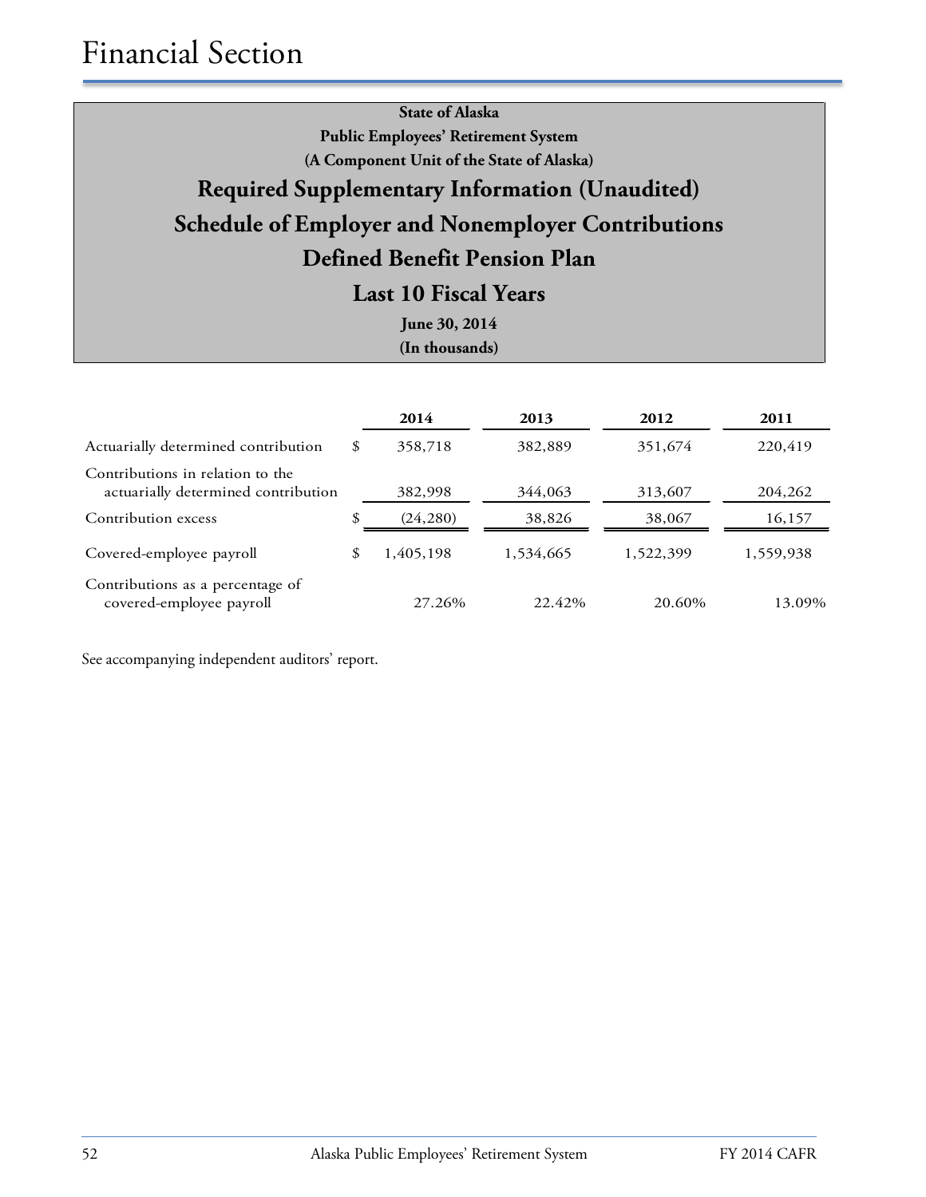# Financial Section

**State of Alaska**

**Public Employees' Retirement System**

**(A Component Unit of the State of Alaska)**

## Required Supplementary Information (Unaudited)

## Schedule of Employer and Nonemployer Contributions

## Defined Benefit Pension Plan

## Last 10 Fiscal Years

**June 30, 2014**

**(In thousands)**

| | | 2014 | 2013 | 2012 | 2011 |
|---|---|---|---|---|---|
| Actuarially determined contribution | $ | 358,718 | 382,889 | 351,674 | 220,419 |
| Contributions in relation to the actuarially determined contribution | | 382,998 | 344,063 | 313,607 | 204,262 |
| Contribution excess | $ | (24,280) | 38,826 | 38,067 | 16,157 |
| Covered-employee payroll | $ | 1,405,198 | 1,534,665 | 1,522,399 | 1,559,938 |
| Contributions as a percentage of covered-employee payroll | | 27.26% | 22.42% | 20.60% | 13.09% |

See accompanying independent auditors' report.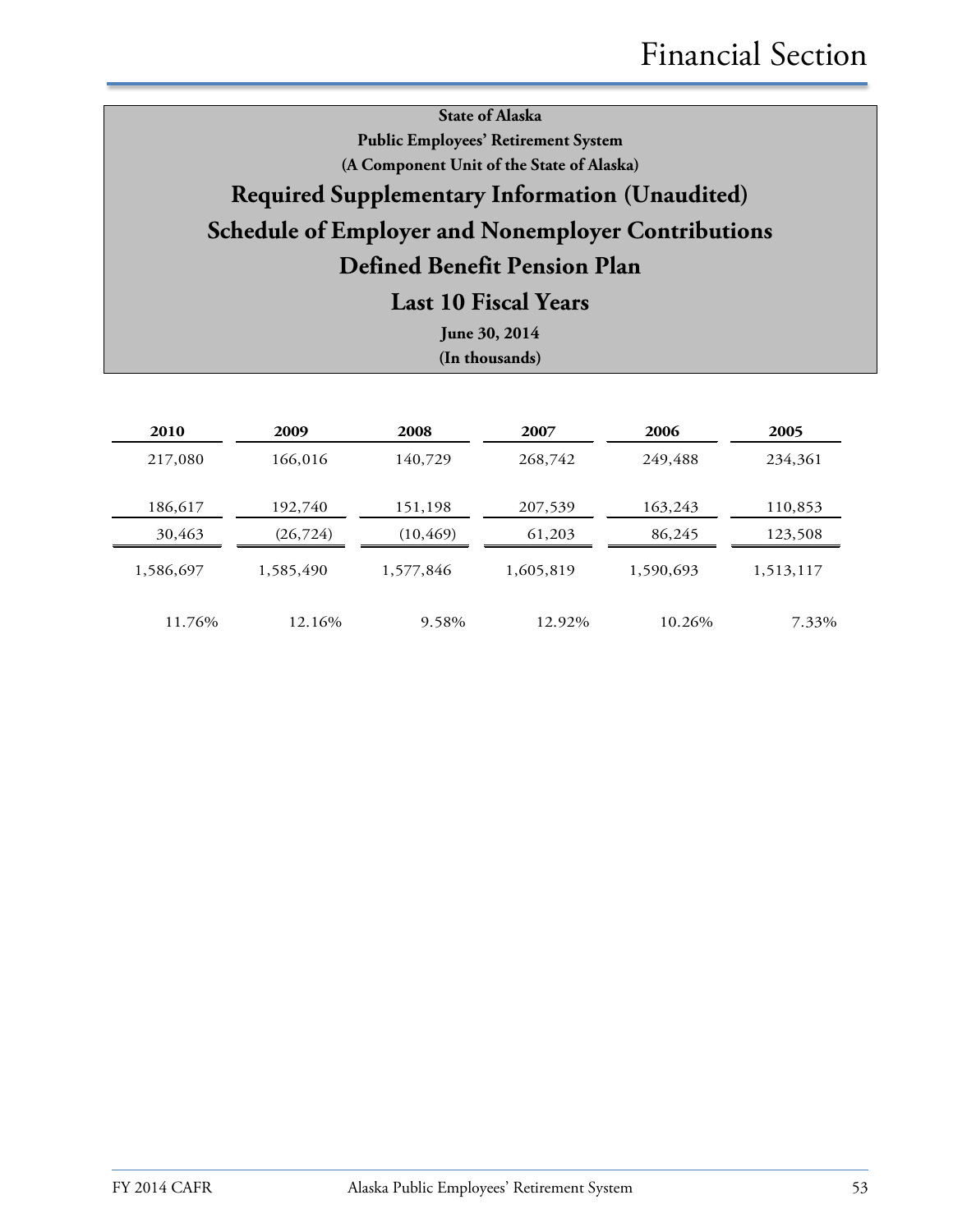State of Alaska

Public Employees' Retirement System

(A Component Unit of the State of Alaska)

# Required Supplementary Information (Unaudited)

# Schedule of Employer and Nonemployer Contributions

# Defined Benefit Pension Plan

# Last 10 Fiscal Years

**June 30, 2014**

**(In thousands)**

| 2010 | 2009 | 2008 | 2007 | 2006 | 2005 |
|---|---|---|---|---|---|
| 217,080 | 166,016 | 140,729 | 268,742 | 249,488 | 234,361 |
| 186,617 | 192,740 | 151,198 | 207,539 | 163,243 | 110,853 |
| 30,463 | (26,724) | (10,469) | 61,203 | 86,245 | 123,508 |
| 1,586,697 | 1,585,490 | 1,577,846 | 1,605,819 | 1,590,693 | 1,513,117 |
| 11.76% | 12.16% | 9.58% | 12.92% | 10.26% | 7.33% |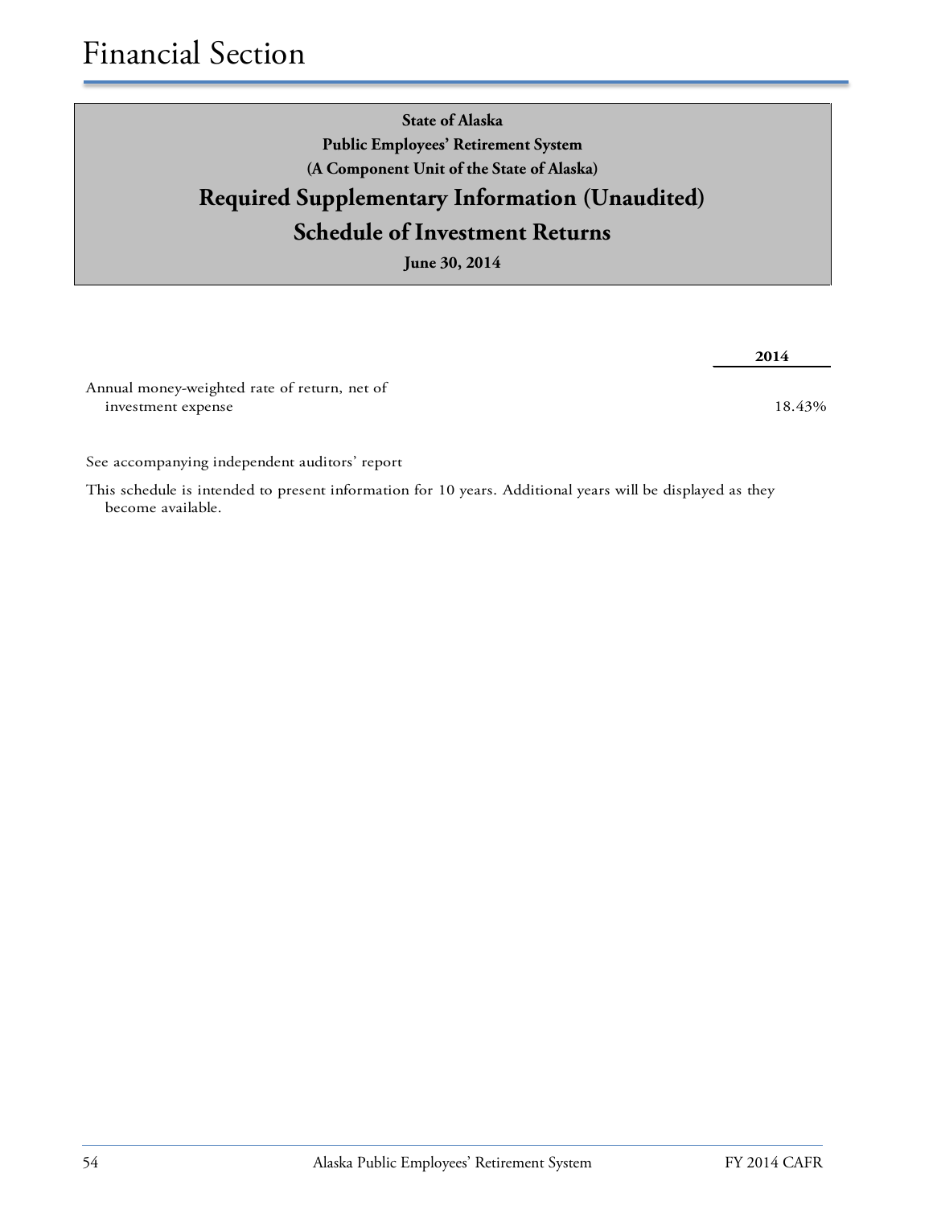# Financial Section

**State of Alaska**

**Public Employees' Retirement System**

**(A Component Unit of the State of Alaska)**

## Required Supplementary Information (Unaudited)

## Schedule of Investment Returns

**June 30, 2014**

| | **2014** |
|---|---|
| Annual money-weighted rate of return, net of investment expense | 18.43% |

See accompanying independent auditors' report

This schedule is intended to present information for 10 years. Additional years will be displayed as they become available.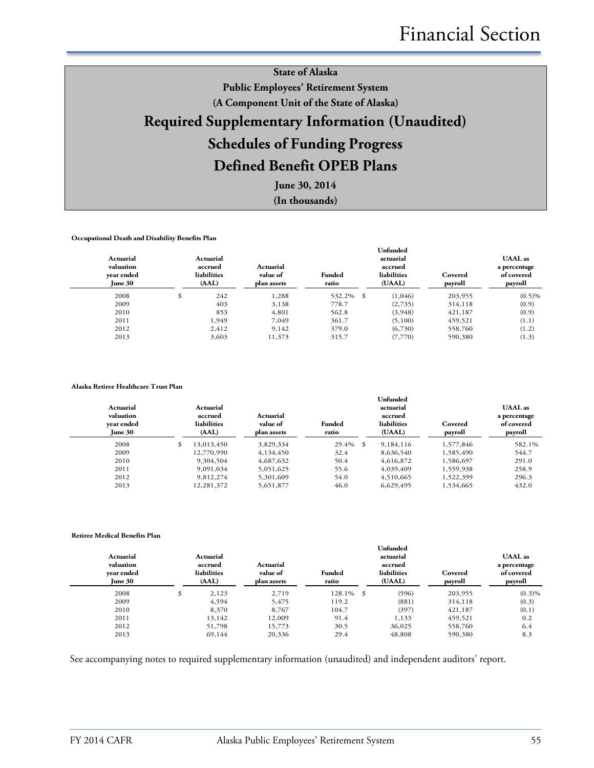# State of Alaska
## Public Employees' Retirement System
### (A Component Unit of the State of Alaska)
# Required Supplementary Information (Unaudited)
# Schedules of Funding Progress
# Defined Benefit OPEB Plans
### June 30, 2014
### (In thousands)

**Occupational Death and Disability Benefits Plan**

| Actuarial valuation year ended June 30 | Actuarial accrued liabilities (AAL) | Actuarial value of plan assets | Funded ratio | Unfunded actuarial accrued liabilities (UAAL) | Covered payroll | UAAL as a percentage of covered payroll |
|---|---|---|---|---|---|---|
| 2008 | $ 242 | 1,288 | 532.2% | $ (1,046) | 203,955 | (0.5)% |
| 2009 | 403 | 3,138 | 778.7 | (2,735) | 314,118 | (0.9) |
| 2010 | 853 | 4,801 | 562.8 | (3,948) | 421,187 | (0.9) |
| 2011 | 1,949 | 7,049 | 361.7 | (5,100) | 459,521 | (1.1) |
| 2012 | 2,412 | 9,142 | 379.0 | (6,730) | 558,760 | (1.2) |
| 2013 | 3,603 | 11,373 | 315.7 | (7,770) | 590,380 | (1.3) |

**Alaska Retiree Healthcare Trust Plan**

| Actuarial valuation year ended June 30 | Actuarial accrued liabilities (AAL) | Actuarial value of plan assets | Funded ratio | Unfunded actuarial accrued liabilities (UAAL) | Covered payroll | UAAL as a percentage of covered payroll |
|---|---|---|---|---|---|---|
| 2008 | $ 13,013,450 | 3,829,334 | 29.4% | $ 9,184,116 | 1,577,846 | 582.1% |
| 2009 | 12,770,990 | 4,134,450 | 32.4 | 8,636,540 | 1,585,490 | 544.7 |
| 2010 | 9,304,504 | 4,687,632 | 50.4 | 4,616,872 | 1,586,697 | 291.0 |
| 2011 | 9,091,034 | 5,051,625 | 55.6 | 4,039,409 | 1,559,938 | 258.9 |
| 2012 | 9,812,274 | 5,301,609 | 54.0 | 4,510,665 | 1,522,399 | 296.3 |
| 2013 | 12,281,372 | 5,651,877 | 46.0 | 6,629,495 | 1,534,665 | 432.0 |

**Retiree Medical Benefits Plan**

| Actuarial valuation year ended June 30 | Actuarial accrued liabilities (AAL) | Actuarial value of plan assets | Funded ratio | Unfunded actuarial accrued liabilities (UAAL) | Covered payroll | UAAL as a percentage of covered payroll |
|---|---|---|---|---|---|---|
| 2008 | $ 2,123 | 2,719 | 128.1% | $ (596) | 203,955 | (0.3)% |
| 2009 | 4,594 | 5,475 | 119.2 | (881) | 314,118 | (0.3) |
| 2010 | 8,370 | 8,767 | 104.7 | (397) | 421,187 | (0.1) |
| 2011 | 13,142 | 12,009 | 91.4 | 1,133 | 459,521 | 0.2 |
| 2012 | 51,798 | 15,773 | 30.5 | 36,025 | 558,760 | 6.4 |
| 2013 | 69,144 | 20,336 | 29.4 | 48,808 | 590,380 | 8.3 |

See accompanying notes to required supplementary information (unaudited) and independent auditors' report.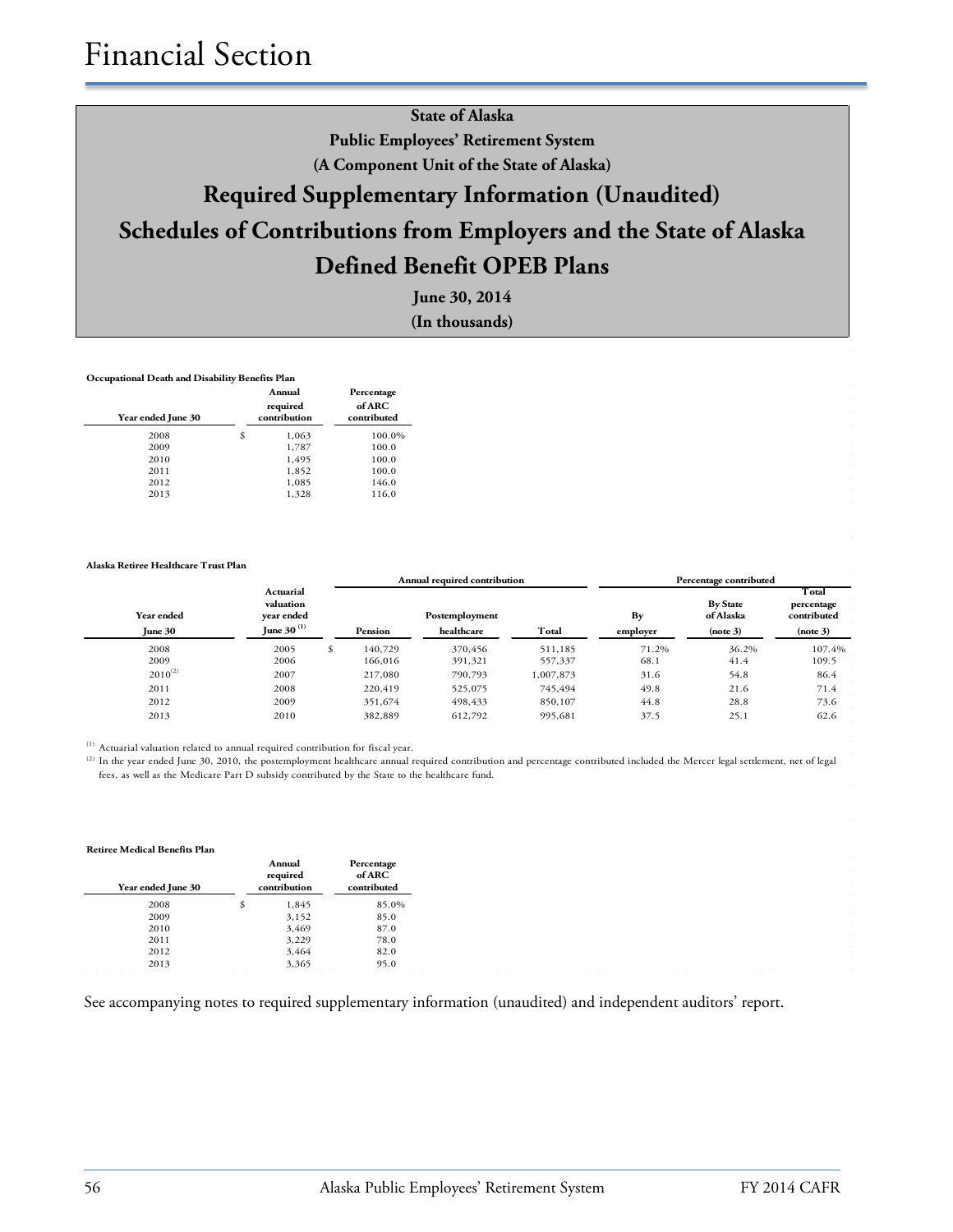# Financial Section

## State of Alaska
## Public Employees' Retirement System
## (A Component Unit of the State of Alaska)
## Required Supplementary Information (Unaudited)
## Schedules of Contributions from Employers and the State of Alaska
## Defined Benefit OPEB Plans

**June 30, 2014**

**(In thousands)**

**Occupational Death and Disability Benefits Plan**

| Year ended June 30 | Annual required contribution | Percentage of ARC contributed |
|---|---|---|
| 2008 | $ 1,063 | 100.0% |
| 2009 | 1,787 | 100.0 |
| 2010 | 1,495 | 100.0 |
| 2011 | 1,852 | 100.0 |
| 2012 | 1,085 | 146.0 |
| 2013 | 1,328 | 116.0 |

**Alaska Retiree Healthcare Trust Plan**

| Year ended June 30 | Actuarial valuation year ended June 30 [1] | Annual required contribution | | | Percentage contributed | | |
|---|---|---|---|---|---|---|---|
| | | Pension | Postemployment healthcare | Total | By employer | By State of Alaska (note 3) | Total percentage contributed (note 3) |
| 2008 | 2005 | $ 140,729 | 370,456 | 511,185 | 71.2% | 36.2% | 107.4% |
| 2009 | 2006 | 166,016 | 391,321 | 557,337 | 68.1 | 41.4 | 109.5 |
| 2010[2] | 2007 | 217,080 | 790,793 | 1,007,873 | 31.6 | 54.8 | 86.4 |
| 2011 | 2008 | 220,419 | 525,075 | 745,494 | 49.8 | 21.6 | 71.4 |
| 2012 | 2009 | 351,674 | 498,433 | 850,107 | 44.8 | 28.8 | 73.6 |
| 2013 | 2010 | 382,889 | 612,792 | 995,681 | 37.5 | 25.1 | 62.6 |

[1] Actuarial valuation related to annual required contribution for fiscal year.

[2] In the year ended June 30, 2010, the postemployment healthcare annual required contribution and percentage contributed included the Mercer legal settlement, net of legal fees, as well as the Medicare Part D subsidy contributed by the State to the healthcare fund.

**Retiree Medical Benefits Plan**

| Year ended June 30 | Annual required contribution | Percentage of ARC contributed |
|---|---|---|
| 2008 | $ 1,845 | 85.0% |
| 2009 | 3,152 | 85.0 |
| 2010 | 3,469 | 87.0 |
| 2011 | 3,229 | 78.0 |
| 2012 | 3,464 | 82.0 |
| 2013 | 3,365 | 95.0 |

See accompanying notes to required supplementary information (unaudited) and independent auditors' report.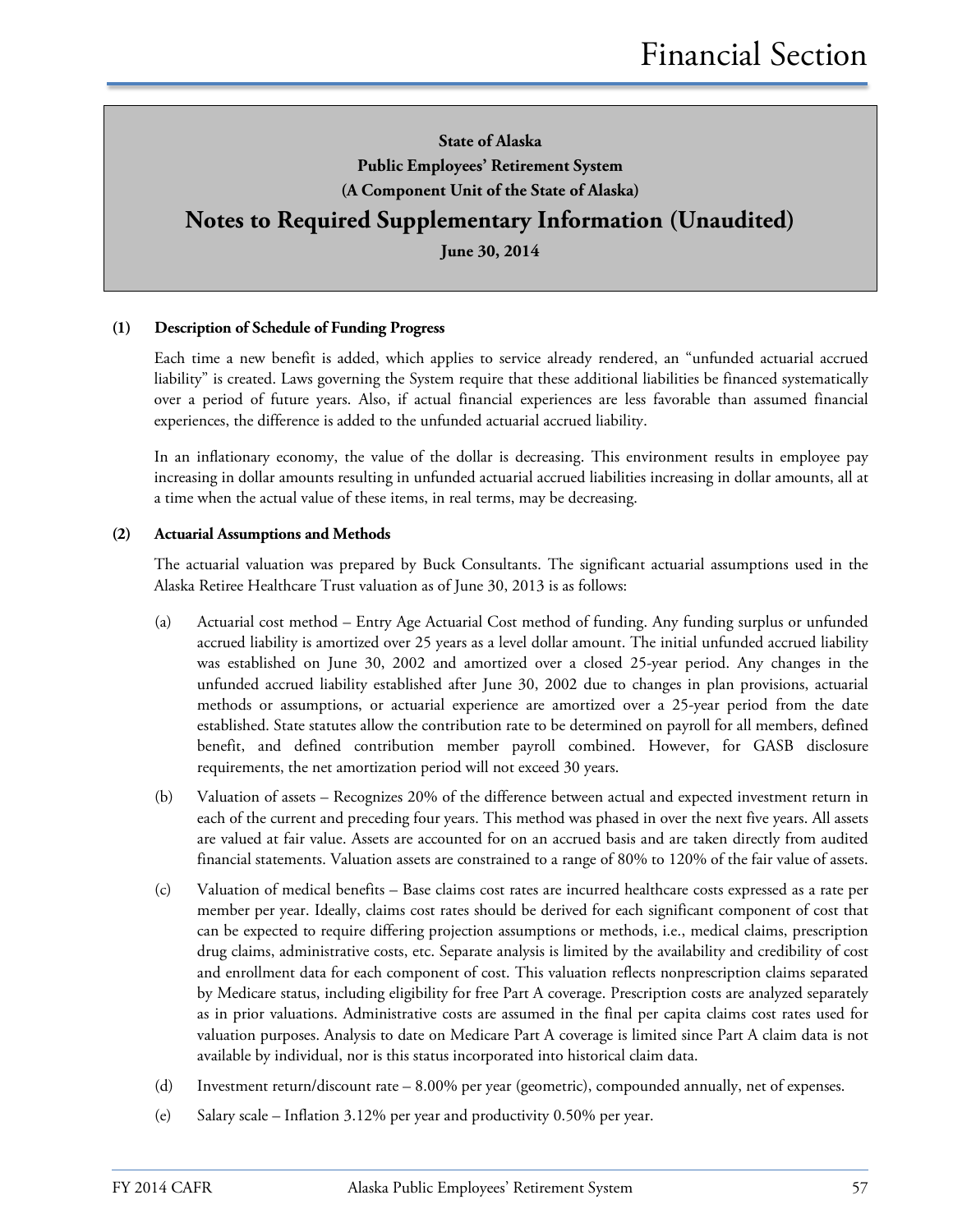# State of Alaska
# Public Employees' Retirement System
# (A Component Unit of the State of Alaska)
# Notes to Required Supplementary Information (Unaudited)
# June 30, 2014

**(1) Description of Schedule of Funding Progress**

Each time a new benefit is added, which applies to service already rendered, an "unfunded actuarial accrued liability" is created. Laws governing the System require that these additional liabilities be financed systematically over a period of future years. Also, if actual financial experiences are less favorable than assumed financial experiences, the difference is added to the unfunded actuarial accrued liability.

In an inflationary economy, the value of the dollar is decreasing. This environment results in employee pay increasing in dollar amounts resulting in unfunded actuarial accrued liabilities increasing in dollar amounts, all at a time when the actual value of these items, in real terms, may be decreasing.

**(2) Actuarial Assumptions and Methods**

The actuarial valuation was prepared by Buck Consultants. The significant actuarial assumptions used in the Alaska Retiree Healthcare Trust valuation as of June 30, 2013 is as follows:

(a) Actuarial cost method – Entry Age Actuarial Cost method of funding. Any funding surplus or unfunded accrued liability is amortized over 25 years as a level dollar amount. The initial unfunded accrued liability was established on June 30, 2002 and amortized over a closed 25-year period. Any changes in the unfunded accrued liability established after June 30, 2002 due to changes in plan provisions, actuarial methods or assumptions, or actuarial experience are amortized over a 25-year period from the date established. State statutes allow the contribution rate to be determined on payroll for all members, defined benefit, and defined contribution member payroll combined. However, for GASB disclosure requirements, the net amortization period will not exceed 30 years.

(b) Valuation of assets – Recognizes 20% of the difference between actual and expected investment return in each of the current and preceding four years. This method was phased in over the next five years. All assets are valued at fair value. Assets are accounted for on an accrued basis and are taken directly from audited financial statements. Valuation assets are constrained to a range of 80% to 120% of the fair value of assets.

(c) Valuation of medical benefits – Base claims cost rates are incurred healthcare costs expressed as a rate per member per year. Ideally, claims cost rates should be derived for each significant component of cost that can be expected to require differing projection assumptions or methods, i.e., medical claims, prescription drug claims, administrative costs, etc. Separate analysis is limited by the availability and credibility of cost and enrollment data for each component of cost. This valuation reflects nonprescription claims separated by Medicare status, including eligibility for free Part A coverage. Prescription costs are analyzed separately as in prior valuations. Administrative costs are assumed in the final per capita claims cost rates used for valuation purposes. Analysis to date on Medicare Part A coverage is limited since Part A claim data is not available by individual, nor is this status incorporated into historical claim data.

(d) Investment return/discount rate – 8.00% per year (geometric), compounded annually, net of expenses.

(e) Salary scale – Inflation 3.12% per year and productivity 0.50% per year.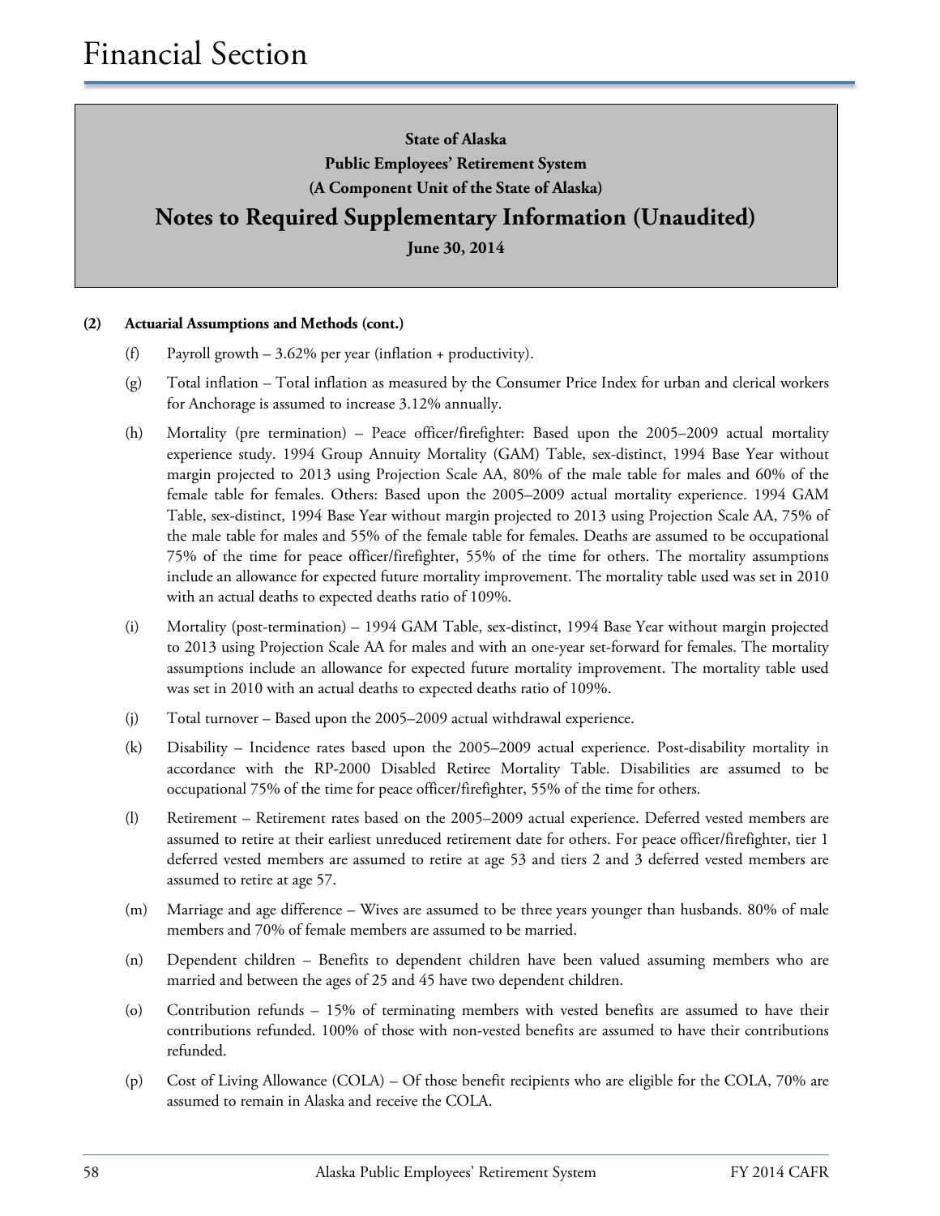# Financial Section

**State of Alaska**
**Public Employees' Retirement System**
**(A Component Unit of the State of Alaska)**

## Notes to Required Supplementary Information (Unaudited)

**June 30, 2014**

**(2) Actuarial Assumptions and Methods (cont.)**

(f) Payroll growth – 3.62% per year (inflation + productivity).

(g) Total inflation – Total inflation as measured by the Consumer Price Index for urban and clerical workers for Anchorage is assumed to increase 3.12% annually.

(h) Mortality (pre termination) – Peace officer/firefighter: Based upon the 2005–2009 actual mortality experience study. 1994 Group Annuity Mortality (GAM) Table, sex-distinct, 1994 Base Year without margin projected to 2013 using Projection Scale AA, 80% of the male table for males and 60% of the female table for females. Others: Based upon the 2005–2009 actual mortality experience. 1994 GAM Table, sex-distinct, 1994 Base Year without margin projected to 2013 using Projection Scale AA, 75% of the male table for males and 55% of the female table for females. Deaths are assumed to be occupational 75% of the time for peace officer/firefighter, 55% of the time for others. The mortality assumptions include an allowance for expected future mortality improvement. The mortality table used was set in 2010 with an actual deaths to expected deaths ratio of 109%.

(i) Mortality (post-termination) – 1994 GAM Table, sex-distinct, 1994 Base Year without margin projected to 2013 using Projection Scale AA for males and with an one-year set-forward for females. The mortality assumptions include an allowance for expected future mortality improvement. The mortality table used was set in 2010 with an actual deaths to expected deaths ratio of 109%.

(j) Total turnover – Based upon the 2005–2009 actual withdrawal experience.

(k) Disability – Incidence rates based upon the 2005–2009 actual experience. Post-disability mortality in accordance with the RP-2000 Disabled Retiree Mortality Table. Disabilities are assumed to be occupational 75% of the time for peace officer/firefighter, 55% of the time for others.

(l) Retirement – Retirement rates based on the 2005–2009 actual experience. Deferred vested members are assumed to retire at their earliest unreduced retirement date for others. For peace officer/firefighter, tier 1 deferred vested members are assumed to retire at age 53 and tiers 2 and 3 deferred vested members are assumed to retire at age 57.

(m) Marriage and age difference – Wives are assumed to be three years younger than husbands. 80% of male members and 70% of female members are assumed to be married.

(n) Dependent children – Benefits to dependent children have been valued assuming members who are married and between the ages of 25 and 45 have two dependent children.

(o) Contribution refunds – 15% of terminating members with vested benefits are assumed to have their contributions refunded. 100% of those with non-vested benefits are assumed to have their contributions refunded.

(p) Cost of Living Allowance (COLA) – Of those benefit recipients who are eligible for the COLA, 70% are assumed to remain in Alaska and receive the COLA.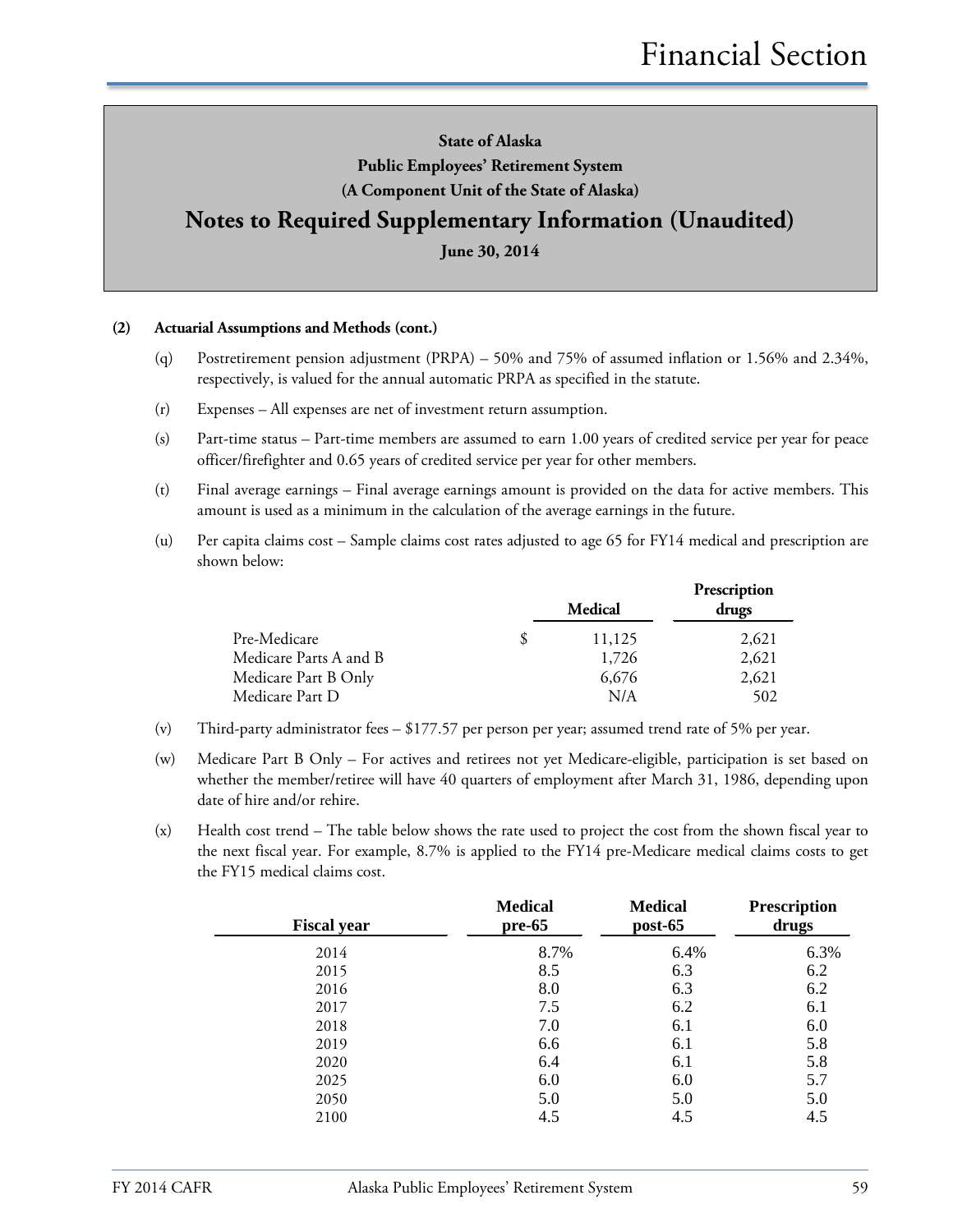**State of Alaska**

**Public Employees' Retirement System**

**(A Component Unit of the State of Alaska)**

## Notes to Required Supplementary Information (Unaudited)

**June 30, 2014**

**(2) Actuarial Assumptions and Methods (cont.)**

(q) Postretirement pension adjustment (PRPA) – 50% and 75% of assumed inflation or 1.56% and 2.34%, respectively, is valued for the annual automatic PRPA as specified in the statute.

(r) Expenses – All expenses are net of investment return assumption.

(s) Part-time status – Part-time members are assumed to earn 1.00 years of credited service per year for peace officer/firefighter and 0.65 years of credited service per year for other members.

(t) Final average earnings – Final average earnings amount is provided on the data for active members. This amount is used as a minimum in the calculation of the average earnings in the future.

(u) Per capita claims cost – Sample claims cost rates adjusted to age 65 for FY14 medical and prescription are shown below:

| | Medical | Prescription drugs |
|---|---|---|
| Pre-Medicare | $ 11,125 | 2,621 |
| Medicare Parts A and B | 1,726 | 2,621 |
| Medicare Part B Only | 6,676 | 2,621 |
| Medicare Part D | N/A | 502 |

(v) Third-party administrator fees – $177.57 per person per year; assumed trend rate of 5% per year.

(w) Medicare Part B Only – For actives and retirees not yet Medicare-eligible, participation is set based on whether the member/retiree will have 40 quarters of employment after March 31, 1986, depending upon date of hire and/or rehire.

(x) Health cost trend – The table below shows the rate used to project the cost from the shown fiscal year to the next fiscal year. For example, 8.7% is applied to the FY14 pre-Medicare medical claims costs to get the FY15 medical claims cost.

| Fiscal year | Medical pre-65 | Medical post-65 | Prescription drugs |
|---|---|---|---|
| 2014 | 8.7% | 6.4% | 6.3% |
| 2015 | 8.5 | 6.3 | 6.2 |
| 2016 | 8.0 | 6.3 | 6.2 |
| 2017 | 7.5 | 6.2 | 6.1 |
| 2018 | 7.0 | 6.1 | 6.0 |
| 2019 | 6.6 | 6.1 | 5.8 |
| 2020 | 6.4 | 6.1 | 5.8 |
| 2025 | 6.0 | 6.0 | 5.7 |
| 2050 | 5.0 | 5.0 | 5.0 |
| 2100 | 4.5 | 4.5 | 4.5 |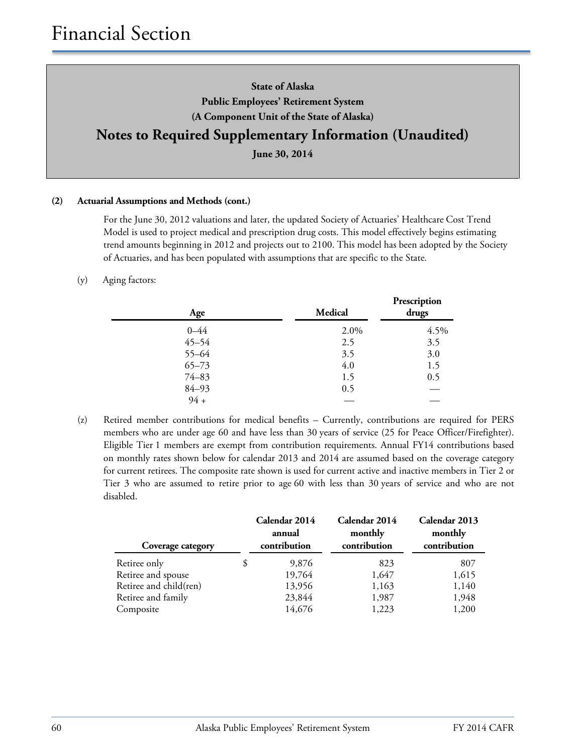# Financial Section

**State of Alaska**

**Public Employees' Retirement System**

**(A Component Unit of the State of Alaska)**

## Notes to Required Supplementary Information (Unaudited)

**June 30, 2014**

**(2) Actuarial Assumptions and Methods (cont.)**

For the June 30, 2012 valuations and later, the updated Society of Actuaries' Healthcare Cost Trend Model is used to project medical and prescription drug costs. This model effectively begins estimating trend amounts beginning in 2012 and projects out to 2100. This model has been adopted by the Society of Actuaries, and has been populated with assumptions that are specific to the State.

(y) Aging factors:

| Age | Medical | Prescription drugs |
|---|---|---|
| 0–44 | 2.0% | 4.5% |
| 45–54 | 2.5 | 3.5 |
| 55–64 | 3.5 | 3.0 |
| 65–73 | 4.0 | 1.5 |
| 74–83 | 1.5 | 0.5 |
| 84–93 | 0.5 | — |
| 94 + | — | — |

(z) Retired member contributions for medical benefits – Currently, contributions are required for PERS members who are under age 60 and have less than 30 years of service (25 for Peace Officer/Firefighter). Eligible Tier 1 members are exempt from contribution requirements. Annual FY14 contributions based on monthly rates shown below for calendar 2013 and 2014 are assumed based on the coverage category for current retirees. The composite rate shown is used for current active and inactive members in Tier 2 or Tier 3 who are assumed to retire prior to age 60 with less than 30 years of service and who are not disabled.

| Coverage category | Calendar 2014 annual contribution | Calendar 2014 monthly contribution | Calendar 2013 monthly contribution |
|---|---|---|---|
| Retiree only | $ 9,876 | 823 | 807 |
| Retiree and spouse | 19,764 | 1,647 | 1,615 |
| Retiree and child(ren) | 13,956 | 1,163 | 1,140 |
| Retiree and family | 23,844 | 1,987 | 1,948 |
| Composite | 14,676 | 1,223 | 1,200 |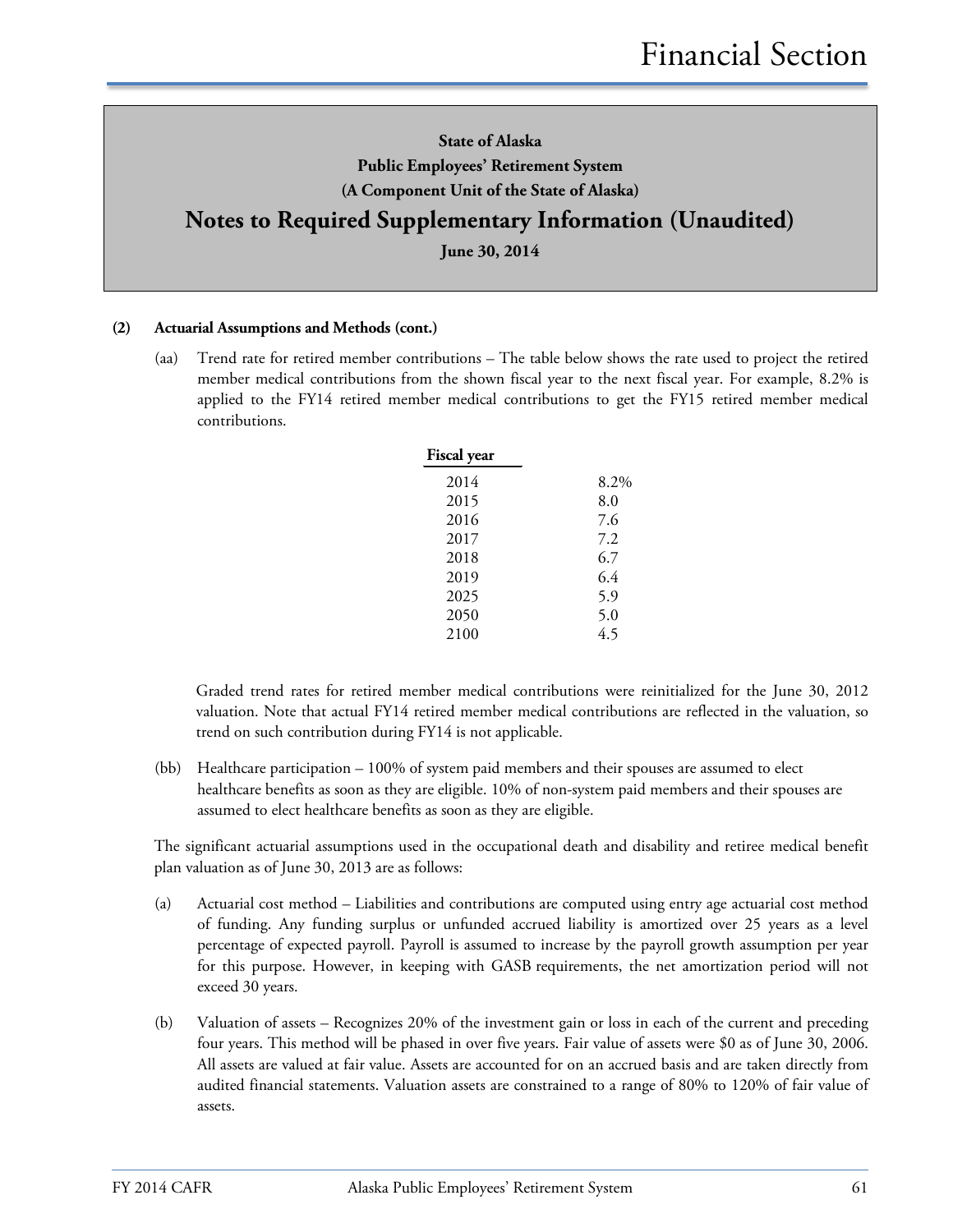## State of Alaska
## Public Employees' Retirement System
## (A Component Unit of the State of Alaska)
# Notes to Required Supplementary Information (Unaudited)
## June 30, 2014

**(2) Actuarial Assumptions and Methods (cont.)**

(aa) Trend rate for retired member contributions – The table below shows the rate used to project the retired member medical contributions from the shown fiscal year to the next fiscal year. For example, 8.2% is applied to the FY14 retired member medical contributions to get the FY15 retired member medical contributions.

| Fiscal year | |
|---|---|
| 2014 | 8.2% |
| 2015 | 8.0 |
| 2016 | 7.6 |
| 2017 | 7.2 |
| 2018 | 6.7 |
| 2019 | 6.4 |
| 2025 | 5.9 |
| 2050 | 5.0 |
| 2100 | 4.5 |

Graded trend rates for retired member medical contributions were reinitialized for the June 30, 2012 valuation. Note that actual FY14 retired member medical contributions are reflected in the valuation, so trend on such contribution during FY14 is not applicable.

(bb) Healthcare participation – 100% of system paid members and their spouses are assumed to elect healthcare benefits as soon as they are eligible. 10% of non-system paid members and their spouses are assumed to elect healthcare benefits as soon as they are eligible.

The significant actuarial assumptions used in the occupational death and disability and retiree medical benefit plan valuation as of June 30, 2013 are as follows:

(a) Actuarial cost method – Liabilities and contributions are computed using entry age actuarial cost method of funding. Any funding surplus or unfunded accrued liability is amortized over 25 years as a level percentage of expected payroll. Payroll is assumed to increase by the payroll growth assumption per year for this purpose. However, in keeping with GASB requirements, the net amortization period will not exceed 30 years.

(b) Valuation of assets – Recognizes 20% of the investment gain or loss in each of the current and preceding four years. This method will be phased in over five years. Fair value of assets were $0 as of June 30, 2006. All assets are valued at fair value. Assets are accounted for on an accrued basis and are taken directly from audited financial statements. Valuation assets are constrained to a range of 80% to 120% of fair value of assets.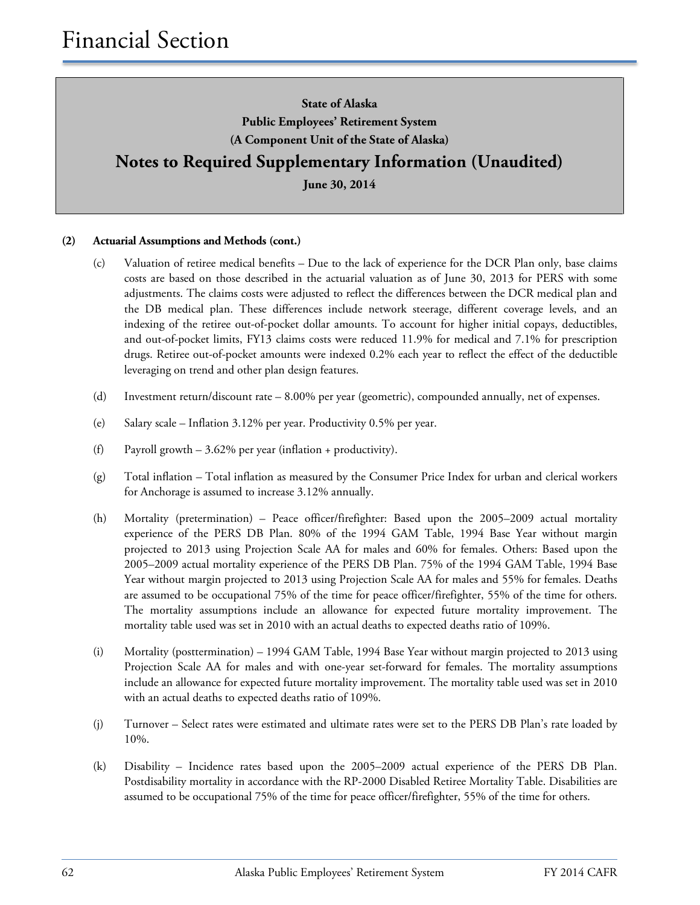# Financial Section

**State of Alaska**
**Public Employees' Retirement System**
**(A Component Unit of the State of Alaska)**

## Notes to Required Supplementary Information (Unaudited)

**June 30, 2014**

**(2) Actuarial Assumptions and Methods (cont.)**

(c) Valuation of retiree medical benefits – Due to the lack of experience for the DCR Plan only, base claims costs are based on those described in the actuarial valuation as of June 30, 2013 for PERS with some adjustments. The claims costs were adjusted to reflect the differences between the DCR medical plan and the DB medical plan. These differences include network steerage, different coverage levels, and an indexing of the retiree out-of-pocket dollar amounts. To account for higher initial copays, deductibles, and out-of-pocket limits, FY13 claims costs were reduced 11.9% for medical and 7.1% for prescription drugs. Retiree out-of-pocket amounts were indexed 0.2% each year to reflect the effect of the deductible leveraging on trend and other plan design features.

(d) Investment return/discount rate – 8.00% per year (geometric), compounded annually, net of expenses.

(e) Salary scale – Inflation 3.12% per year. Productivity 0.5% per year.

(f) Payroll growth – 3.62% per year (inflation + productivity).

(g) Total inflation – Total inflation as measured by the Consumer Price Index for urban and clerical workers for Anchorage is assumed to increase 3.12% annually.

(h) Mortality (pretermination) – Peace officer/firefighter: Based upon the 2005–2009 actual mortality experience of the PERS DB Plan. 80% of the 1994 GAM Table, 1994 Base Year without margin projected to 2013 using Projection Scale AA for males and 60% for females. Others: Based upon the 2005–2009 actual mortality experience of the PERS DB Plan. 75% of the 1994 GAM Table, 1994 Base Year without margin projected to 2013 using Projection Scale AA for males and 55% for females. Deaths are assumed to be occupational 75% of the time for peace officer/firefighter, 55% of the time for others. The mortality assumptions include an allowance for expected future mortality improvement. The mortality table used was set in 2010 with an actual deaths to expected deaths ratio of 109%.

(i) Mortality (posttermination) – 1994 GAM Table, 1994 Base Year without margin projected to 2013 using Projection Scale AA for males and with one-year set-forward for females. The mortality assumptions include an allowance for expected future mortality improvement. The mortality table used was set in 2010 with an actual deaths to expected deaths ratio of 109%.

(j) Turnover – Select rates were estimated and ultimate rates were set to the PERS DB Plan's rate loaded by 10%.

(k) Disability – Incidence rates based upon the 2005–2009 actual experience of the PERS DB Plan. Postdisability mortality in accordance with the RP-2000 Disabled Retiree Mortality Table. Disabilities are assumed to be occupational 75% of the time for peace officer/firefighter, 55% of the time for others.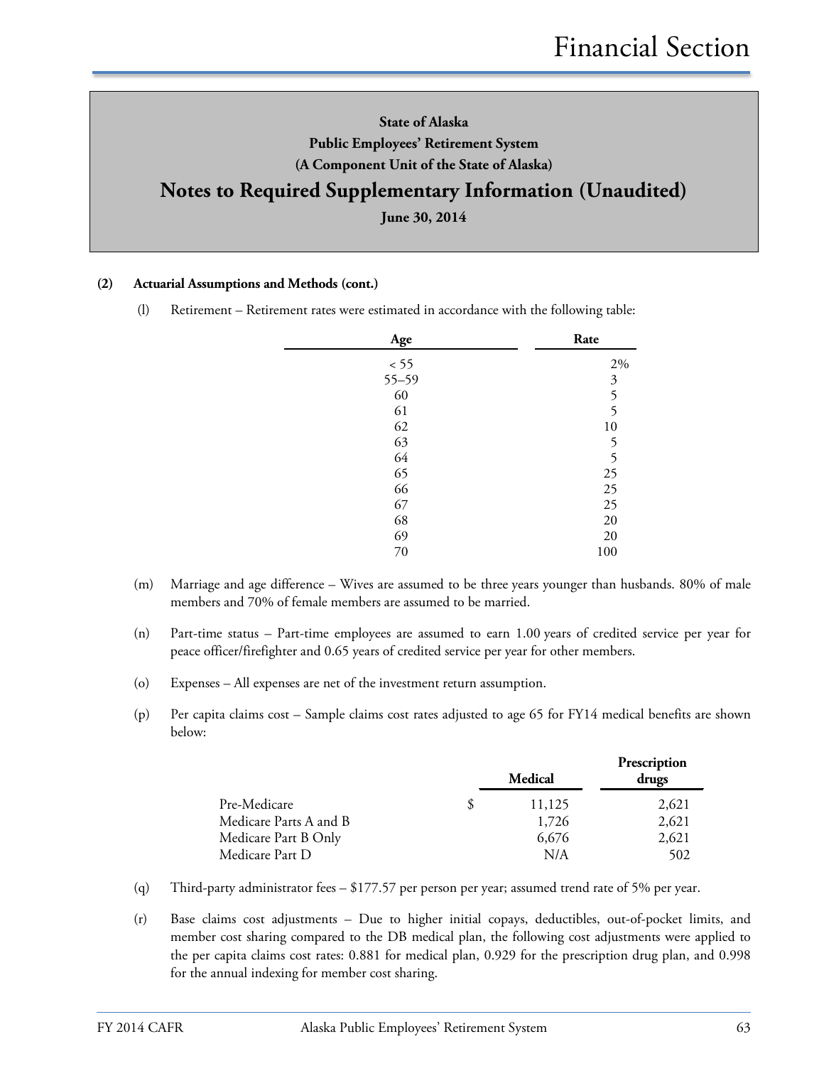State of Alaska
Public Employees' Retirement System
(A Component Unit of the State of Alaska)

# Notes to Required Supplementary Information (Unaudited)

June 30, 2014

**(2) Actuarial Assumptions and Methods (cont.)**

(l) Retirement – Retirement rates were estimated in accordance with the following table:

| Age | Rate |
|---|---|
| < 55 | 2% |
| 55–59 | 3 |
| 60 | 5 |
| 61 | 5 |
| 62 | 10 |
| 63 | 5 |
| 64 | 5 |
| 65 | 25 |
| 66 | 25 |
| 67 | 25 |
| 68 | 20 |
| 69 | 20 |
| 70 | 100 |

(m) Marriage and age difference – Wives are assumed to be three years younger than husbands. 80% of male members and 70% of female members are assumed to be married.

(n) Part-time status – Part-time employees are assumed to earn 1.00 years of credited service per year for peace officer/firefighter and 0.65 years of credited service per year for other members.

(o) Expenses – All expenses are net of the investment return assumption.

(p) Per capita claims cost – Sample claims cost rates adjusted to age 65 for FY14 medical benefits are shown below:

| | Medical | Prescription drugs |
|---|---|---|
| Pre-Medicare | $ 11,125 | 2,621 |
| Medicare Parts A and B | 1,726 | 2,621 |
| Medicare Part B Only | 6,676 | 2,621 |
| Medicare Part D | N/A | 502 |

(q) Third-party administrator fees – $177.57 per person per year; assumed trend rate of 5% per year.

(r) Base claims cost adjustments – Due to higher initial copays, deductibles, out-of-pocket limits, and member cost sharing compared to the DB medical plan, the following cost adjustments were applied to the per capita claims cost rates: 0.881 for medical plan, 0.929 for the prescription drug plan, and 0.998 for the annual indexing for member cost sharing.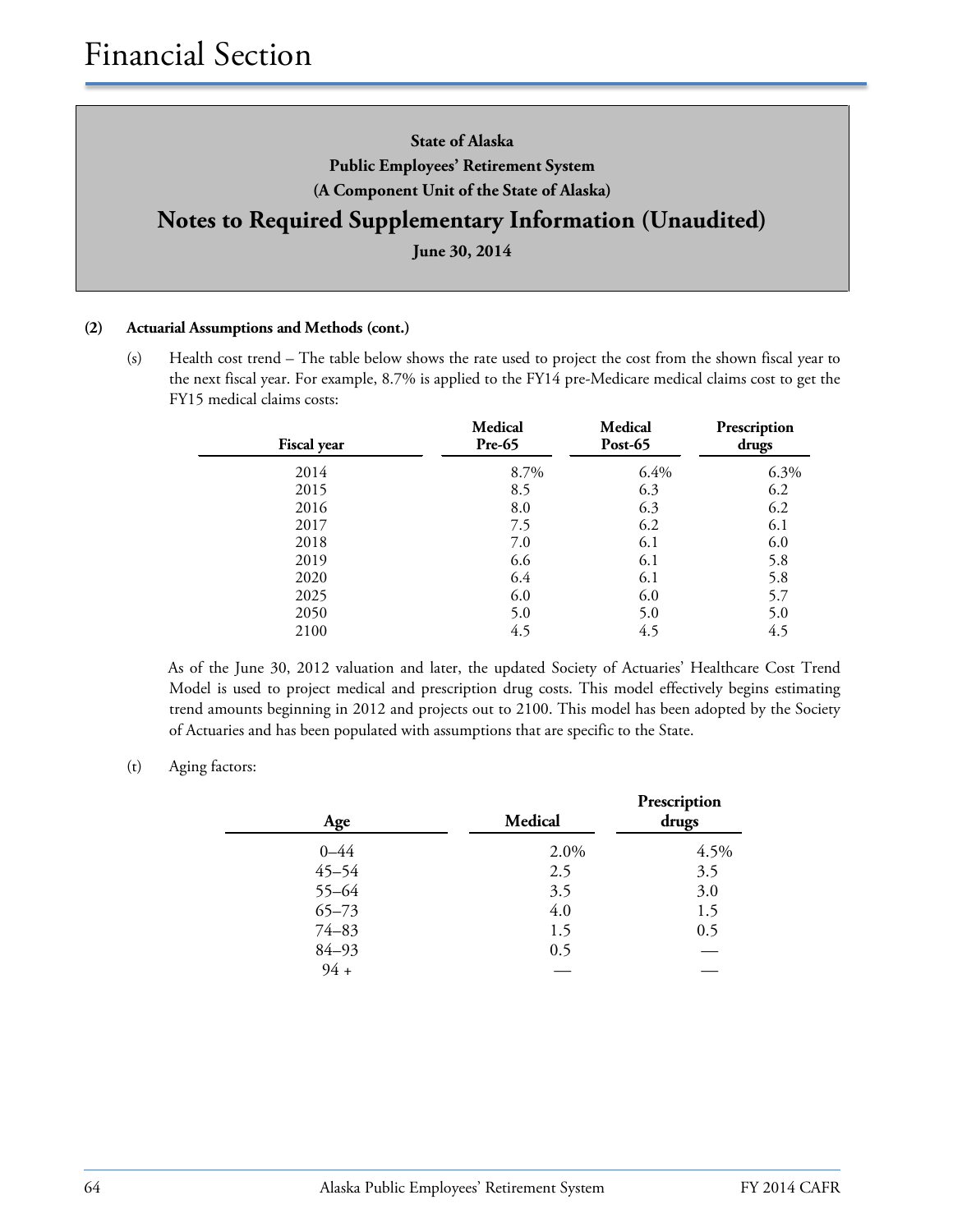**State of Alaska**
**Public Employees' Retirement System**
**(A Component Unit of the State of Alaska)**

## Notes to Required Supplementary Information (Unaudited)

**June 30, 2014**

**(2) Actuarial Assumptions and Methods (cont.)**

(s) Health cost trend – The table below shows the rate used to project the cost from the shown fiscal year to the next fiscal year. For example, 8.7% is applied to the FY14 pre-Medicare medical claims cost to get the FY15 medical claims costs:

| Fiscal year | Medical Pre-65 | Medical Post-65 | Prescription drugs |
|---|---|---|---|
| 2014 | 8.7% | 6.4% | 6.3% |
| 2015 | 8.5 | 6.3 | 6.2 |
| 2016 | 8.0 | 6.3 | 6.2 |
| 2017 | 7.5 | 6.2 | 6.1 |
| 2018 | 7.0 | 6.1 | 6.0 |
| 2019 | 6.6 | 6.1 | 5.8 |
| 2020 | 6.4 | 6.1 | 5.8 |
| 2025 | 6.0 | 6.0 | 5.7 |
| 2050 | 5.0 | 5.0 | 5.0 |
| 2100 | 4.5 | 4.5 | 4.5 |

As of the June 30, 2012 valuation and later, the updated Society of Actuaries' Healthcare Cost Trend Model is used to project medical and prescription drug costs. This model effectively begins estimating trend amounts beginning in 2012 and projects out to 2100. This model has been adopted by the Society of Actuaries and has been populated with assumptions that are specific to the State.

(t) Aging factors:

| Age | Medical | Prescription drugs |
|---|---|---|
| 0–44 | 2.0% | 4.5% |
| 45–54 | 2.5 | 3.5 |
| 55–64 | 3.5 | 3.0 |
| 65–73 | 4.0 | 1.5 |
| 74–83 | 1.5 | 0.5 |
| 84–93 | 0.5 | — |
| 94 + | — | — |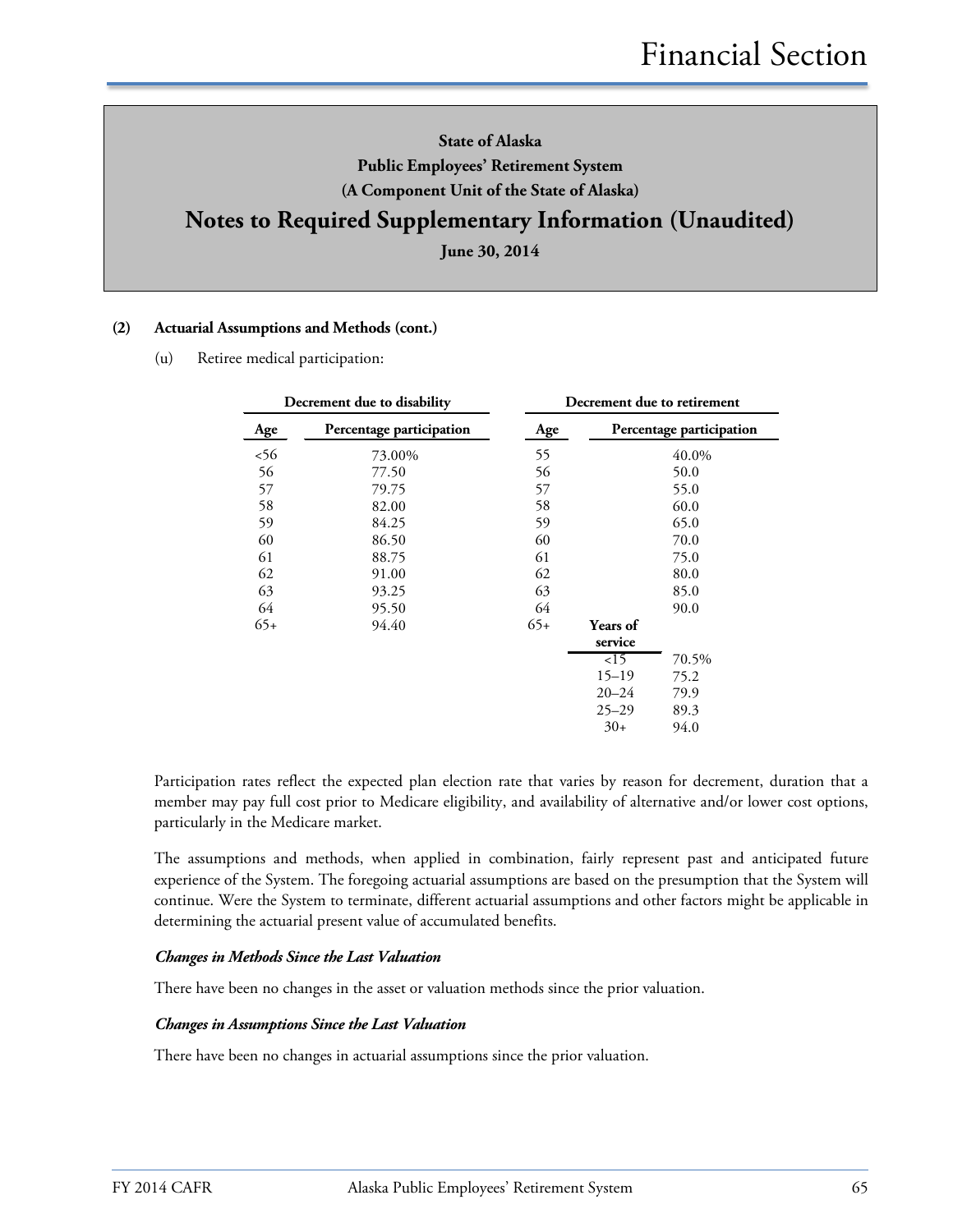**State of Alaska**
**Public Employees' Retirement System**
**(A Component Unit of the State of Alaska)**

## Notes to Required Supplementary Information (Unaudited)

**June 30, 2014**

**(2) Actuarial Assumptions and Methods (cont.)**

(u) Retiree medical participation:

| Decrement due to disability | | Decrement due to retirement | |
|---|---|---|---|
| **Age** | **Percentage participation** | **Age** | **Percentage participation** |
| <56 | 73.00% | 55 | 40.0% |
| 56 | 77.50 | 56 | 50.0 |
| 57 | 79.75 | 57 | 55.0 |
| 58 | 82.00 | 58 | 60.0 |
| 59 | 84.25 | 59 | 65.0 |
| 60 | 86.50 | 60 | 70.0 |
| 61 | 88.75 | 61 | 75.0 |
| 62 | 91.00 | 62 | 80.0 |
| 63 | 93.25 | 63 | 85.0 |
| 64 | 95.50 | 64 | 90.0 |
| 65+ | 94.40 | 65+ | |

Decrement due to retirement, age 65+:

| Years of service | Percentage participation |
|---|---|
| <15 | 70.5% |
| 15–19 | 75.2 |
| 20–24 | 79.9 |
| 25–29 | 89.3 |
| 30+ | 94.0 |

Participation rates reflect the expected plan election rate that varies by reason for decrement, duration that a member may pay full cost prior to Medicare eligibility, and availability of alternative and/or lower cost options, particularly in the Medicare market.

The assumptions and methods, when applied in combination, fairly represent past and anticipated future experience of the System. The foregoing actuarial assumptions are based on the presumption that the System will continue. Were the System to terminate, different actuarial assumptions and other factors might be applicable in determining the actuarial present value of accumulated benefits.

***Changes in Methods Since the Last Valuation***

There have been no changes in the asset or valuation methods since the prior valuation.

***Changes in Assumptions Since the Last Valuation***

There have been no changes in actuarial assumptions since the prior valuation.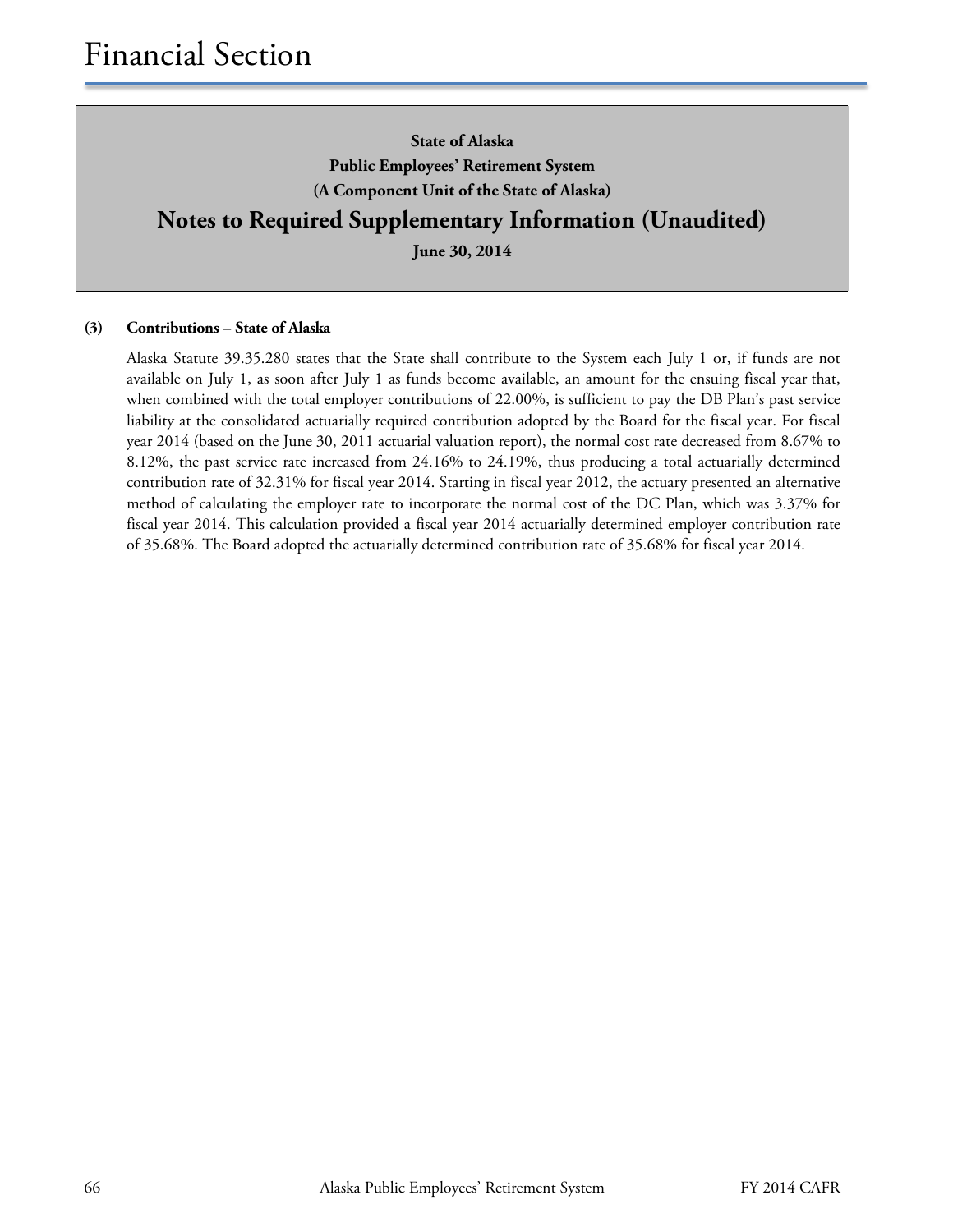# Financial Section

**State of Alaska**
**Public Employees' Retirement System**
**(A Component Unit of the State of Alaska)**

## Notes to Required Supplementary Information (Unaudited)

**June 30, 2014**

**(3) Contributions – State of Alaska**

Alaska Statute 39.35.280 states that the State shall contribute to the System each July 1 or, if funds are not available on July 1, as soon after July 1 as funds become available, an amount for the ensuing fiscal year that, when combined with the total employer contributions of 22.00%, is sufficient to pay the DB Plan's past service liability at the consolidated actuarially required contribution adopted by the Board for the fiscal year. For fiscal year 2014 (based on the June 30, 2011 actuarial valuation report), the normal cost rate decreased from 8.67% to 8.12%, the past service rate increased from 24.16% to 24.19%, thus producing a total actuarially determined contribution rate of 32.31% for fiscal year 2014. Starting in fiscal year 2012, the actuary presented an alternative method of calculating the employer rate to incorporate the normal cost of the DC Plan, which was 3.37% for fiscal year 2014. This calculation provided a fiscal year 2014 actuarially determined employer contribution rate of 35.68%. The Board adopted the actuarially determined contribution rate of 35.68% for fiscal year 2014.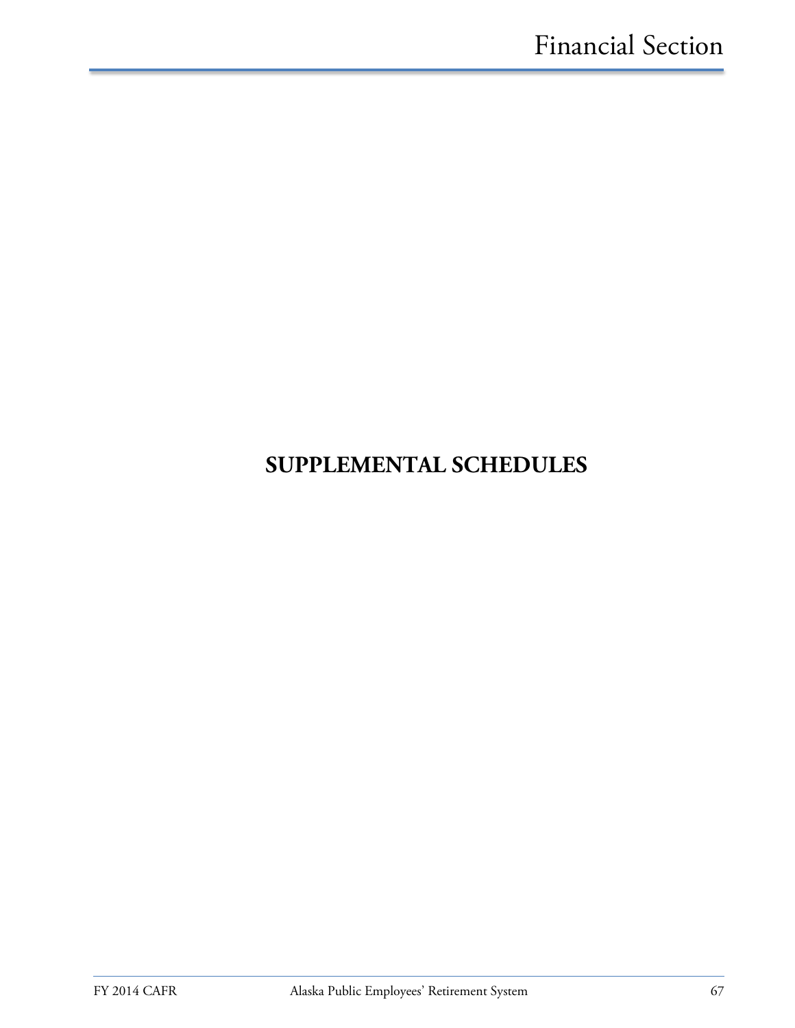# SUPPLEMENTAL SCHEDULES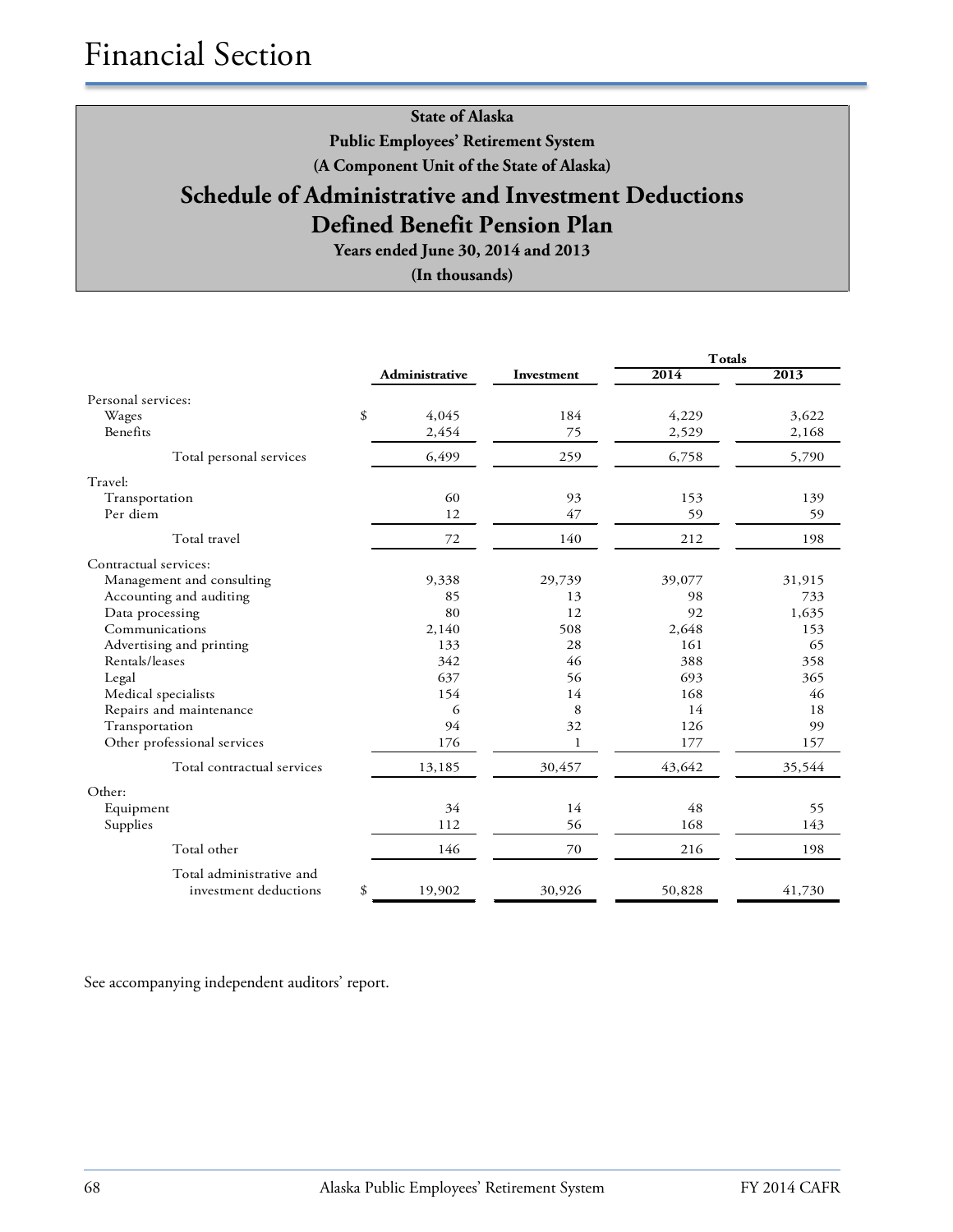# Financial Section

**State of Alaska**
**Public Employees' Retirement System**
**(A Component Unit of the State of Alaska)**

## Schedule of Administrative and Investment Deductions
## Defined Benefit Pension Plan

**Years ended June 30, 2014 and 2013**
**(In thousands)**

| | Administrative | Investment | Totals 2014 | Totals 2013 |
|---|---|---|---|---|
| Personal services: | | | | |
| Wages | $ 4,045 | 184 | 4,229 | 3,622 |
| Benefits | 2,454 | 75 | 2,529 | 2,168 |
| Total personal services | 6,499 | 259 | 6,758 | 5,790 |
| Travel: | | | | |
| Transportation | 60 | 93 | 153 | 139 |
| Per diem | 12 | 47 | 59 | 59 |
| Total travel | 72 | 140 | 212 | 198 |
| Contractual services: | | | | |
| Management and consulting | 9,338 | 29,739 | 39,077 | 31,915 |
| Accounting and auditing | 85 | 13 | 98 | 733 |
| Data processing | 80 | 12 | 92 | 1,635 |
| Communications | 2,140 | 508 | 2,648 | 153 |
| Advertising and printing | 133 | 28 | 161 | 65 |
| Rentals/leases | 342 | 46 | 388 | 358 |
| Legal | 637 | 56 | 693 | 365 |
| Medical specialists | 154 | 14 | 168 | 46 |
| Repairs and maintenance | 6 | 8 | 14 | 18 |
| Transportation | 94 | 32 | 126 | 99 |
| Other professional services | 176 | 1 | 177 | 157 |
| Total contractual services | 13,185 | 30,457 | 43,642 | 35,544 |
| Other: | | | | |
| Equipment | 34 | 14 | 48 | 55 |
| Supplies | 112 | 56 | 168 | 143 |
| Total other | 146 | 70 | 216 | 198 |
| Total administrative and investment deductions | $ 19,902 | 30,926 | 50,828 | 41,730 |

See accompanying independent auditors' report.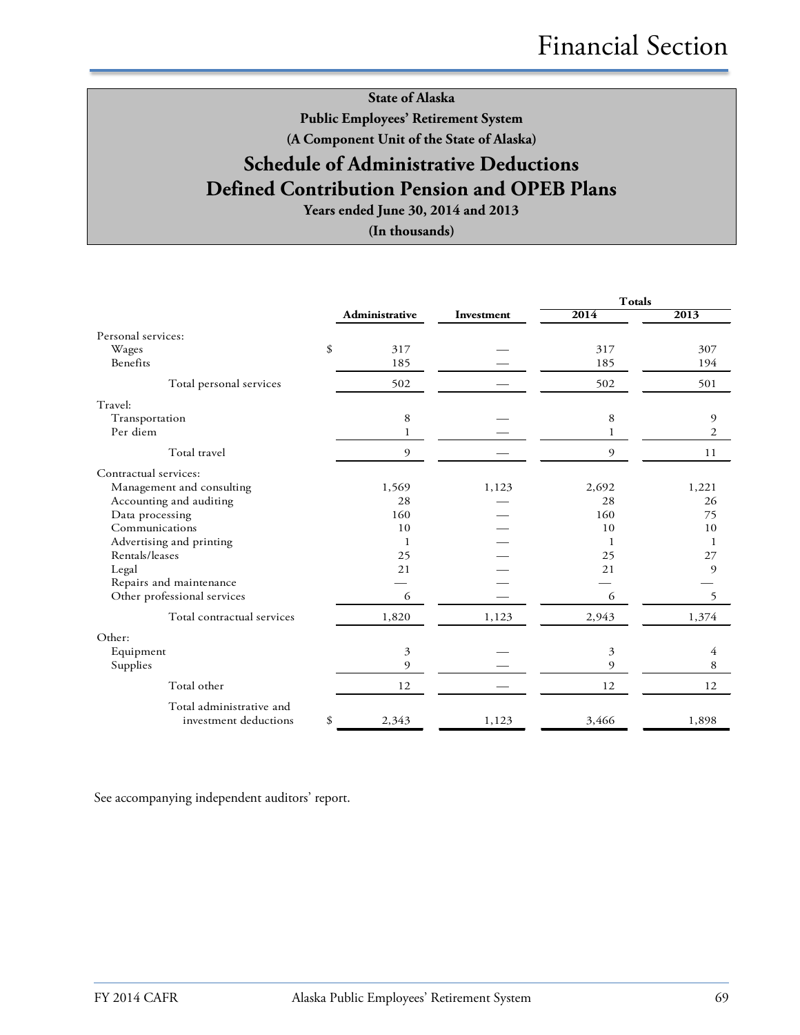**State of Alaska**

**Public Employees' Retirement System**

**(A Component Unit of the State of Alaska)**

## Schedule of Administrative Deductions
## Defined Contribution Pension and OPEB Plans

**Years ended June 30, 2014 and 2013**

**(In thousands)**

| | Administrative | Investment | Totals 2014 | Totals 2013 |
|---|---|---|---|---|
| Personal services: | | | | |
| Wages | $ 317 | — | 317 | 307 |
| Benefits | 185 | — | 185 | 194 |
| Total personal services | 502 | — | 502 | 501 |
| Travel: | | | | |
| Transportation | 8 | — | 8 | 9 |
| Per diem | 1 | — | 1 | 2 |
| Total travel | 9 | — | 9 | 11 |
| Contractual services: | | | | |
| Management and consulting | 1,569 | 1,123 | 2,692 | 1,221 |
| Accounting and auditing | 28 | — | 28 | 26 |
| Data processing | 160 | — | 160 | 75 |
| Communications | 10 | — | 10 | 10 |
| Advertising and printing | 1 | — | 1 | 1 |
| Rentals/leases | 25 | — | 25 | 27 |
| Legal | 21 | — | 21 | 9 |
| Repairs and maintenance | — | — | — | — |
| Other professional services | 6 | — | 6 | 5 |
| Total contractual services | 1,820 | 1,123 | 2,943 | 1,374 |
| Other: | | | | |
| Equipment | 3 | — | 3 | 4 |
| Supplies | 9 | — | 9 | 8 |
| Total other | 12 | — | 12 | 12 |
| Total administrative and investment deductions | $ 2,343 | 1,123 | 3,466 | 1,898 |

See accompanying independent auditors' report.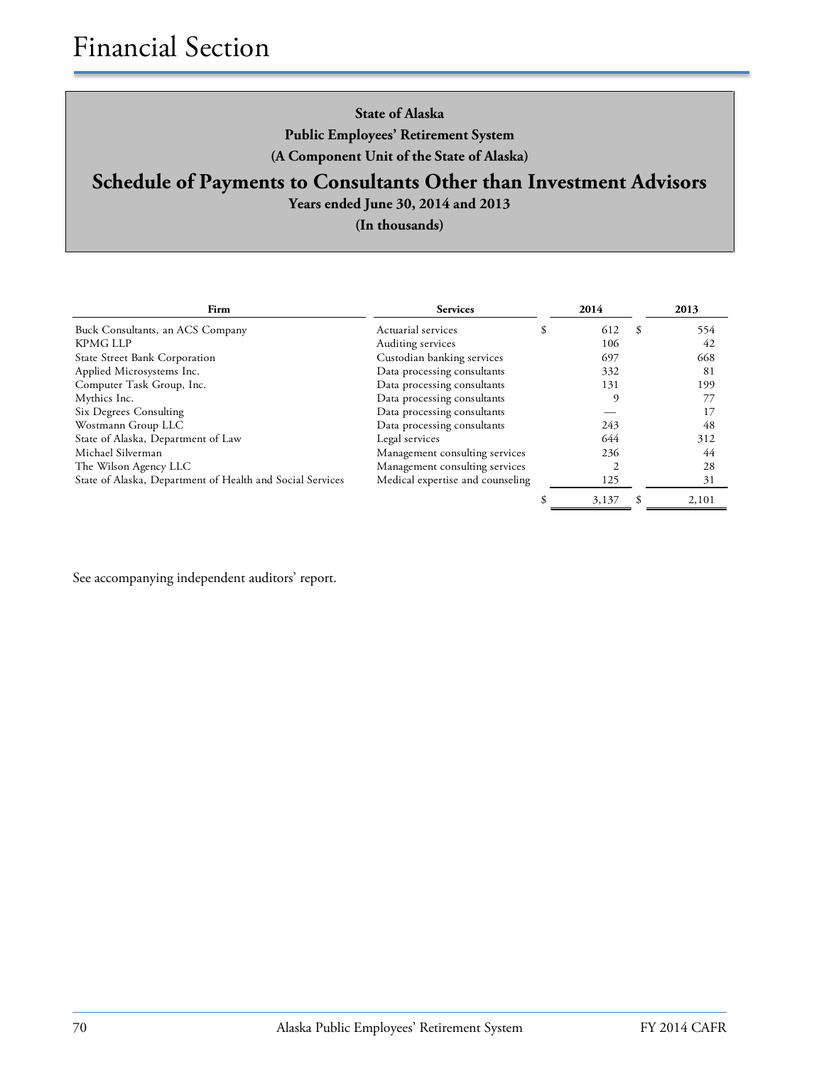# Financial Section

**State of Alaska**
**Public Employees' Retirement System**
**(A Component Unit of the State of Alaska)**

## Schedule of Payments to Consultants Other than Investment Advisors

**Years ended June 30, 2014 and 2013**
**(In thousands)**

| Firm | Services | 2014 | 2013 |
|---|---|---|---|
| Buck Consultants, an ACS Company | Actuarial services | $ 612 | $ 554 |
| KPMG LLP | Auditing services | 106 | 42 |
| State Street Bank Corporation | Custodian banking services | 697 | 668 |
| Applied Microsystems Inc. | Data processing consultants | 332 | 81 |
| Computer Task Group, Inc. | Data processing consultants | 131 | 199 |
| Mythics Inc. | Data processing consultants | 9 | 77 |
| Six Degrees Consulting | Data processing consultants | — | 17 |
| Wostmann Group LLC | Data processing consultants | 243 | 48 |
| State of Alaska, Department of Law | Legal services | 644 | 312 |
| Michael Silverman | Management consulting services | 236 | 44 |
| The Wilson Agency LLC | Management consulting services | 2 | 28 |
| State of Alaska, Department of Health and Social Services | Medical expertise and counseling | 125 | 31 |
| | | $ 3,137 | $ 2,101 |

See accompanying independent auditors' report.